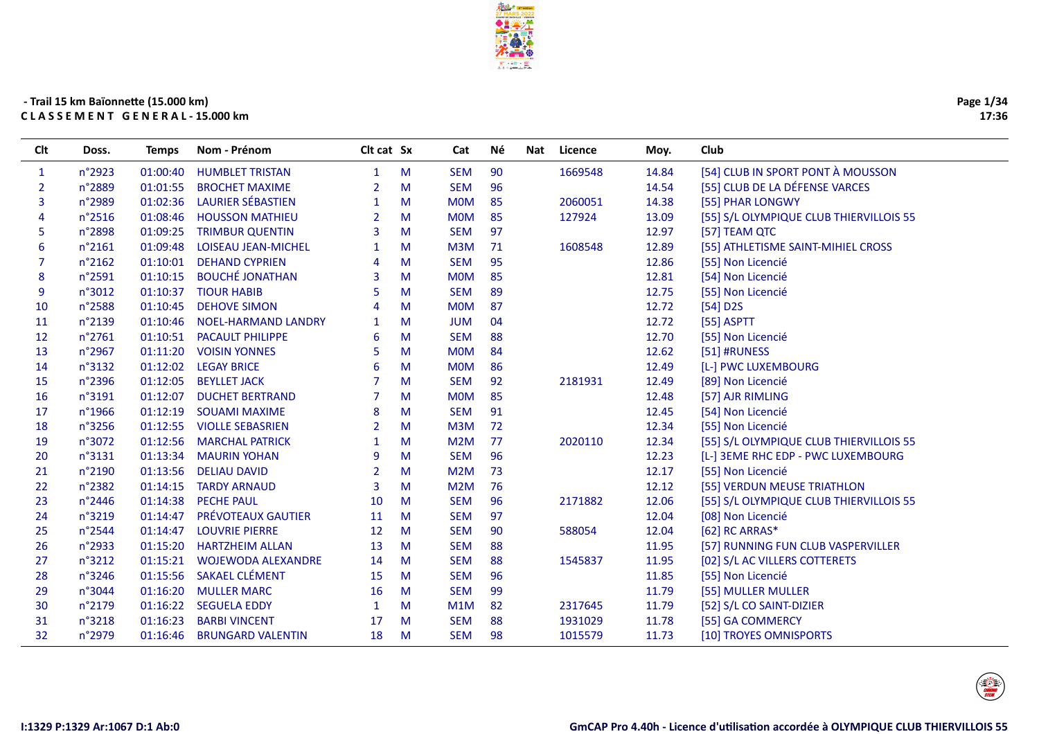## - Trail 15 km Baïonnette (15.000 km)

**C L A S S E M E N T   G E N E R A L - 15.000 km**

17:36

| Clt | Doss. | Temps | Nom - Prénom | Clt cat | Sx | Cat | Né | Nat | Licence | Moy. | Club |
|---|---|---|---|---|---|---|---|---|---|---|---|
| 1 | n°2923 | 01:00:40 | HUMBLET TRISTAN | 1 | M | SEM | 90 | | 1669548 | 14.84 | [54] CLUB IN SPORT PONT À MOUSSON |
| 2 | n°2889 | 01:01:55 | BROCHET MAXIME | 2 | M | SEM | 96 | | | 14.54 | [55] CLUB DE LA DÉFENSE VARCES |
| 3 | n°2989 | 01:02:36 | LAURIER SÉBASTIEN | 1 | M | M0M | 85 | | 2060051 | 14.38 | [55] PHAR LONGWY |
| 4 | n°2516 | 01:08:46 | HOUSSON MATHIEU | 2 | M | M0M | 85 | | 127924 | 13.09 | [55] S/L OLYMPIQUE CLUB THIERVILLOIS 55 |
| 5 | n°2898 | 01:09:25 | TRIMBUR QUENTIN | 3 | M | SEM | 97 | | | 12.97 | [57] TEAM QTC |
| 6 | n°2161 | 01:09:48 | LOISEAU JEAN-MICHEL | 1 | M | M3M | 71 | | 1608548 | 12.89 | [55] ATHLETISME SAINT-MIHIEL CROSS |
| 7 | n°2162 | 01:10:01 | DEHAND CYPRIEN | 4 | M | SEM | 95 | | | 12.86 | [55] Non Licencié |
| 8 | n°2591 | 01:10:15 | BOUCHÉ JONATHAN | 3 | M | M0M | 85 | | | 12.81 | [54] Non Licencié |
| 9 | n°3012 | 01:10:37 | TIOUR HABIB | 5 | M | SEM | 89 | | | 12.75 | [55] Non Licencié |
| 10 | n°2588 | 01:10:45 | DEHOVE SIMON | 4 | M | M0M | 87 | | | 12.72 | [54] D2S |
| 11 | n°2139 | 01:10:46 | NOEL-HARMAND LANDRY | 1 | M | JUM | 04 | | | 12.72 | [55] ASPTT |
| 12 | n°2761 | 01:10:51 | PACAULT PHILIPPE | 6 | M | SEM | 88 | | | 12.70 | [55] Non Licencié |
| 13 | n°2967 | 01:11:20 | VOISIN YONNES | 5 | M | M0M | 84 | | | 12.62 | [51] #RUNESS |
| 14 | n°3132 | 01:12:02 | LEGAY BRICE | 6 | M | M0M | 86 | | | 12.49 | [L-] PWC LUXEMBOURG |
| 15 | n°2396 | 01:12:05 | BEYLLET JACK | 7 | M | SEM | 92 | | 2181931 | 12.49 | [89] Non Licencié |
| 16 | n°3191 | 01:12:07 | DUCHET BERTRAND | 7 | M | M0M | 85 | | | 12.48 | [57] AJR RIMLING |
| 17 | n°1966 | 01:12:19 | SOUAMI MAXIME | 8 | M | SEM | 91 | | | 12.45 | [54] Non Licencié |
| 18 | n°3256 | 01:12:55 | VIOLLE SEBASRIEN | 2 | M | M3M | 72 | | | 12.34 | [55] Non Licencié |
| 19 | n°3072 | 01:12:56 | MARCHAL PATRICK | 1 | M | M2M | 77 | | 2020110 | 12.34 | [55] S/L OLYMPIQUE CLUB THIERVILLOIS 55 |
| 20 | n°3131 | 01:13:34 | MAURIN YOHAN | 9 | M | SEM | 96 | | | 12.23 | [L-] 3EME RHC EDP - PWC LUXEMBOURG |
| 21 | n°2190 | 01:13:56 | DELIAU DAVID | 2 | M | M2M | 73 | | | 12.17 | [55] Non Licencié |
| 22 | n°2382 | 01:14:15 | TARDY ARNAUD | 3 | M | M2M | 76 | | | 12.12 | [55] VERDUN MEUSE TRIATHLON |
| 23 | n°2446 | 01:14:38 | PECHE PAUL | 10 | M | SEM | 96 | | 2171882 | 12.06 | [55] S/L OLYMPIQUE CLUB THIERVILLOIS 55 |
| 24 | n°3219 | 01:14:47 | PRÉVOTEAUX GAUTIER | 11 | M | SEM | 97 | | | 12.04 | [08] Non Licencié |
| 25 | n°2544 | 01:14:47 | LOUVRIE PIERRE | 12 | M | SEM | 90 | | 588054 | 12.04 | [62] RC ARRAS* |
| 26 | n°2933 | 01:15:20 | HARTZHEIM ALLAN | 13 | M | SEM | 88 | | | 11.95 | [57] RUNNING FUN CLUB VASPERVILLER |
| 27 | n°3212 | 01:15:21 | WOJEWODA ALEXANDRE | 14 | M | SEM | 88 | | 1545837 | 11.95 | [02] S/L AC VILLERS COTTERETS |
| 28 | n°3246 | 01:15:56 | SAKAEL CLÉMENT | 15 | M | SEM | 96 | | | 11.85 | [55] Non Licencié |
| 29 | n°3044 | 01:16:20 | MULLER MARC | 16 | M | SEM | 99 | | | 11.79 | [55] MULLER MULLER |
| 30 | n°2179 | 01:16:22 | SEGUELA EDDY | 1 | M | M1M | 82 | | 2317645 | 11.79 | [52] S/L CO SAINT-DIZIER |
| 31 | n°3218 | 01:16:23 | BARBI VINCENT | 17 | M | SEM | 88 | | 1931029 | 11.78 | [55] GA COMMERCY |
| 32 | n°2979 | 01:16:46 | BRUNGARD VALENTIN | 18 | M | SEM | 98 | | 1015579 | 11.73 | [10] TROYES OMNISPORTS |

I:1329 P:1329 Ar:1067 D:1 Ab:0

GmCAP Pro 4.40h - Licence d'utilisation accordée à OLYMPIQUE CLUB THIERVILLOIS 55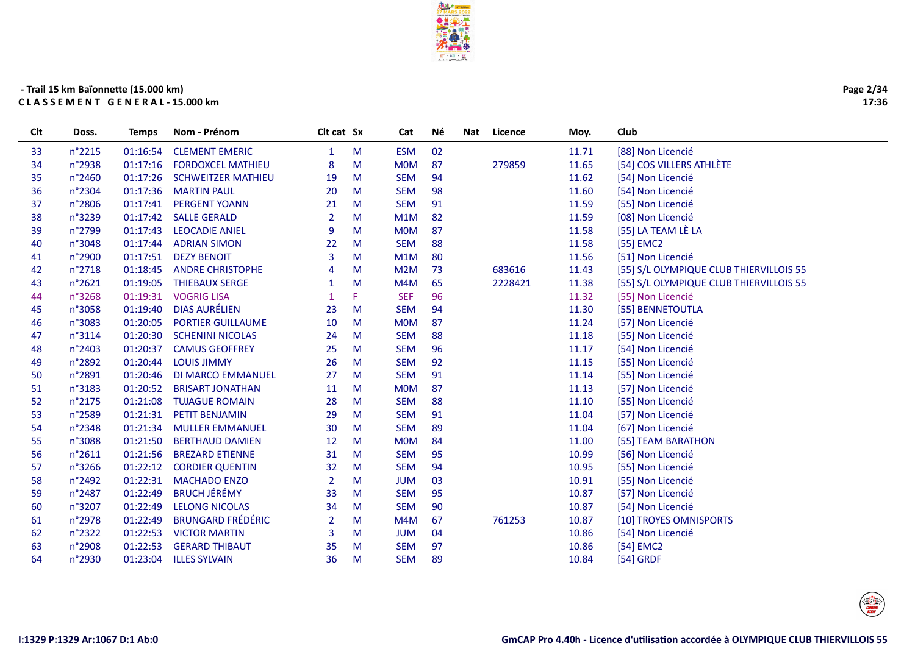- Trail 15 km Baïonnette (15.000 km)
**C L A S S E M E N T   G E N E R A L - 15.000 km**

| Clt | Doss. | Temps | Nom - Prénom | Clt cat | Sx | Cat | Né | Nat | Licence | Moy. | Club |
|---|---|---|---|---|---|---|---|---|---|---|---|
| 33 | n°2215 | 01:16:54 | CLEMENT EMERIC | 1 | M | ESM | 02 | | | 11.71 | [88] Non Licencié |
| 34 | n°2938 | 01:17:16 | FORDOXCEL MATHIEU | 8 | M | M0M | 87 | | 279859 | 11.65 | [54] COS VILLERS ATHLÈTE |
| 35 | n°2460 | 01:17:26 | SCHWEITZER MATHIEU | 19 | M | SEM | 94 | | | 11.62 | [54] Non Licencié |
| 36 | n°2304 | 01:17:36 | MARTIN PAUL | 20 | M | SEM | 98 | | | 11.60 | [54] Non Licencié |
| 37 | n°2806 | 01:17:41 | PERGENT YOANN | 21 | M | SEM | 91 | | | 11.59 | [55] Non Licencié |
| 38 | n°3239 | 01:17:42 | SALLE GERALD | 2 | M | M1M | 82 | | | 11.59 | [08] Non Licencié |
| 39 | n°2799 | 01:17:43 | LEOCADIE ANIEL | 9 | M | M0M | 87 | | | 11.58 | [55] LA TEAM LÈ LA |
| 40 | n°3048 | 01:17:44 | ADRIAN SIMON | 22 | M | SEM | 88 | | | 11.58 | [55] EMC2 |
| 41 | n°2900 | 01:17:51 | DEZY BENOIT | 3 | M | M1M | 80 | | | 11.56 | [51] Non Licencié |
| 42 | n°2718 | 01:18:45 | ANDRE CHRISTOPHE | 4 | M | M2M | 73 | | 683616 | 11.43 | [55] S/L OLYMPIQUE CLUB THIERVILLOIS 55 |
| 43 | n°2621 | 01:19:05 | THIEBAUX SERGE | 1 | M | M4M | 65 | | 2228421 | 11.38 | [55] S/L OLYMPIQUE CLUB THIERVILLOIS 55 |
| 44 | n°3268 | 01:19:31 | VOGRIG LISA | 1 | F | SEF | 96 | | | 11.32 | [55] Non Licencié |
| 45 | n°3058 | 01:19:40 | DIAS AURÉLIEN | 23 | M | SEM | 94 | | | 11.30 | [55] BENNETOUTLA |
| 46 | n°3083 | 01:20:05 | PORTIER GUILLAUME | 10 | M | M0M | 87 | | | 11.24 | [57] Non Licencié |
| 47 | n°3114 | 01:20:30 | SCHENINI NICOLAS | 24 | M | SEM | 88 | | | 11.18 | [55] Non Licencié |
| 48 | n°2403 | 01:20:37 | CAMUS GEOFFREY | 25 | M | SEM | 96 | | | 11.17 | [54] Non Licencié |
| 49 | n°2892 | 01:20:44 | LOUIS JIMMY | 26 | M | SEM | 92 | | | 11.15 | [55] Non Licencié |
| 50 | n°2891 | 01:20:46 | DI MARCO EMMANUEL | 27 | M | SEM | 91 | | | 11.14 | [55] Non Licencié |
| 51 | n°3183 | 01:20:52 | BRISART JONATHAN | 11 | M | M0M | 87 | | | 11.13 | [57] Non Licencié |
| 52 | n°2175 | 01:21:08 | TUJAGUE ROMAIN | 28 | M | SEM | 88 | | | 11.10 | [55] Non Licencié |
| 53 | n°2589 | 01:21:31 | PETIT BENJAMIN | 29 | M | SEM | 91 | | | 11.04 | [57] Non Licencié |
| 54 | n°2348 | 01:21:34 | MULLER EMMANUEL | 30 | M | SEM | 89 | | | 11.04 | [67] Non Licencié |
| 55 | n°3088 | 01:21:50 | BERTHAUD DAMIEN | 12 | M | M0M | 84 | | | 11.00 | [55] TEAM BARATHON |
| 56 | n°2611 | 01:21:56 | BREZARD ETIENNE | 31 | M | SEM | 95 | | | 10.99 | [56] Non Licencié |
| 57 | n°3266 | 01:22:12 | CORDIER QUENTIN | 32 | M | SEM | 94 | | | 10.95 | [55] Non Licencié |
| 58 | n°2492 | 01:22:31 | MACHADO ENZO | 2 | M | JUM | 03 | | | 10.91 | [55] Non Licencié |
| 59 | n°2487 | 01:22:49 | BRUCH JÉRÉMY | 33 | M | SEM | 95 | | | 10.87 | [57] Non Licencié |
| 60 | n°3207 | 01:22:49 | LELONG NICOLAS | 34 | M | SEM | 90 | | | 10.87 | [54] Non Licencié |
| 61 | n°2978 | 01:22:49 | BRUNGARD FRÉDÉRIC | 2 | M | M4M | 67 | | 761253 | 10.87 | [10] TROYES OMNISPORTS |
| 62 | n°2322 | 01:22:53 | VICTOR MARTIN | 3 | M | JUM | 04 | | | 10.86 | [54] Non Licencié |
| 63 | n°2908 | 01:22:53 | GERARD THIBAUT | 35 | M | SEM | 97 | | | 10.86 | [54] EMC2 |
| 64 | n°2930 | 01:23:04 | ILLES SYLVAIN | 36 | M | SEM | 89 | | | 10.84 | [54] GRDF |

I:1329 P:1329 Ar:1067 D:1 Ab:0

GmCAP Pro 4.40h - Licence d'utilisation accordée à OLYMPIQUE CLUB THIERVILLOIS 55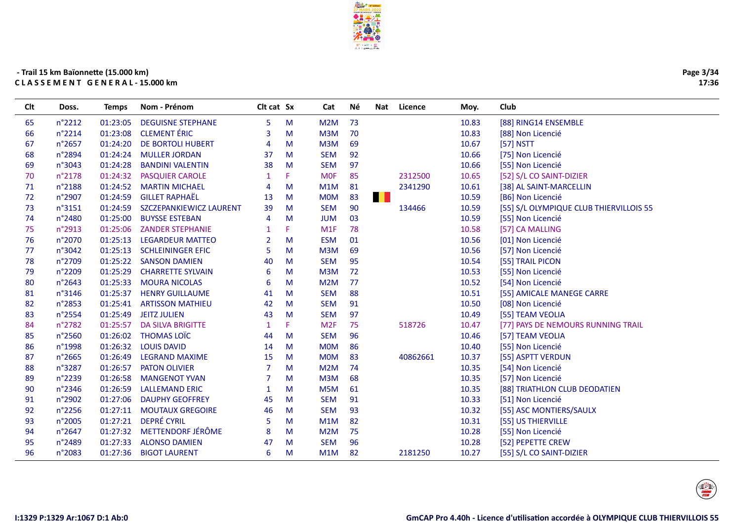- Trail 15 km Baïonnette (15.000 km)

**C L A S S E M E N T   G E N E R A L - 15.000 km**

| Clt | Doss. | Temps | Nom - Prénom | Clt cat | Sx | Cat | Né | Nat | Licence | Moy. | Club |
|---|---|---|---|---|---|---|---|---|---|---|---|
| 65 | n°2212 | 01:23:05 | DEGUISNE STEPHANE | 5 | M | M2M | 73 | | | 10.83 | [88] RING14 ENSEMBLE |
| 66 | n°2214 | 01:23:08 | CLEMENT ÉRIC | 3 | M | M3M | 70 | | | 10.83 | [88] Non Licencié |
| 67 | n°2657 | 01:24:20 | DE BORTOLI HUBERT | 4 | M | M3M | 69 | | | 10.67 | [57] NSTT |
| 68 | n°2894 | 01:24:24 | MULLER JORDAN | 37 | M | SEM | 92 | | | 10.66 | [75] Non Licencié |
| 69 | n°3043 | 01:24:28 | BANDINI VALENTIN | 38 | M | SEM | 97 | | | 10.66 | [55] Non Licencié |
| 70 | n°2178 | 01:24:32 | PASQUIER CAROLE | 1 | F | M0F | 85 | | 2312500 | 10.65 | [52] S/L CO SAINT-DIZIER |
| 71 | n°2188 | 01:24:52 | MARTIN MICHAEL | 4 | M | M1M | 81 | | 2341290 | 10.61 | [38] AL SAINT-MARCELLIN |
| 72 | n°2907 | 01:24:59 | GILLET RAPHAËL | 13 | M | M0M | 83 | | | 10.59 | [B6] Non Licencié |
| 73 | n°3151 | 01:24:59 | SZCZEPANKIEWICZ LAURENT | 39 | M | SEM | 90 | | 134466 | 10.59 | [55] S/L OLYMPIQUE CLUB THIERVILLOIS 55 |
| 74 | n°2480 | 01:25:00 | BUYSSE ESTEBAN | 4 | M | JUM | 03 | | | 10.59 | [55] Non Licencié |
| 75 | n°2913 | 01:25:06 | ZANDER STEPHANIE | 1 | F | M1F | 78 | | | 10.58 | [57] CA MALLING |
| 76 | n°2070 | 01:25:13 | LEGARDEUR MATTEO | 2 | M | ESM | 01 | | | 10.56 | [01] Non Licencié |
| 77 | n°3042 | 01:25:13 | SCHLEININGER EFIC | 5 | M | M3M | 69 | | | 10.56 | [57] Non Licencié |
| 78 | n°2709 | 01:25:22 | SANSON DAMIEN | 40 | M | SEM | 95 | | | 10.54 | [55] TRAIL PICON |
| 79 | n°2209 | 01:25:29 | CHARRETTE SYLVAIN | 6 | M | M3M | 72 | | | 10.53 | [55] Non Licencié |
| 80 | n°2643 | 01:25:33 | MOURA NICOLAS | 6 | M | M2M | 77 | | | 10.52 | [54] Non Licencié |
| 81 | n°3146 | 01:25:37 | HENRY GUILLAUME | 41 | M | SEM | 88 | | | 10.51 | [55] AMICALE MANEGE CARRE |
| 82 | n°2853 | 01:25:41 | ARTISSON MATHIEU | 42 | M | SEM | 91 | | | 10.50 | [08] Non Licencié |
| 83 | n°2554 | 01:25:49 | JEITZ JULIEN | 43 | M | SEM | 97 | | | 10.49 | [55] TEAM VEOLIA |
| 84 | n°2782 | 01:25:57 | DA SILVA BRIGITTE | 1 | F | M2F | 75 | | 518726 | 10.47 | [77] PAYS DE NEMOURS RUNNING TRAIL |
| 85 | n°2560 | 01:26:02 | THOMAS LOÏC | 44 | M | SEM | 96 | | | 10.46 | [57] TEAM VEOLIA |
| 86 | n°1998 | 01:26:32 | LOUIS DAVID | 14 | M | M0M | 86 | | | 10.40 | [55] Non Licencié |
| 87 | n°2665 | 01:26:49 | LEGRAND MAXIME | 15 | M | M0M | 83 | | 40862661 | 10.37 | [55] ASPTT VERDUN |
| 88 | n°3287 | 01:26:57 | PATON OLIVIER | 7 | M | M2M | 74 | | | 10.35 | [54] Non Licencié |
| 89 | n°2239 | 01:26:58 | MANGENOT YVAN | 7 | M | M3M | 68 | | | 10.35 | [57] Non Licencié |
| 90 | n°2346 | 01:26:59 | LALLEMAND ERIC | 1 | M | M5M | 61 | | | 10.35 | [88] TRIATHLON CLUB DEODATIEN |
| 91 | n°2902 | 01:27:06 | DAUPHY GEOFFREY | 45 | M | SEM | 91 | | | 10.33 | [51] Non Licencié |
| 92 | n°2256 | 01:27:11 | MOUTAUX GREGOIRE | 46 | M | SEM | 93 | | | 10.32 | [55] ASC MONTIERS/SAULX |
| 93 | n°2005 | 01:27:21 | DEPRÉ CYRIL | 5 | M | M1M | 82 | | | 10.31 | [55] US THIERVILLE |
| 94 | n°2647 | 01:27:32 | METTENDORF JÉRÔME | 8 | M | M2M | 75 | | | 10.28 | [55] Non Licencié |
| 95 | n°2489 | 01:27:33 | ALONSO DAMIEN | 47 | M | SEM | 96 | | | 10.28 | [52] PEPETTE CREW |
| 96 | n°2083 | 01:27:36 | BIGOT LAURENT | 6 | M | M1M | 82 | | 2181250 | 10.27 | [55] S/L CO SAINT-DIZIER |

I:1329 P:1329 Ar:1067 D:1 Ab:0

GmCAP Pro 4.40h - Licence d'utilisation accordée à OLYMPIQUE CLUB THIERVILLOIS 55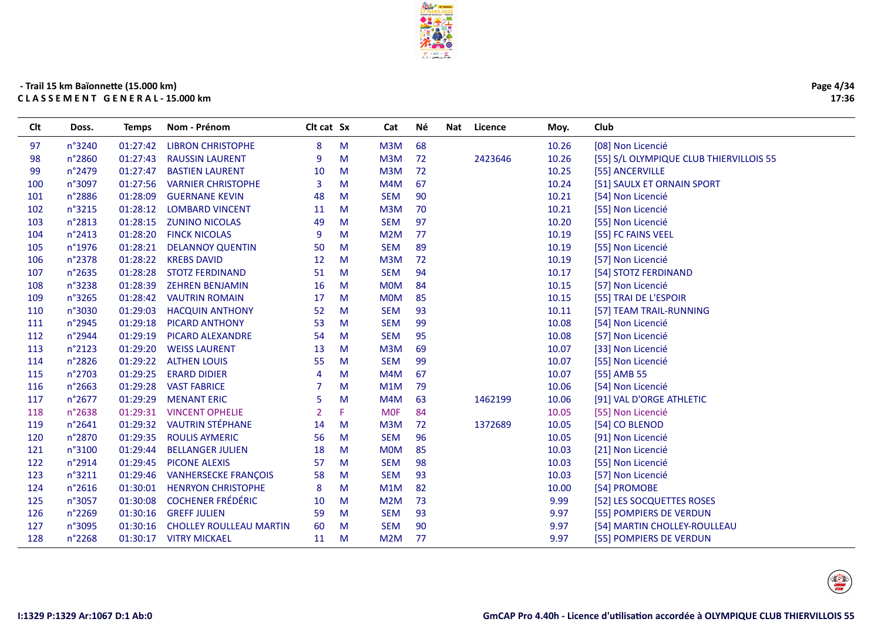- Trail 15 km Baïonnette (15.000 km)
**C L A S S E M E N T   G E N E R A L - 15.000 km**

| Clt | Doss. | Temps | Nom - Prénom | Clt cat | Sx | Cat | Né | Nat | Licence | Moy. | Club |
|---|---|---|---|---|---|---|---|---|---|---|---|
| 97 | n°3240 | 01:27:42 | LIBRON CHRISTOPHE | 8 | M | M3M | 68 | | | 10.26 | [08] Non Licencié |
| 98 | n°2860 | 01:27:43 | RAUSSIN LAURENT | 9 | M | M3M | 72 | | 2423646 | 10.26 | [55] S/L OLYMPIQUE CLUB THIERVILLOIS 55 |
| 99 | n°2479 | 01:27:47 | BASTIEN LAURENT | 10 | M | M3M | 72 | | | 10.25 | [55] ANCERVILLE |
| 100 | n°3097 | 01:27:56 | VARNIER CHRISTOPHE | 3 | M | M4M | 67 | | | 10.24 | [51] SAULX ET ORNAIN SPORT |
| 101 | n°2886 | 01:28:09 | GUERNANE KEVIN | 48 | M | SEM | 90 | | | 10.21 | [54] Non Licencié |
| 102 | n°3215 | 01:28:12 | LOMBARD VINCENT | 11 | M | M3M | 70 | | | 10.21 | [55] Non Licencié |
| 103 | n°2813 | 01:28:15 | ZUNINO NICOLAS | 49 | M | SEM | 97 | | | 10.20 | [55] Non Licencié |
| 104 | n°2413 | 01:28:20 | FINCK NICOLAS | 9 | M | M2M | 77 | | | 10.19 | [55] FC FAINS VEEL |
| 105 | n°1976 | 01:28:21 | DELANNOY QUENTIN | 50 | M | SEM | 89 | | | 10.19 | [55] Non Licencié |
| 106 | n°2378 | 01:28:22 | KREBS DAVID | 12 | M | M3M | 72 | | | 10.19 | [57] Non Licencié |
| 107 | n°2635 | 01:28:28 | STOTZ FERDINAND | 51 | M | SEM | 94 | | | 10.17 | [54] STOTZ FERDINAND |
| 108 | n°3238 | 01:28:39 | ZEHREN BENJAMIN | 16 | M | M0M | 84 | | | 10.15 | [57] Non Licencié |
| 109 | n°3265 | 01:28:42 | VAUTRIN ROMAIN | 17 | M | M0M | 85 | | | 10.15 | [55] TRAI DE L'ESPOIR |
| 110 | n°3030 | 01:29:03 | HACQUIN ANTHONY | 52 | M | SEM | 93 | | | 10.11 | [57] TEAM TRAIL-RUNNING |
| 111 | n°2945 | 01:29:18 | PICARD ANTHONY | 53 | M | SEM | 99 | | | 10.08 | [54] Non Licencié |
| 112 | n°2944 | 01:29:19 | PICARD ALEXANDRE | 54 | M | SEM | 95 | | | 10.08 | [57] Non Licencié |
| 113 | n°2123 | 01:29:20 | WEISS LAURENT | 13 | M | M3M | 69 | | | 10.07 | [33] Non Licencié |
| 114 | n°2826 | 01:29:22 | ALTHEN LOUIS | 55 | M | SEM | 99 | | | 10.07 | [55] Non Licencié |
| 115 | n°2703 | 01:29:25 | ERARD DIDIER | 4 | M | M4M | 67 | | | 10.07 | [55] AMB 55 |
| 116 | n°2663 | 01:29:28 | VAST FABRICE | 7 | M | M1M | 79 | | | 10.06 | [54] Non Licencié |
| 117 | n°2677 | 01:29:29 | MENANT ERIC | 5 | M | M4M | 63 | | 1462199 | 10.06 | [91] VAL D'ORGE ATHLETIC |
| 118 | n°2638 | 01:29:31 | VINCENT OPHELIE | 2 | F | M0F | 84 | | | 10.05 | [55] Non Licencié |
| 119 | n°2641 | 01:29:32 | VAUTRIN STÉPHANE | 14 | M | M3M | 72 | | 1372689 | 10.05 | [54] CO BLENOD |
| 120 | n°2870 | 01:29:35 | ROULIS AYMERIC | 56 | M | SEM | 96 | | | 10.05 | [91] Non Licencié |
| 121 | n°3100 | 01:29:44 | BELLANGER JULIEN | 18 | M | M0M | 85 | | | 10.03 | [21] Non Licencié |
| 122 | n°2914 | 01:29:45 | PICONE ALEXIS | 57 | M | SEM | 98 | | | 10.03 | [55] Non Licencié |
| 123 | n°3211 | 01:29:46 | VANHERSECKE FRANÇOIS | 58 | M | SEM | 93 | | | 10.03 | [57] Non Licencié |
| 124 | n°2616 | 01:30:01 | HENRYON CHRISTOPHE | 8 | M | M1M | 82 | | | 10.00 | [54] PROMOBE |
| 125 | n°3057 | 01:30:08 | COCHENER FRÉDÉRIC | 10 | M | M2M | 73 | | | 9.99 | [52] LES SOCQUETTES ROSES |
| 126 | n°2269 | 01:30:16 | GREFF JULIEN | 59 | M | SEM | 93 | | | 9.97 | [55] POMPIERS DE VERDUN |
| 127 | n°3095 | 01:30:16 | CHOLLEY ROULLEAU MARTIN | 60 | M | SEM | 90 | | | 9.97 | [54] MARTIN CHOLLEY-ROULLEAU |
| 128 | n°2268 | 01:30:17 | VITRY MICKAEL | 11 | M | M2M | 77 | | | 9.97 | [55] POMPIERS DE VERDUN |

I:1329 P:1329 Ar:1067 D:1 Ab:0

GmCAP Pro 4.40h - Licence d'utilisation accordée à OLYMPIQUE CLUB THIERVILLOIS 55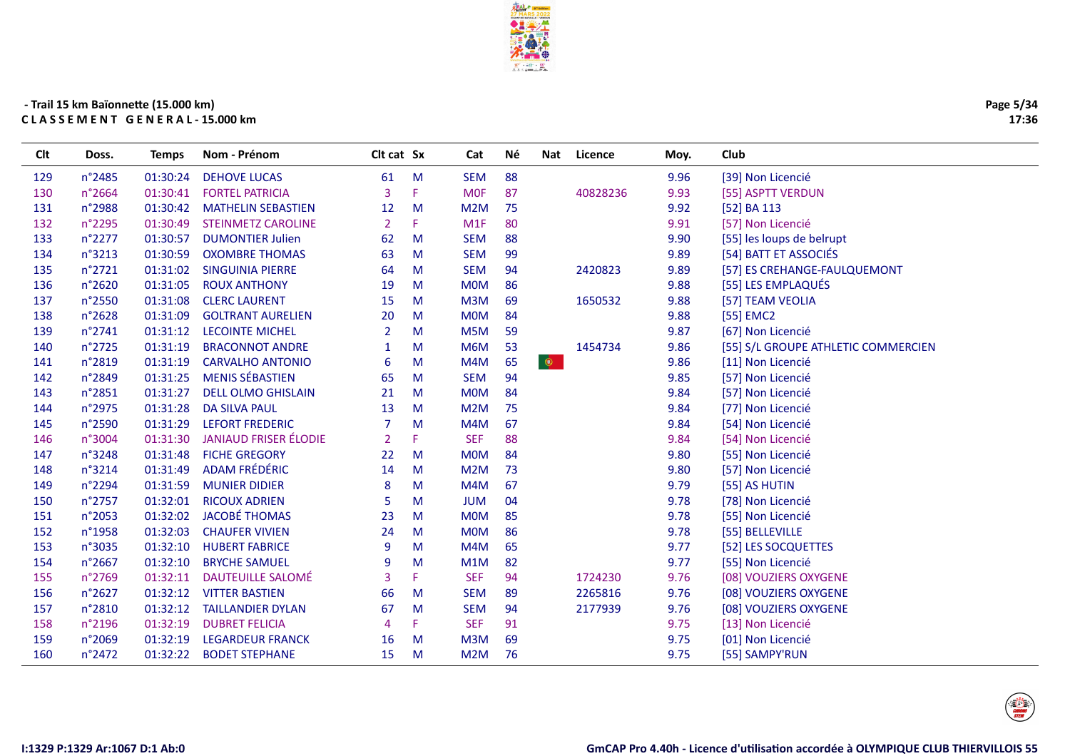- Trail 15 km Baïonnette (15.000 km)
**C L A S S E M E N T   G E N E R A L - 15.000 km**

| Clt | Doss. | Temps | Nom - Prénom | Clt cat | Sx | Cat | Né | Nat | Licence | Moy. | Club |
|---|---|---|---|---|---|---|---|---|---|---|---|
| 129 | n°2485 | 01:30:24 | DEHOVE LUCAS | 61 | M | SEM | 88 | | | 9.96 | [39] Non Licencié |
| 130 | n°2664 | 01:30:41 | FORTEL PATRICIA | 3 | F | M0F | 87 | | 40828236 | 9.93 | [55] ASPTT VERDUN |
| 131 | n°2988 | 01:30:42 | MATHELIN SEBASTIEN | 12 | M | M2M | 75 | | | 9.92 | [52] BA 113 |
| 132 | n°2295 | 01:30:49 | STEINMETZ CAROLINE | 2 | F | M1F | 80 | | | 9.91 | [57] Non Licencié |
| 133 | n°2277 | 01:30:57 | DUMONTIER Julien | 62 | M | SEM | 88 | | | 9.90 | [55] les loups de belrupt |
| 134 | n°3213 | 01:30:59 | OXOMBRE THOMAS | 63 | M | SEM | 99 | | | 9.89 | [54] BATT ET ASSOCIÉS |
| 135 | n°2721 | 01:31:02 | SINGUINIA PIERRE | 64 | M | SEM | 94 | | 2420823 | 9.89 | [57] ES CREHANGE-FAULQUEMONT |
| 136 | n°2620 | 01:31:05 | ROUX ANTHONY | 19 | M | M0M | 86 | | | 9.88 | [55] LES EMPLAQUÉS |
| 137 | n°2550 | 01:31:08 | CLERC LAURENT | 15 | M | M3M | 69 | | 1650532 | 9.88 | [57] TEAM VEOLIA |
| 138 | n°2628 | 01:31:09 | GOLTRANT AURELIEN | 20 | M | M0M | 84 | | | 9.88 | [55] EMC2 |
| 139 | n°2741 | 01:31:12 | LECOINTE MICHEL | 2 | M | M5M | 59 | | | 9.87 | [67] Non Licencié |
| 140 | n°2725 | 01:31:19 | BRACONNOT ANDRE | 1 | M | M6M | 53 | | 1454734 | 9.86 | [55] S/L GROUPE ATHLETIC COMMERCIEN |
| 141 | n°2819 | 01:31:19 | CARVALHO ANTONIO | 6 | M | M4M | 65 | POR | | 9.86 | [11] Non Licencié |
| 142 | n°2849 | 01:31:25 | MENIS SÉBASTIEN | 65 | M | SEM | 94 | | | 9.85 | [57] Non Licencié |
| 143 | n°2851 | 01:31:27 | DELL OLMO GHISLAIN | 21 | M | M0M | 84 | | | 9.84 | [57] Non Licencié |
| 144 | n°2975 | 01:31:28 | DA SILVA PAUL | 13 | M | M2M | 75 | | | 9.84 | [77] Non Licencié |
| 145 | n°2590 | 01:31:29 | LEFORT FREDERIC | 7 | M | M4M | 67 | | | 9.84 | [54] Non Licencié |
| 146 | n°3004 | 01:31:30 | JANIAUD FRISER ÉLODIE | 2 | F | SEF | 88 | | | 9.84 | [54] Non Licencié |
| 147 | n°3248 | 01:31:48 | FICHE GREGORY | 22 | M | M0M | 84 | | | 9.80 | [55] Non Licencié |
| 148 | n°3214 | 01:31:49 | ADAM FRÉDÉRIC | 14 | M | M2M | 73 | | | 9.80 | [57] Non Licencié |
| 149 | n°2294 | 01:31:59 | MUNIER DIDIER | 8 | M | M4M | 67 | | | 9.79 | [55] AS HUTIN |
| 150 | n°2757 | 01:32:01 | RICOUX ADRIEN | 5 | M | JUM | 04 | | | 9.78 | [78] Non Licencié |
| 151 | n°2053 | 01:32:02 | JACOBÉ THOMAS | 23 | M | M0M | 85 | | | 9.78 | [55] Non Licencié |
| 152 | n°1958 | 01:32:03 | CHAUFER VIVIEN | 24 | M | M0M | 86 | | | 9.78 | [55] BELLEVILLE |
| 153 | n°3035 | 01:32:10 | HUBERT FABRICE | 9 | M | M4M | 65 | | | 9.77 | [52] LES SOCQUETTES |
| 154 | n°2667 | 01:32:10 | BRYCHE SAMUEL | 9 | M | M1M | 82 | | | 9.77 | [55] Non Licencié |
| 155 | n°2769 | 01:32:11 | DAUTEUILLE SALOMÉ | 3 | F | SEF | 94 | | 1724230 | 9.76 | [08] VOUZIERS OXYGENE |
| 156 | n°2627 | 01:32:12 | VITTER BASTIEN | 66 | M | SEM | 89 | | 2265816 | 9.76 | [08] VOUZIERS OXYGENE |
| 157 | n°2810 | 01:32:12 | TAILLANDIER DYLAN | 67 | M | SEM | 94 | | 2177939 | 9.76 | [08] VOUZIERS OXYGENE |
| 158 | n°2196 | 01:32:19 | DUBRET FELICIA | 4 | F | SEF | 91 | | | 9.75 | [13] Non Licencié |
| 159 | n°2069 | 01:32:19 | LEGARDEUR FRANCK | 16 | M | M3M | 69 | | | 9.75 | [01] Non Licencié |
| 160 | n°2472 | 01:32:22 | BODET STEPHANE | 15 | M | M2M | 76 | | | 9.75 | [55] SAMPY'RUN |

I:1329 P:1329 Ar:1067 D:1 Ab:0

GmCAP Pro 4.40h - Licence d'utilisation accordée à OLYMPIQUE CLUB THIERVILLOIS 55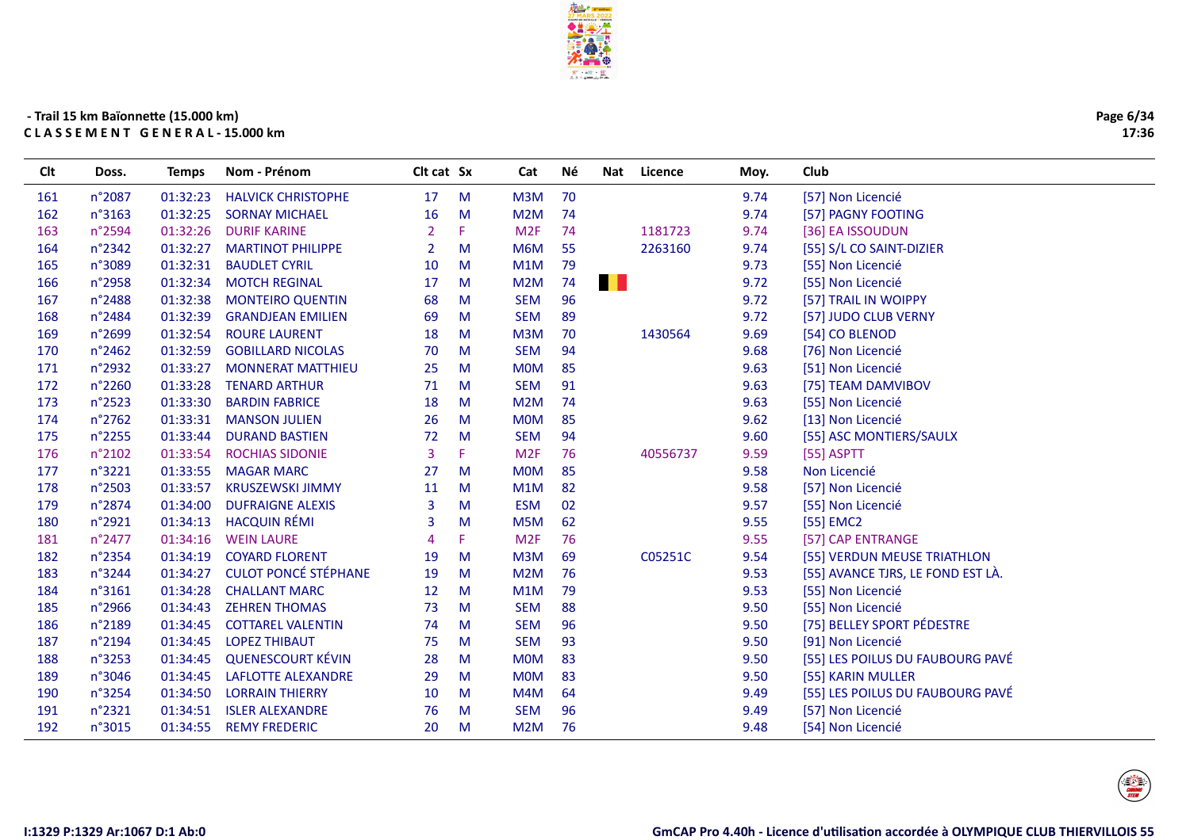- Trail 15 km Baïonnette (15.000 km)
**C L A S S E M E N T   G E N E R A L - 15.000 km**

| Clt | Doss. | Temps | Nom - Prénom | Clt cat | Sx | Cat | Né | Nat | Licence | Moy. | Club |
|---|---|---|---|---|---|---|---|---|---|---|---|
| 161 | n°2087 | 01:32:23 | HALVICK CHRISTOPHE | 17 | M | M3M | 70 | | | 9.74 | [57] Non Licencié |
| 162 | n°3163 | 01:32:25 | SORNAY MICHAEL | 16 | M | M2M | 74 | | | 9.74 | [57] PAGNY FOOTING |
| 163 | n°2594 | 01:32:26 | DURIF KARINE | 2 | F | M2F | 74 | | 1181723 | 9.74 | [36] EA ISSOUDUN |
| 164 | n°2342 | 01:32:27 | MARTINOT PHILIPPE | 2 | M | M6M | 55 | | 2263160 | 9.74 | [55] S/L CO SAINT-DIZIER |
| 165 | n°3089 | 01:32:31 | BAUDLET CYRIL | 10 | M | M1M | 79 | | | 9.73 | [55] Non Licencié |
| 166 | n°2958 | 01:32:34 | MOTCH REGINAL | 17 | M | M2M | 74 | BEL | | 9.72 | [55] Non Licencié |
| 167 | n°2488 | 01:32:38 | MONTEIRO QUENTIN | 68 | M | SEM | 96 | | | 9.72 | [57] TRAIL IN WOIPPY |
| 168 | n°2484 | 01:32:39 | GRANDJEAN EMILIEN | 69 | M | SEM | 89 | | | 9.72 | [57] JUDO CLUB VERNY |
| 169 | n°2699 | 01:32:54 | ROURE LAURENT | 18 | M | M3M | 70 | | 1430564 | 9.69 | [54] CO BLENOD |
| 170 | n°2462 | 01:32:59 | GOBILLARD NICOLAS | 70 | M | SEM | 94 | | | 9.68 | [76] Non Licencié |
| 171 | n°2932 | 01:33:27 | MONNERAT MATTHIEU | 25 | M | M0M | 85 | | | 9.63 | [51] Non Licencié |
| 172 | n°2260 | 01:33:28 | TENARD ARTHUR | 71 | M | SEM | 91 | | | 9.63 | [75] TEAM DAMVIBOV |
| 173 | n°2523 | 01:33:30 | BARDIN FABRICE | 18 | M | M2M | 74 | | | 9.63 | [55] Non Licencié |
| 174 | n°2762 | 01:33:31 | MANSON JULIEN | 26 | M | M0M | 85 | | | 9.62 | [13] Non Licencié |
| 175 | n°2255 | 01:33:44 | DURAND BASTIEN | 72 | M | SEM | 94 | | | 9.60 | [55] ASC MONTIERS/SAULX |
| 176 | n°2102 | 01:33:54 | ROCHIAS SIDONIE | 3 | F | M2F | 76 | | 40556737 | 9.59 | [55] ASPTT |
| 177 | n°3221 | 01:33:55 | MAGAR MARC | 27 | M | M0M | 85 | | | 9.58 | Non Licencié |
| 178 | n°2503 | 01:33:57 | KRUSZEWSKI JIMMY | 11 | M | M1M | 82 | | | 9.58 | [57] Non Licencié |
| 179 | n°2874 | 01:34:00 | DUFRAIGNE ALEXIS | 3 | M | ESM | 02 | | | 9.57 | [55] Non Licencié |
| 180 | n°2921 | 01:34:13 | HACQUIN RÉMI | 3 | M | M5M | 62 | | | 9.55 | [55] EMC2 |
| 181 | n°2477 | 01:34:16 | WEIN LAURE | 4 | F | M2F | 76 | | | 9.55 | [57] CAP ENTRANGE |
| 182 | n°2354 | 01:34:19 | COYARD FLORENT | 19 | M | M3M | 69 | | C05251C | 9.54 | [55] VERDUN MEUSE TRIATHLON |
| 183 | n°3244 | 01:34:27 | CULOT PONCÉ STÉPHANE | 19 | M | M2M | 76 | | | 9.53 | [55] AVANCE TJRS, LE FOND EST LÀ. |
| 184 | n°3161 | 01:34:28 | CHALLANT MARC | 12 | M | M1M | 79 | | | 9.53 | [55] Non Licencié |
| 185 | n°2966 | 01:34:43 | ZEHREN THOMAS | 73 | M | SEM | 88 | | | 9.50 | [55] Non Licencié |
| 186 | n°2189 | 01:34:45 | COTTAREL VALENTIN | 74 | M | SEM | 96 | | | 9.50 | [75] BELLEY SPORT PÉDESTRE |
| 187 | n°2194 | 01:34:45 | LOPEZ THIBAUT | 75 | M | SEM | 93 | | | 9.50 | [91] Non Licencié |
| 188 | n°3253 | 01:34:45 | QUENESCOURT KÉVIN | 28 | M | M0M | 83 | | | 9.50 | [55] LES POILUS DU FAUBOURG PAVÉ |
| 189 | n°3046 | 01:34:45 | LAFLOTTE ALEXANDRE | 29 | M | M0M | 83 | | | 9.50 | [55] KARIN MULLER |
| 190 | n°3254 | 01:34:50 | LORRAIN THIERRY | 10 | M | M4M | 64 | | | 9.49 | [55] LES POILUS DU FAUBOURG PAVÉ |
| 191 | n°2321 | 01:34:51 | ISLER ALEXANDRE | 76 | M | SEM | 96 | | | 9.49 | [57] Non Licencié |
| 192 | n°3015 | 01:34:55 | REMY FREDERIC | 20 | M | M2M | 76 | | | 9.48 | [54] Non Licencié |

I:1329 P:1329 Ar:1067 D:1 Ab:0

GmCAP Pro 4.40h - Licence d'utilisation accordée à OLYMPIQUE CLUB THIERVILLOIS 55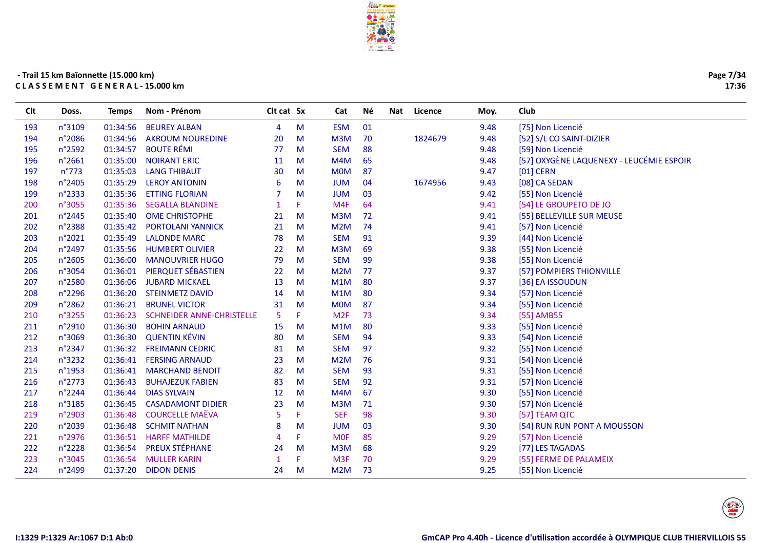- Trail 15 km Baïonnette (15.000 km)
**C L A S S E M E N T   G E N E R A L - 15.000 km**

| Clt | Doss. | Temps | Nom - Prénom | Clt cat | Sx | Cat | Né | Nat | Licence | Moy. | Club |
|---|---|---|---|---|---|---|---|---|---|---|---|
| 193 | n°3109 | 01:34:56 | BEUREY ALBAN | 4 | M | ESM | 01 | | | 9.48 | [75] Non Licencié |
| 194 | n°2086 | 01:34:56 | AKROUM NOUREDINE | 20 | M | M3M | 70 | | 1824679 | 9.48 | [52] S/L CO SAINT-DIZIER |
| 195 | n°2592 | 01:34:57 | BOUTE RÉMI | 77 | M | SEM | 88 | | | 9.48 | [59] Non Licencié |
| 196 | n°2661 | 01:35:00 | NOIRANT ERIC | 11 | M | M4M | 65 | | | 9.48 | [57] OXYGÈNE LAQUENEXY - LEUCÉMIE ESPOIR |
| 197 | n°773 | 01:35:03 | LANG THIBAUT | 30 | M | M0M | 87 | | | 9.47 | [01] CERN |
| 198 | n°2405 | 01:35:29 | LEROY ANTONIN | 6 | M | JUM | 04 | | 1674956 | 9.43 | [08] CA SEDAN |
| 199 | n°2333 | 01:35:36 | ETTING FLORIAN | 7 | M | JUM | 03 | | | 9.42 | [55] Non Licencié |
| 200 | n°3055 | 01:35:36 | SEGALLA BLANDINE | 1 | F | M4F | 64 | | | 9.41 | [54] LE GROUPETO DE JO |
| 201 | n°2445 | 01:35:40 | OME CHRISTOPHE | 21 | M | M3M | 72 | | | 9.41 | [55] BELLEVILLE SUR MEUSE |
| 202 | n°2388 | 01:35:42 | PORTOLANI YANNICK | 21 | M | M2M | 74 | | | 9.41 | [57] Non Licencié |
| 203 | n°2021 | 01:35:49 | LALONDE MARC | 78 | M | SEM | 91 | | | 9.39 | [44] Non Licencié |
| 204 | n°2497 | 01:35:56 | HUMBERT OLIVIER | 22 | M | M3M | 69 | | | 9.38 | [55] Non Licencié |
| 205 | n°2605 | 01:36:00 | MANOUVRIER HUGO | 79 | M | SEM | 99 | | | 9.38 | [55] Non Licencié |
| 206 | n°3054 | 01:36:01 | PIERQUET SÉBASTIEN | 22 | M | M2M | 77 | | | 9.37 | [57] POMPIERS THIONVILLE |
| 207 | n°2580 | 01:36:06 | JUBARD MICKAEL | 13 | M | M1M | 80 | | | 9.37 | [36] EA ISSOUDUN |
| 208 | n°2296 | 01:36:20 | STEINMETZ DAVID | 14 | M | M1M | 80 | | | 9.34 | [57] Non Licencié |
| 209 | n°2862 | 01:36:21 | BRUNEL VICTOR | 31 | M | M0M | 87 | | | 9.34 | [55] Non Licencié |
| 210 | n°3255 | 01:36:23 | SCHNEIDER ANNE-CHRISTELLE | 5 | F | M2F | 73 | | | 9.34 | [55] AMB55 |
| 211 | n°2910 | 01:36:30 | BOHIN ARNAUD | 15 | M | M1M | 80 | | | 9.33 | [55] Non Licencié |
| 212 | n°3069 | 01:36:30 | QUENTIN KÉVIN | 80 | M | SEM | 94 | | | 9.33 | [54] Non Licencié |
| 213 | n°2347 | 01:36:32 | FREIMANN CEDRIC | 81 | M | SEM | 97 | | | 9.32 | [55] Non Licencié |
| 214 | n°3232 | 01:36:41 | FERSING ARNAUD | 23 | M | M2M | 76 | | | 9.31 | [54] Non Licencié |
| 215 | n°1953 | 01:36:41 | MARCHAND BENOIT | 82 | M | SEM | 93 | | | 9.31 | [55] Non Licencié |
| 216 | n°2773 | 01:36:43 | BUHAJEZUK FABIEN | 83 | M | SEM | 92 | | | 9.31 | [57] Non Licencié |
| 217 | n°2244 | 01:36:44 | DIAS SYLVAIN | 12 | M | M4M | 67 | | | 9.30 | [55] Non Licencié |
| 218 | n°3185 | 01:36:45 | CASADAMONT DIDIER | 23 | M | M3M | 71 | | | 9.30 | [57] Non Licencié |
| 219 | n°2903 | 01:36:48 | COURCELLE MAËVA | 5 | F | SEF | 98 | | | 9.30 | [57] TEAM QTC |
| 220 | n°2039 | 01:36:48 | SCHMIT NATHAN | 8 | M | JUM | 03 | | | 9.30 | [54] RUN RUN PONT A MOUSSON |
| 221 | n°2976 | 01:36:51 | HARFF MATHILDE | 4 | F | M0F | 85 | | | 9.29 | [57] Non Licencié |
| 222 | n°2228 | 01:36:54 | PREUX STÉPHANE | 24 | M | M3M | 68 | | | 9.29 | [77] LES TAGADAS |
| 223 | n°3045 | 01:36:54 | MULLER KARIN | 1 | F | M3F | 70 | | | 9.29 | [55] FERME DE PALAMEIX |
| 224 | n°2499 | 01:37:20 | DIDON DENIS | 24 | M | M2M | 73 | | | 9.25 | [55] Non Licencié |

I:1329 P:1329 Ar:1067 D:1 Ab:0

GmCAP Pro 4.40h - Licence d'utilisation accordée à OLYMPIQUE CLUB THIERVILLOIS 55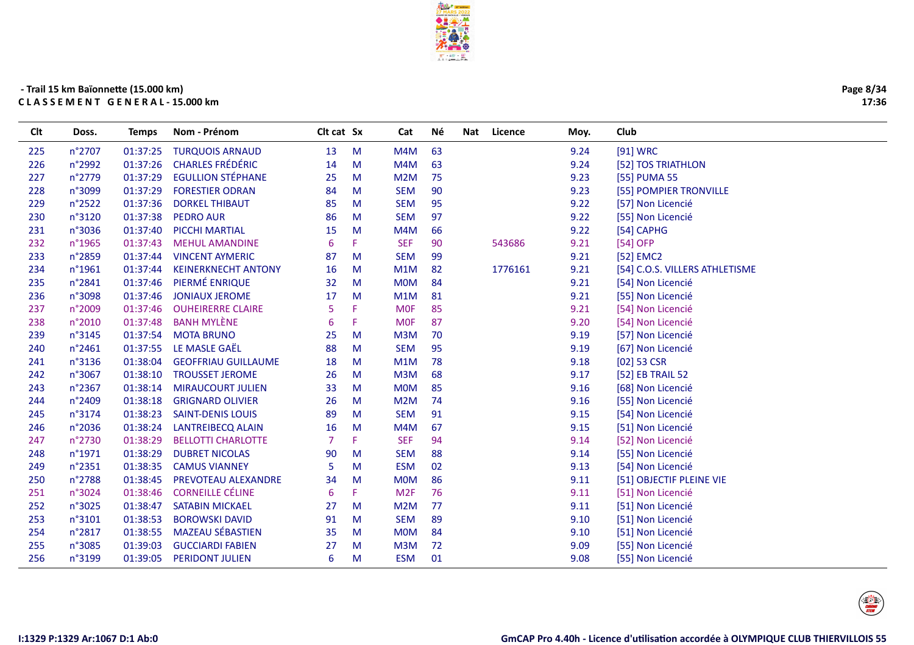- Trail 15 km Baïonnette (15.000 km)
**C L A S S E M E N T   G E N E R A L - 15.000 km**

| Clt | Doss. | Temps | Nom - Prénom | Clt cat | Sx | Cat | Né | Nat | Licence | Moy. | Club |
|---|---|---|---|---|---|---|---|---|---|---|---|
| 225 | n°2707 | 01:37:25 | TURQUOIS ARNAUD | 13 | M | M4M | 63 | | | 9.24 | [91] WRC |
| 226 | n°2992 | 01:37:26 | CHARLES FRÉDÉRIC | 14 | M | M4M | 63 | | | 9.24 | [52] TOS TRIATHLON |
| 227 | n°2779 | 01:37:29 | EGULLION STÉPHANE | 25 | M | M2M | 75 | | | 9.23 | [55] PUMA 55 |
| 228 | n°3099 | 01:37:29 | FORESTIER ODRAN | 84 | M | SEM | 90 | | | 9.23 | [55] POMPIER TRONVILLE |
| 229 | n°2522 | 01:37:36 | DORKEL THIBAUT | 85 | M | SEM | 95 | | | 9.22 | [57] Non Licencié |
| 230 | n°3120 | 01:37:38 | PEDRO AUR | 86 | M | SEM | 97 | | | 9.22 | [55] Non Licencié |
| 231 | n°3036 | 01:37:40 | PICCHI MARTIAL | 15 | M | M4M | 66 | | | 9.22 | [54] CAPHG |
| 232 | n°1965 | 01:37:43 | MEHUL AMANDINE | 6 | F | SEF | 90 | | 543686 | 9.21 | [54] OFP |
| 233 | n°2859 | 01:37:44 | VINCENT AYMERIC | 87 | M | SEM | 99 | | | 9.21 | [52] EMC2 |
| 234 | n°1961 | 01:37:44 | KEINERKNECHT ANTONY | 16 | M | M1M | 82 | | 1776161 | 9.21 | [54] C.O.S. VILLERS ATHLETISME |
| 235 | n°2841 | 01:37:46 | PIERMÉ ENRIQUE | 32 | M | M0M | 84 | | | 9.21 | [54] Non Licencié |
| 236 | n°3098 | 01:37:46 | JONIAUX JEROME | 17 | M | M1M | 81 | | | 9.21 | [55] Non Licencié |
| 237 | n°2009 | 01:37:46 | OUHEIRERRE CLAIRE | 5 | F | M0F | 85 | | | 9.21 | [54] Non Licencié |
| 238 | n°2010 | 01:37:48 | BANH MYLÈNE | 6 | F | M0F | 87 | | | 9.20 | [54] Non Licencié |
| 239 | n°3145 | 01:37:54 | MOTA BRUNO | 25 | M | M3M | 70 | | | 9.19 | [57] Non Licencié |
| 240 | n°2461 | 01:37:55 | LE MASLE GAËL | 88 | M | SEM | 95 | | | 9.19 | [67] Non Licencié |
| 241 | n°3136 | 01:38:04 | GEOFFRIAU GUILLAUME | 18 | M | M1M | 78 | | | 9.18 | [02] 53 CSR |
| 242 | n°3067 | 01:38:10 | TROUSSET JEROME | 26 | M | M3M | 68 | | | 9.17 | [52] EB TRAIL 52 |
| 243 | n°2367 | 01:38:14 | MIRAUCOURT JULIEN | 33 | M | M0M | 85 | | | 9.16 | [68] Non Licencié |
| 244 | n°2409 | 01:38:18 | GRIGNARD OLIVIER | 26 | M | M2M | 74 | | | 9.16 | [55] Non Licencié |
| 245 | n°3174 | 01:38:23 | SAINT-DENIS LOUIS | 89 | M | SEM | 91 | | | 9.15 | [54] Non Licencié |
| 246 | n°2036 | 01:38:24 | LANTREIBECQ ALAIN | 16 | M | M4M | 67 | | | 9.15 | [51] Non Licencié |
| 247 | n°2730 | 01:38:29 | BELLOTTI CHARLOTTE | 7 | F | SEF | 94 | | | 9.14 | [52] Non Licencié |
| 248 | n°1971 | 01:38:29 | DUBRET NICOLAS | 90 | M | SEM | 88 | | | 9.14 | [55] Non Licencié |
| 249 | n°2351 | 01:38:35 | CAMUS VIANNEY | 5 | M | ESM | 02 | | | 9.13 | [54] Non Licencié |
| 250 | n°2788 | 01:38:45 | PREVOTEAU ALEXANDRE | 34 | M | M0M | 86 | | | 9.11 | [51] OBJECTIF PLEINE VIE |
| 251 | n°3024 | 01:38:46 | CORNEILLE CÉLINE | 6 | F | M2F | 76 | | | 9.11 | [51] Non Licencié |
| 252 | n°3025 | 01:38:47 | SATABIN MICKAEL | 27 | M | M2M | 77 | | | 9.11 | [51] Non Licencié |
| 253 | n°3101 | 01:38:53 | BOROWSKI DAVID | 91 | M | SEM | 89 | | | 9.10 | [51] Non Licencié |
| 254 | n°2817 | 01:38:55 | MAZEAU SÉBASTIEN | 35 | M | M0M | 84 | | | 9.10 | [51] Non Licencié |
| 255 | n°3085 | 01:39:03 | GUCCIARDI FABIEN | 27 | M | M3M | 72 | | | 9.09 | [55] Non Licencié |
| 256 | n°3199 | 01:39:05 | PERIDONT JULIEN | 6 | M | ESM | 01 | | | 9.08 | [55] Non Licencié |

I:1329 P:1329 Ar:1067 D:1 Ab:0

GmCAP Pro 4.40h - Licence d'utilisation accordée à OLYMPIQUE CLUB THIERVILLOIS 55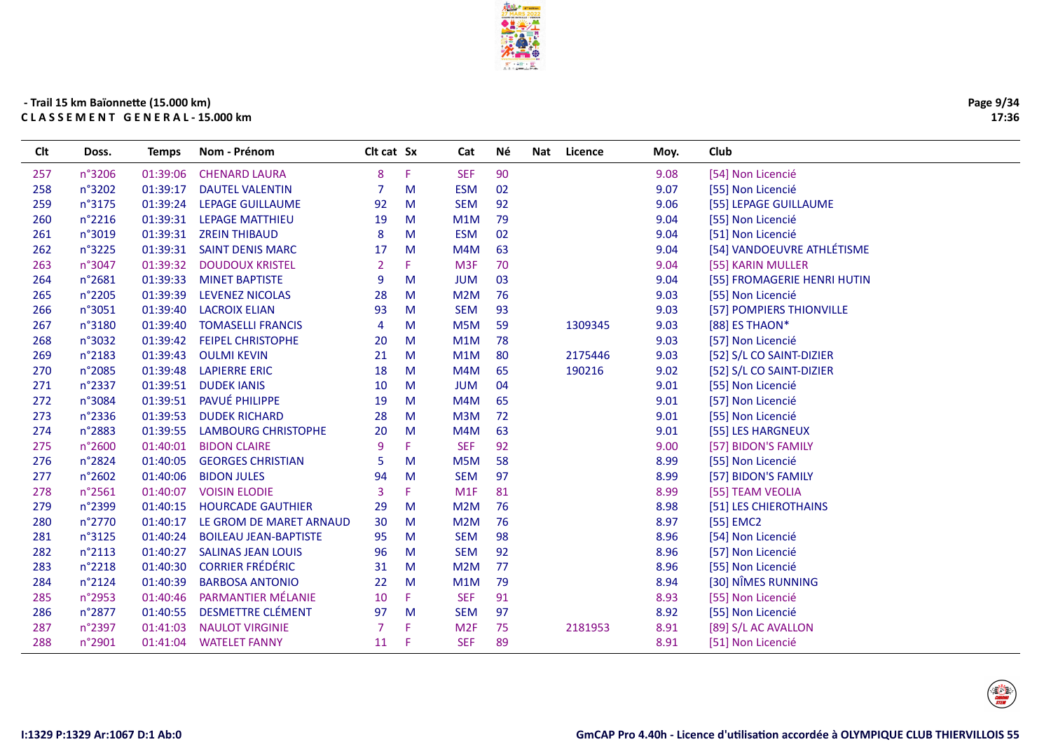**- Trail 15 km Baïonnette (15.000 km)**

**C L A S S E M E N T   G E N E R A L - 15.000 km**

| Clt | Doss. | Temps | Nom - Prénom | Clt cat | Sx | Cat | Né | Nat | Licence | Moy. | Club |
|---|---|---|---|---|---|---|---|---|---|---|---|
| 257 | n°3206 | 01:39:06 | CHENARD LAURA | 8 | F | SEF | 90 | | | 9.08 | [54] Non Licencié |
| 258 | n°3202 | 01:39:17 | DAUTEL VALENTIN | 7 | M | ESM | 02 | | | 9.07 | [55] Non Licencié |
| 259 | n°3175 | 01:39:24 | LEPAGE GUILLAUME | 92 | M | SEM | 92 | | | 9.06 | [55] LEPAGE GUILLAUME |
| 260 | n°2216 | 01:39:31 | LEPAGE MATTHIEU | 19 | M | M1M | 79 | | | 9.04 | [55] Non Licencié |
| 261 | n°3019 | 01:39:31 | ZREIN THIBAUD | 8 | M | ESM | 02 | | | 9.04 | [51] Non Licencié |
| 262 | n°3225 | 01:39:31 | SAINT DENIS MARC | 17 | M | M4M | 63 | | | 9.04 | [54] VANDOEUVRE ATHLÉTISME |
| 263 | n°3047 | 01:39:32 | DOUDOUX KRISTEL | 2 | F | M3F | 70 | | | 9.04 | [55] KARIN MULLER |
| 264 | n°2681 | 01:39:33 | MINET BAPTISTE | 9 | M | JUM | 03 | | | 9.04 | [55] FROMAGERIE HENRI HUTIN |
| 265 | n°2205 | 01:39:39 | LEVENEZ NICOLAS | 28 | M | M2M | 76 | | | 9.03 | [55] Non Licencié |
| 266 | n°3051 | 01:39:40 | LACROIX ELIAN | 93 | M | SEM | 93 | | | 9.03 | [57] POMPIERS THIONVILLE |
| 267 | n°3180 | 01:39:40 | TOMASELLI FRANCIS | 4 | M | M5M | 59 | | 1309345 | 9.03 | [88] ES THAON* |
| 268 | n°3032 | 01:39:42 | FEIPEL CHRISTOPHE | 20 | M | M1M | 78 | | | 9.03 | [57] Non Licencié |
| 269 | n°2183 | 01:39:43 | OULMI KEVIN | 21 | M | M1M | 80 | | 2175446 | 9.03 | [52] S/L CO SAINT-DIZIER |
| 270 | n°2085 | 01:39:48 | LAPIERRE ERIC | 18 | M | M4M | 65 | | 190216 | 9.02 | [52] S/L CO SAINT-DIZIER |
| 271 | n°2337 | 01:39:51 | DUDEK IANIS | 10 | M | JUM | 04 | | | 9.01 | [55] Non Licencié |
| 272 | n°3084 | 01:39:51 | PAVUÉ PHILIPPE | 19 | M | M4M | 65 | | | 9.01 | [57] Non Licencié |
| 273 | n°2336 | 01:39:53 | DUDEK RICHARD | 28 | M | M3M | 72 | | | 9.01 | [55] Non Licencié |
| 274 | n°2883 | 01:39:55 | LAMBOURG CHRISTOPHE | 20 | M | M4M | 63 | | | 9.01 | [55] LES HARGNEUX |
| 275 | n°2600 | 01:40:01 | BIDON CLAIRE | 9 | F | SEF | 92 | | | 9.00 | [57] BIDON'S FAMILY |
| 276 | n°2824 | 01:40:05 | GEORGES CHRISTIAN | 5 | M | M5M | 58 | | | 8.99 | [55] Non Licencié |
| 277 | n°2602 | 01:40:06 | BIDON JULES | 94 | M | SEM | 97 | | | 8.99 | [57] BIDON'S FAMILY |
| 278 | n°2561 | 01:40:07 | VOISIN ELODIE | 3 | F | M1F | 81 | | | 8.99 | [55] TEAM VEOLIA |
| 279 | n°2399 | 01:40:15 | HOURCADE GAUTHIER | 29 | M | M2M | 76 | | | 8.98 | [51] LES CHIEROTHAINS |
| 280 | n°2770 | 01:40:17 | LE GROM DE MARET ARNAUD | 30 | M | M2M | 76 | | | 8.97 | [55] EMC2 |
| 281 | n°3125 | 01:40:24 | BOILEAU JEAN-BAPTISTE | 95 | M | SEM | 98 | | | 8.96 | [54] Non Licencié |
| 282 | n°2113 | 01:40:27 | SALINAS JEAN LOUIS | 96 | M | SEM | 92 | | | 8.96 | [57] Non Licencié |
| 283 | n°2218 | 01:40:30 | CORRIER FRÉDÉRIC | 31 | M | M2M | 77 | | | 8.96 | [55] Non Licencié |
| 284 | n°2124 | 01:40:39 | BARBOSA ANTONIO | 22 | M | M1M | 79 | | | 8.94 | [30] NÎMES RUNNING |
| 285 | n°2953 | 01:40:46 | PARMANTIER MÉLANIE | 10 | F | SEF | 91 | | | 8.93 | [55] Non Licencié |
| 286 | n°2877 | 01:40:55 | DESMETTRE CLÉMENT | 97 | M | SEM | 97 | | | 8.92 | [55] Non Licencié |
| 287 | n°2397 | 01:41:03 | NAULOT VIRGINIE | 7 | F | M2F | 75 | | 2181953 | 8.91 | [89] S/L AC AVALLON |
| 288 | n°2901 | 01:41:04 | WATELET FANNY | 11 | F | SEF | 89 | | | 8.91 | [51] Non Licencié |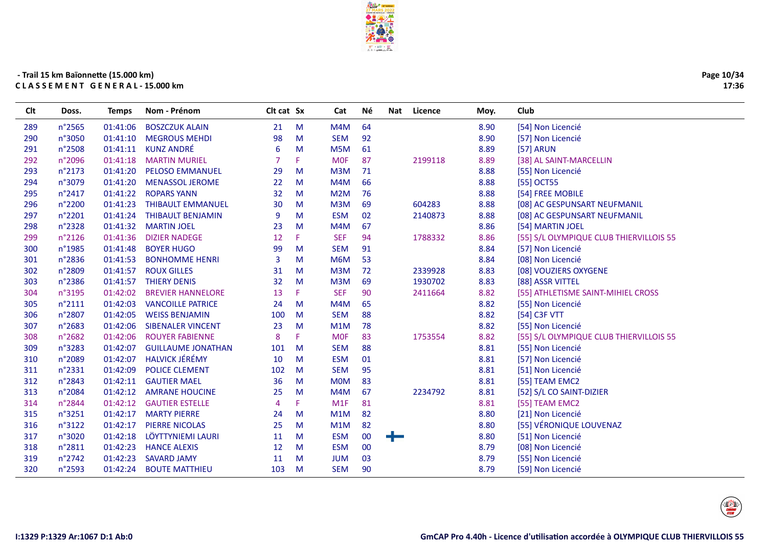- Trail 15 km Baïonnette (15.000 km)
**C L A S S E M E N T   G E N E R A L - 15.000 km**

| Clt | Doss. | Temps | Nom - Prénom | Clt cat | Sx | Cat | Né | Nat | Licence | Moy. | Club |
|---|---|---|---|---|---|---|---|---|---|---|---|
| 289 | n°2565 | 01:41:06 | BOSZCZUK ALAIN | 21 | M | M4M | 64 | | | 8.90 | [54] Non Licencié |
| 290 | n°3050 | 01:41:10 | MEGROUS MEHDI | 98 | M | SEM | 92 | | | 8.90 | [57] Non Licencié |
| 291 | n°2508 | 01:41:11 | KUNZ ANDRÉ | 6 | M | M5M | 61 | | | 8.89 | [57] ARUN |
| 292 | n°2096 | 01:41:18 | MARTIN MURIEL | 7 | F | M0F | 87 | | 2199118 | 8.89 | [38] AL SAINT-MARCELLIN |
| 293 | n°2173 | 01:41:20 | PELOSO EMMANUEL | 29 | M | M3M | 71 | | | 8.88 | [55] Non Licencié |
| 294 | n°3079 | 01:41:20 | MENASSOL JEROME | 22 | M | M4M | 66 | | | 8.88 | [55] OCT55 |
| 295 | n°2417 | 01:41:22 | ROPARS YANN | 32 | M | M2M | 76 | | | 8.88 | [54] FREE MOBILE |
| 296 | n°2200 | 01:41:23 | THIBAULT EMMANUEL | 30 | M | M3M | 69 | | 604283 | 8.88 | [08] AC GESPUNSART NEUFMANIL |
| 297 | n°2201 | 01:41:24 | THIBAULT BENJAMIN | 9 | M | ESM | 02 | | 2140873 | 8.88 | [08] AC GESPUNSART NEUFMANIL |
| 298 | n°2328 | 01:41:32 | MARTIN JOEL | 23 | M | M4M | 67 | | | 8.86 | [54] MARTIN JOEL |
| 299 | n°2126 | 01:41:36 | DIZIER NADEGE | 12 | F | SEF | 94 | | 1788332 | 8.86 | [55] S/L OLYMPIQUE CLUB THIERVILLOIS 55 |
| 300 | n°1985 | 01:41:48 | BOYER HUGO | 99 | M | SEM | 91 | | | 8.84 | [57] Non Licencié |
| 301 | n°2836 | 01:41:53 | BONHOMME HENRI | 3 | M | M6M | 53 | | | 8.84 | [08] Non Licencié |
| 302 | n°2809 | 01:41:57 | ROUX GILLES | 31 | M | M3M | 72 | | 2339928 | 8.83 | [08] VOUZIERS OXYGENE |
| 303 | n°2386 | 01:41:57 | THIERY DENIS | 32 | M | M3M | 69 | | 1930702 | 8.83 | [88] ASSR VITTEL |
| 304 | n°3195 | 01:42:02 | BREVIER HANNELORE | 13 | F | SEF | 90 | | 2411664 | 8.82 | [55] ATHLETISME SAINT-MIHIEL CROSS |
| 305 | n°2111 | 01:42:03 | VANCOILLE PATRICE | 24 | M | M4M | 65 | | | 8.82 | [55] Non Licencié |
| 306 | n°2807 | 01:42:05 | WEISS BENJAMIN | 100 | M | SEM | 88 | | | 8.82 | [54] C3F VTT |
| 307 | n°2683 | 01:42:06 | SIBENALER VINCENT | 23 | M | M1M | 78 | | | 8.82 | [55] Non Licencié |
| 308 | n°2682 | 01:42:06 | ROUYER FABIENNE | 8 | F | M0F | 83 | | 1753554 | 8.82 | [55] S/L OLYMPIQUE CLUB THIERVILLOIS 55 |
| 309 | n°3283 | 01:42:07 | GUILLAUME JONATHAN | 101 | M | SEM | 88 | | | 8.81 | [55] Non Licencié |
| 310 | n°2089 | 01:42:07 | HALVICK JÉRÉMY | 10 | M | ESM | 01 | | | 8.81 | [57] Non Licencié |
| 311 | n°2331 | 01:42:09 | POLICE CLEMENT | 102 | M | SEM | 95 | | | 8.81 | [51] Non Licencié |
| 312 | n°2843 | 01:42:11 | GAUTIER MAEL | 36 | M | M0M | 83 | | | 8.81 | [55] TEAM EMC2 |
| 313 | n°2084 | 01:42:12 | AMRANE HOUCINE | 25 | M | M4M | 67 | | 2234792 | 8.81 | [52] S/L CO SAINT-DIZIER |
| 314 | n°2844 | 01:42:12 | GAUTIER ESTELLE | 4 | F | M1F | 81 | | | 8.81 | [55] TEAM EMC2 |
| 315 | n°3251 | 01:42:17 | MARTY PIERRE | 24 | M | M1M | 82 | | | 8.80 | [21] Non Licencié |
| 316 | n°3122 | 01:42:17 | PIERRE NICOLAS | 25 | M | M1M | 82 | | | 8.80 | [55] VÉRONIQUE LOUVENAZ |
| 317 | n°3020 | 01:42:18 | LÖYTTYNIEMI LAURI | 11 | M | ESM | 00 | FIN | | 8.80 | [51] Non Licencié |
| 318 | n°2811 | 01:42:23 | HANCE ALEXIS | 12 | M | ESM | 00 | | | 8.79 | [08] Non Licencié |
| 319 | n°2742 | 01:42:23 | SAVARD JAMY | 11 | M | JUM | 03 | | | 8.79 | [55] Non Licencié |
| 320 | n°2593 | 01:42:24 | BOUTE MATTHIEU | 103 | M | SEM | 90 | | | 8.79 | [59] Non Licencié |

I:1329 P:1329 Ar:1067 D:1 Ab:0

GmCAP Pro 4.40h - Licence d'utilisation accordée à OLYMPIQUE CLUB THIERVILLOIS 55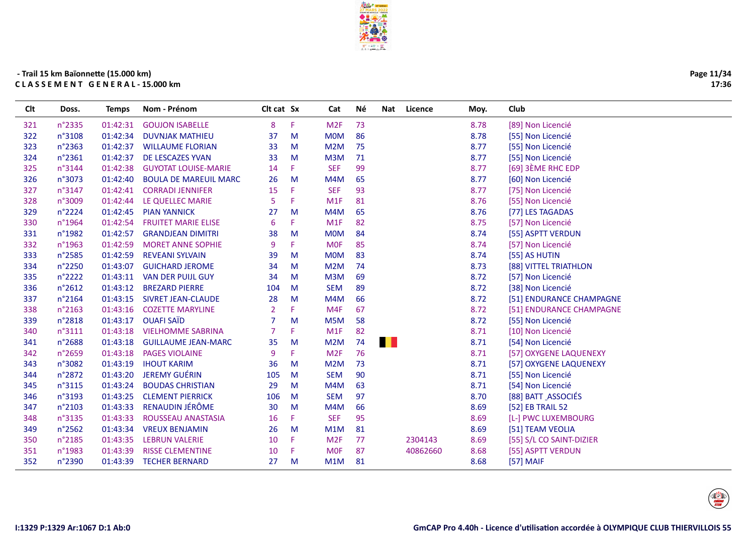- Trail 15 km Baïonnette (15.000 km)

**C L A S S E M E N T   G E N E R A L - 15.000 km**

| Clt | Doss. | Temps | Nom - Prénom | Clt cat | Sx | Cat | Né | Nat | Licence | Moy. | Club |
|---|---|---|---|---|---|---|---|---|---|---|---|
| 321 | n°2335 | 01:42:31 | GOUJON ISABELLE | 8 | F | M2F | 73 | | | 8.78 | [89] Non Licencié |
| 322 | n°3108 | 01:42:34 | DUVNJAK MATHIEU | 37 | M | M0M | 86 | | | 8.78 | [55] Non Licencié |
| 323 | n°2363 | 01:42:37 | WILLAUME FLORIAN | 33 | M | M2M | 75 | | | 8.77 | [55] Non Licencié |
| 324 | n°2361 | 01:42:37 | DE LESCAZES YVAN | 33 | M | M3M | 71 | | | 8.77 | [55] Non Licencié |
| 325 | n°3144 | 01:42:38 | GUYOTAT LOUISE-MARIE | 14 | F | SEF | 99 | | | 8.77 | [69] 3ÈME RHC EDP |
| 326 | n°3073 | 01:42:40 | BOULA DE MAREUIL MARC | 26 | M | M4M | 65 | | | 8.77 | [60] Non Licencié |
| 327 | n°3147 | 01:42:41 | CORRADI JENNIFER | 15 | F | SEF | 93 | | | 8.77 | [75] Non Licencié |
| 328 | n°3009 | 01:42:44 | LE QUELLEC MARIE | 5 | F | M1F | 81 | | | 8.76 | [55] Non Licencié |
| 329 | n°2224 | 01:42:45 | PIAN YANNICK | 27 | M | M4M | 65 | | | 8.76 | [77] LES TAGADAS |
| 330 | n°1964 | 01:42:54 | FRUITET MARIE ELISE | 6 | F | M1F | 82 | | | 8.75 | [57] Non Licencié |
| 331 | n°1982 | 01:42:57 | GRANDJEAN DIMITRI | 38 | M | M0M | 84 | | | 8.74 | [55] ASPTT VERDUN |
| 332 | n°1963 | 01:42:59 | MORET ANNE SOPHIE | 9 | F | M0F | 85 | | | 8.74 | [57] Non Licencié |
| 333 | n°2585 | 01:42:59 | REVEANI SYLVAIN | 39 | M | M0M | 83 | | | 8.74 | [55] AS HUTIN |
| 334 | n°2250 | 01:43:07 | GUICHARD JEROME | 34 | M | M2M | 74 | | | 8.73 | [88] VITTEL TRIATHLON |
| 335 | n°2222 | 01:43:11 | VAN DER PUIJL GUY | 34 | M | M3M | 69 | | | 8.72 | [57] Non Licencié |
| 336 | n°2612 | 01:43:12 | BREZARD PIERRE | 104 | M | SEM | 89 | | | 8.72 | [38] Non Licencié |
| 337 | n°2164 | 01:43:15 | SIVRET JEAN-CLAUDE | 28 | M | M4M | 66 | | | 8.72 | [51] ENDURANCE CHAMPAGNE |
| 338 | n°2163 | 01:43:16 | COZETTE MARYLINE | 2 | F | M4F | 67 | | | 8.72 | [51] ENDURANCE CHAMPAGNE |
| 339 | n°2818 | 01:43:17 | OUAFI SAÏD | 7 | M | M5M | 58 | | | 8.72 | [55] Non Licencié |
| 340 | n°3111 | 01:43:18 | VIELHOMME SABRINA | 7 | F | M1F | 82 | | | 8.71 | [10] Non Licencié |
| 341 | n°2688 | 01:43:18 | GUILLAUME JEAN-MARC | 35 | M | M2M | 74 | BEL | | 8.71 | [54] Non Licencié |
| 342 | n°2659 | 01:43:18 | PAGES VIOLAINE | 9 | F | M2F | 76 | | | 8.71 | [57] OXYGENE LAQUENEXY |
| 343 | n°3082 | 01:43:19 | IHOUT KARIM | 36 | M | M2M | 73 | | | 8.71 | [57] OXYGENE LAQUENEXY |
| 344 | n°2872 | 01:43:20 | JEREMY GUÉRIN | 105 | M | SEM | 90 | | | 8.71 | [55] Non Licencié |
| 345 | n°3115 | 01:43:24 | BOUDAS CHRISTIAN | 29 | M | M4M | 63 | | | 8.71 | [54] Non Licencié |
| 346 | n°3193 | 01:43:25 | CLEMENT PIERRICK | 106 | M | SEM | 97 | | | 8.70 | [88] BATT_ASSOCIÉS |
| 347 | n°2103 | 01:43:33 | RENAUDIN JÉRÔME | 30 | M | M4M | 66 | | | 8.69 | [52] EB TRAIL 52 |
| 348 | n°3135 | 01:43:33 | ROUSSEAU ANASTASIA | 16 | F | SEF | 95 | | | 8.69 | [L-] PWC LUXEMBOURG |
| 349 | n°2562 | 01:43:34 | VREUX BENJAMIN | 26 | M | M1M | 81 | | | 8.69 | [51] TEAM VEOLIA |
| 350 | n°2185 | 01:43:35 | LEBRUN VALERIE | 10 | F | M2F | 77 | | 2304143 | 8.69 | [55] S/L CO SAINT-DIZIER |
| 351 | n°1983 | 01:43:39 | RISSE CLEMENTINE | 10 | F | M0F | 87 | | 40862660 | 8.68 | [55] ASPTT VERDUN |
| 352 | n°2390 | 01:43:39 | TECHER BERNARD | 27 | M | M1M | 81 | | | 8.68 | [57] MAIF |

I:1329 P:1329 Ar:1067 D:1 Ab:0

GmCAP Pro 4.40h - Licence d'utilisation accordée à OLYMPIQUE CLUB THIERVILLOIS 55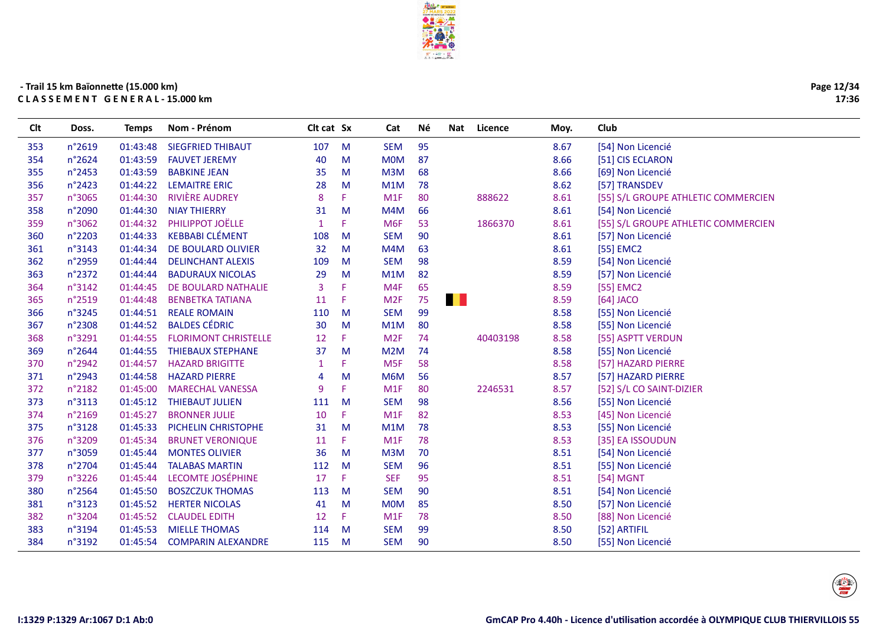- Trail 15 km Baïonnette (15.000 km)

**C L A S S E M E N T   G E N E R A L - 15.000 km**

| Clt | Doss. | Temps | Nom - Prénom | Clt cat | Sx | Cat | Né | Nat | Licence | Moy. | Club |
|---|---|---|---|---|---|---|---|---|---|---|---|
| 353 | n°2619 | 01:43:48 | SIEGFRIED THIBAUT | 107 | M | SEM | 95 | | | 8.67 | [54] Non Licencié |
| 354 | n°2624 | 01:43:59 | FAUVET JEREMY | 40 | M | M0M | 87 | | | 8.66 | [51] CIS ECLARON |
| 355 | n°2453 | 01:43:59 | BABKINE JEAN | 35 | M | M3M | 68 | | | 8.66 | [69] Non Licencié |
| 356 | n°2423 | 01:44:22 | LEMAITRE ERIC | 28 | M | M1M | 78 | | | 8.62 | [57] TRANSDEV |
| 357 | n°3065 | 01:44:30 | RIVIÈRE AUDREY | 8 | F | M1F | 80 | | 888622 | 8.61 | [55] S/L GROUPE ATHLETIC COMMERCIEN |
| 358 | n°2090 | 01:44:30 | NIAY THIERRY | 31 | M | M4M | 66 | | | 8.61 | [54] Non Licencié |
| 359 | n°3062 | 01:44:32 | PHILIPPOT JOËLLE | 1 | F | M6F | 53 | | 1866370 | 8.61 | [55] S/L GROUPE ATHLETIC COMMERCIEN |
| 360 | n°2203 | 01:44:33 | KEBBABI CLÉMENT | 108 | M | SEM | 90 | | | 8.61 | [57] Non Licencié |
| 361 | n°3143 | 01:44:34 | DE BOULARD OLIVIER | 32 | M | M4M | 63 | | | 8.61 | [55] EMC2 |
| 362 | n°2959 | 01:44:44 | DELINCHANT ALEXIS | 109 | M | SEM | 98 | | | 8.59 | [54] Non Licencié |
| 363 | n°2372 | 01:44:44 | BADURAUX NICOLAS | 29 | M | M1M | 82 | | | 8.59 | [57] Non Licencié |
| 364 | n°3142 | 01:44:45 | DE BOULARD NATHALIE | 3 | F | M4F | 65 | | | 8.59 | [55] EMC2 |
| 365 | n°2519 | 01:44:48 | BENBETKA TATIANA | 11 | F | M2F | 75 | BEL | | 8.59 | [64] JACO |
| 366 | n°3245 | 01:44:51 | REALE ROMAIN | 110 | M | SEM | 99 | | | 8.58 | [55] Non Licencié |
| 367 | n°2308 | 01:44:52 | BALDES CÉDRIC | 30 | M | M1M | 80 | | | 8.58 | [55] Non Licencié |
| 368 | n°3291 | 01:44:55 | FLORIMONT CHRISTELLE | 12 | F | M2F | 74 | | 40403198 | 8.58 | [55] ASPTT VERDUN |
| 369 | n°2644 | 01:44:55 | THIEBAUX STEPHANE | 37 | M | M2M | 74 | | | 8.58 | [55] Non Licencié |
| 370 | n°2942 | 01:44:57 | HAZARD BRIGITTE | 1 | F | M5F | 58 | | | 8.58 | [57] HAZARD PIERRE |
| 371 | n°2943 | 01:44:58 | HAZARD PIERRE | 4 | M | M6M | 56 | | | 8.57 | [57] HAZARD PIERRE |
| 372 | n°2182 | 01:45:00 | MARECHAL VANESSA | 9 | F | M1F | 80 | | 2246531 | 8.57 | [52] S/L CO SAINT-DIZIER |
| 373 | n°3113 | 01:45:12 | THIEBAUT JULIEN | 111 | M | SEM | 98 | | | 8.56 | [55] Non Licencié |
| 374 | n°2169 | 01:45:27 | BRONNER JULIE | 10 | F | M1F | 82 | | | 8.53 | [45] Non Licencié |
| 375 | n°3128 | 01:45:33 | PICHELIN CHRISTOPHE | 31 | M | M1M | 78 | | | 8.53 | [55] Non Licencié |
| 376 | n°3209 | 01:45:34 | BRUNET VERONIQUE | 11 | F | M1F | 78 | | | 8.53 | [35] EA ISSOUDUN |
| 377 | n°3059 | 01:45:44 | MONTES OLIVIER | 36 | M | M3M | 70 | | | 8.51 | [54] Non Licencié |
| 378 | n°2704 | 01:45:44 | TALABAS MARTIN | 112 | M | SEM | 96 | | | 8.51 | [55] Non Licencié |
| 379 | n°3226 | 01:45:44 | LECOMTE JOSÉPHINE | 17 | F | SEF | 95 | | | 8.51 | [54] MGNT |
| 380 | n°2564 | 01:45:50 | BOSZCZUK THOMAS | 113 | M | SEM | 90 | | | 8.51 | [54] Non Licencié |
| 381 | n°3123 | 01:45:52 | HERTER NICOLAS | 41 | M | M0M | 85 | | | 8.50 | [57] Non Licencié |
| 382 | n°3204 | 01:45:52 | CLAUDEL EDITH | 12 | F | M1F | 78 | | | 8.50 | [88] Non Licencié |
| 383 | n°3194 | 01:45:53 | MIELLE THOMAS | 114 | M | SEM | 99 | | | 8.50 | [52] ARTIFIL |
| 384 | n°3192 | 01:45:54 | COMPARIN ALEXANDRE | 115 | M | SEM | 90 | | | 8.50 | [55] Non Licencié |

I:1329 P:1329 Ar:1067 D:1 Ab:0

GmCAP Pro 4.40h - Licence d'utilisation accordée à OLYMPIQUE CLUB THIERVILLOIS 55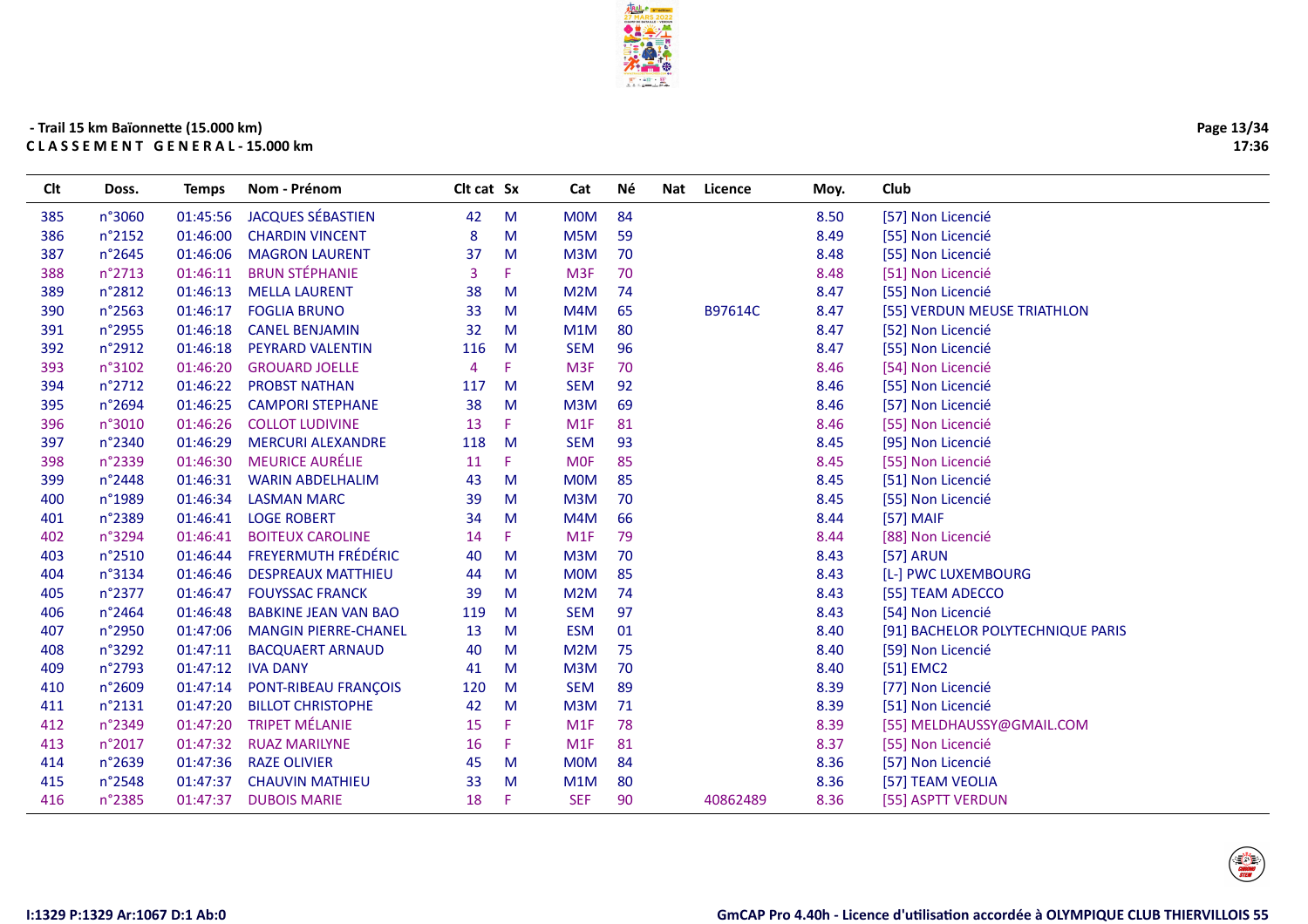**- Trail 15 km Baïonnette (15.000 km)**
**C L A S S E M E N T   G E N E R A L - 15.000 km**

| Clt | Doss. | Temps | Nom - Prénom | Clt cat | Sx | Cat | Né | Nat | Licence | Moy. | Club |
|---|---|---|---|---|---|---|---|---|---|---|---|
| 385 | n°3060 | 01:45:56 | JACQUES SÉBASTIEN | 42 | M | M0M | 84 | | | 8.50 | [57] Non Licencié |
| 386 | n°2152 | 01:46:00 | CHARDIN VINCENT | 8 | M | M5M | 59 | | | 8.49 | [55] Non Licencié |
| 387 | n°2645 | 01:46:06 | MAGRON LAURENT | 37 | M | M3M | 70 | | | 8.48 | [55] Non Licencié |
| 388 | n°2713 | 01:46:11 | BRUN STÉPHANIE | 3 | F | M3F | 70 | | | 8.48 | [51] Non Licencié |
| 389 | n°2812 | 01:46:13 | MELLA LAURENT | 38 | M | M2M | 74 | | | 8.47 | [55] Non Licencié |
| 390 | n°2563 | 01:46:17 | FOGLIA BRUNO | 33 | M | M4M | 65 | | B97614C | 8.47 | [55] VERDUN MEUSE TRIATHLON |
| 391 | n°2955 | 01:46:18 | CANEL BENJAMIN | 32 | M | M1M | 80 | | | 8.47 | [52] Non Licencié |
| 392 | n°2912 | 01:46:18 | PEYRARD VALENTIN | 116 | M | SEM | 96 | | | 8.47 | [55] Non Licencié |
| 393 | n°3102 | 01:46:20 | GROUARD JOELLE | 4 | F | M3F | 70 | | | 8.46 | [54] Non Licencié |
| 394 | n°2712 | 01:46:22 | PROBST NATHAN | 117 | M | SEM | 92 | | | 8.46 | [55] Non Licencié |
| 395 | n°2694 | 01:46:25 | CAMPORI STEPHANE | 38 | M | M3M | 69 | | | 8.46 | [57] Non Licencié |
| 396 | n°3010 | 01:46:26 | COLLOT LUDIVINE | 13 | F | M1F | 81 | | | 8.46 | [55] Non Licencié |
| 397 | n°2340 | 01:46:29 | MERCURI ALEXANDRE | 118 | M | SEM | 93 | | | 8.45 | [95] Non Licencié |
| 398 | n°2339 | 01:46:30 | MEURICE AURÉLIE | 11 | F | M0F | 85 | | | 8.45 | [55] Non Licencié |
| 399 | n°2448 | 01:46:31 | WARIN ABDELHALIM | 43 | M | M0M | 85 | | | 8.45 | [51] Non Licencié |
| 400 | n°1989 | 01:46:34 | LASMAN MARC | 39 | M | M3M | 70 | | | 8.45 | [55] Non Licencié |
| 401 | n°2389 | 01:46:41 | LOGE ROBERT | 34 | M | M4M | 66 | | | 8.44 | [57] MAIF |
| 402 | n°3294 | 01:46:41 | BOITEUX CAROLINE | 14 | F | M1F | 79 | | | 8.44 | [88] Non Licencié |
| 403 | n°2510 | 01:46:44 | FREYERMUTH FRÉDÉRIC | 40 | M | M3M | 70 | | | 8.43 | [57] ARUN |
| 404 | n°3134 | 01:46:46 | DESPREAUX MATTHIEU | 44 | M | M0M | 85 | | | 8.43 | [L-] PWC LUXEMBOURG |
| 405 | n°2377 | 01:46:47 | FOUYSSAC FRANCK | 39 | M | M2M | 74 | | | 8.43 | [55] TEAM ADECCO |
| 406 | n°2464 | 01:46:48 | BABKINE JEAN VAN BAO | 119 | M | SEM | 97 | | | 8.43 | [54] Non Licencié |
| 407 | n°2950 | 01:47:06 | MANGIN PIERRE-CHANEL | 13 | M | ESM | 01 | | | 8.40 | [91] BACHELOR POLYTECHNIQUE PARIS |
| 408 | n°3292 | 01:47:11 | BACQUAERT ARNAUD | 40 | M | M2M | 75 | | | 8.40 | [59] Non Licencié |
| 409 | n°2793 | 01:47:12 | IVA DANY | 41 | M | M3M | 70 | | | 8.40 | [51] EMC2 |
| 410 | n°2609 | 01:47:14 | PONT-RIBEAU FRANÇOIS | 120 | M | SEM | 89 | | | 8.39 | [77] Non Licencié |
| 411 | n°2131 | 01:47:20 | BILLOT CHRISTOPHE | 42 | M | M3M | 71 | | | 8.39 | [51] Non Licencié |
| 412 | n°2349 | 01:47:20 | TRIPET MÉLANIE | 15 | F | M1F | 78 | | | 8.39 | [55] MELDHAUSSY@GMAIL.COM |
| 413 | n°2017 | 01:47:32 | RUAZ MARILYNE | 16 | F | M1F | 81 | | | 8.37 | [55] Non Licencié |
| 414 | n°2639 | 01:47:36 | RAZE OLIVIER | 45 | M | M0M | 84 | | | 8.36 | [57] Non Licencié |
| 415 | n°2548 | 01:47:37 | CHAUVIN MATHIEU | 33 | M | M1M | 80 | | | 8.36 | [57] TEAM VEOLIA |
| 416 | n°2385 | 01:47:37 | DUBOIS MARIE | 18 | F | SEF | 90 | | 40862489 | 8.36 | [55] ASPTT VERDUN |

I:1329 P:1329 Ar:1067 D:1 Ab:0

GmCAP Pro 4.40h - Licence d'utilisation accordée à OLYMPIQUE CLUB THIERVILLOIS 55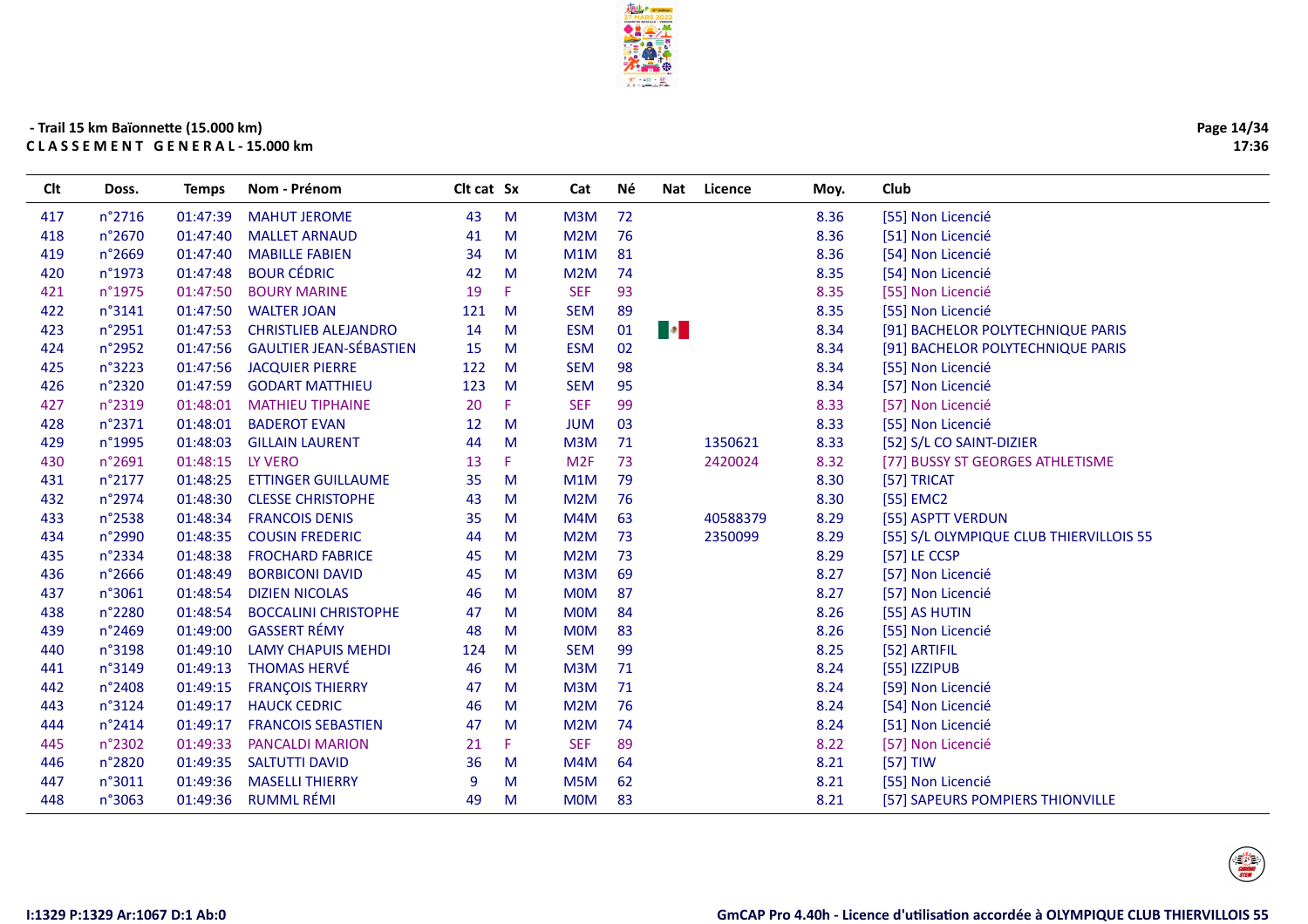- Trail 15 km Baïonnette (15.000 km)

C L A S S E M E N T   G E N E R A L - 15.000 km

| Clt | Doss. | Temps | Nom - Prénom | Clt cat | Sx | Cat | Né | Nat | Licence | Moy. | Club |
|---|---|---|---|---|---|---|---|---|---|---|---|
| 417 | n°2716 | 01:47:39 | MAHUT JEROME | 43 | M | M3M | 72 | | | 8.36 | [55] Non Licencié |
| 418 | n°2670 | 01:47:40 | MALLET ARNAUD | 41 | M | M2M | 76 | | | 8.36 | [51] Non Licencié |
| 419 | n°2669 | 01:47:40 | MABILLE FABIEN | 34 | M | M1M | 81 | | | 8.36 | [54] Non Licencié |
| 420 | n°1973 | 01:47:48 | BOUR CÉDRIC | 42 | M | M2M | 74 | | | 8.35 | [54] Non Licencié |
| 421 | n°1975 | 01:47:50 | BOURY MARINE | 19 | F | SEF | 93 | | | 8.35 | [55] Non Licencié |
| 422 | n°3141 | 01:47:50 | WALTER JOAN | 121 | M | SEM | 89 | | | 8.35 | [55] Non Licencié |
| 423 | n°2951 | 01:47:53 | CHRISTLIEB ALEJANDRO | 14 | M | ESM | 01 | MEX | | 8.34 | [91] BACHELOR POLYTECHNIQUE PARIS |
| 424 | n°2952 | 01:47:56 | GAULTIER JEAN-SÉBASTIEN | 15 | M | ESM | 02 | | | 8.34 | [91] BACHELOR POLYTECHNIQUE PARIS |
| 425 | n°3223 | 01:47:56 | JACQUIER PIERRE | 122 | M | SEM | 98 | | | 8.34 | [55] Non Licencié |
| 426 | n°2320 | 01:47:59 | GODART MATTHIEU | 123 | M | SEM | 95 | | | 8.34 | [57] Non Licencié |
| 427 | n°2319 | 01:48:01 | MATHIEU TIPHAINE | 20 | F | SEF | 99 | | | 8.33 | [57] Non Licencié |
| 428 | n°2371 | 01:48:01 | BADEROT EVAN | 12 | M | JUM | 03 | | | 8.33 | [55] Non Licencié |
| 429 | n°1995 | 01:48:03 | GILLAIN LAURENT | 44 | M | M3M | 71 | | 1350621 | 8.33 | [52] S/L CO SAINT-DIZIER |
| 430 | n°2691 | 01:48:15 | LY VERO | 13 | F | M2F | 73 | | 2420024 | 8.32 | [77] BUSSY ST GEORGES ATHLETISME |
| 431 | n°2177 | 01:48:25 | ETTINGER GUILLAUME | 35 | M | M1M | 79 | | | 8.30 | [57] TRICAT |
| 432 | n°2974 | 01:48:30 | CLESSE CHRISTOPHE | 43 | M | M2M | 76 | | | 8.30 | [55] EMC2 |
| 433 | n°2538 | 01:48:34 | FRANCOIS DENIS | 35 | M | M4M | 63 | | 40588379 | 8.29 | [55] ASPTT VERDUN |
| 434 | n°2990 | 01:48:35 | COUSIN FREDERIC | 44 | M | M2M | 73 | | 2350099 | 8.29 | [55] S/L OLYMPIQUE CLUB THIERVILLOIS 55 |
| 435 | n°2334 | 01:48:38 | FROCHARD FABRICE | 45 | M | M2M | 73 | | | 8.29 | [57] LE CCSP |
| 436 | n°2666 | 01:48:49 | BORBICONI DAVID | 45 | M | M3M | 69 | | | 8.27 | [57] Non Licencié |
| 437 | n°3061 | 01:48:54 | DIZIEN NICOLAS | 46 | M | M0M | 87 | | | 8.27 | [57] Non Licencié |
| 438 | n°2280 | 01:48:54 | BOCCALINI CHRISTOPHE | 47 | M | M0M | 84 | | | 8.26 | [55] AS HUTIN |
| 439 | n°2469 | 01:49:00 | GASSERT RÉMY | 48 | M | M0M | 83 | | | 8.26 | [55] Non Licencié |
| 440 | n°3198 | 01:49:10 | LAMY CHAPUIS MEHDI | 124 | M | SEM | 99 | | | 8.25 | [52] ARTIFIL |
| 441 | n°3149 | 01:49:13 | THOMAS HERVÉ | 46 | M | M3M | 71 | | | 8.24 | [55] IZZIPUB |
| 442 | n°2408 | 01:49:15 | FRANÇOIS THIERRY | 47 | M | M3M | 71 | | | 8.24 | [59] Non Licencié |
| 443 | n°3124 | 01:49:17 | HAUCK CEDRIC | 46 | M | M2M | 76 | | | 8.24 | [54] Non Licencié |
| 444 | n°2414 | 01:49:17 | FRANCOIS SEBASTIEN | 47 | M | M2M | 74 | | | 8.24 | [51] Non Licencié |
| 445 | n°2302 | 01:49:33 | PANCALDI MARION | 21 | F | SEF | 89 | | | 8.22 | [57] Non Licencié |
| 446 | n°2820 | 01:49:35 | SALTUTTI DAVID | 36 | M | M4M | 64 | | | 8.21 | [57] TIW |
| 447 | n°3011 | 01:49:36 | MASELLI THIERRY | 9 | M | M5M | 62 | | | 8.21 | [55] Non Licencié |
| 448 | n°3063 | 01:49:36 | RUMML RÉMI | 49 | M | M0M | 83 | | | 8.21 | [57] SAPEURS POMPIERS THIONVILLE |

I:1329 P:1329 Ar:1067 D:1 Ab:0

GmCAP Pro 4.40h - Licence d'utilisation accordée à OLYMPIQUE CLUB THIERVILLOIS 55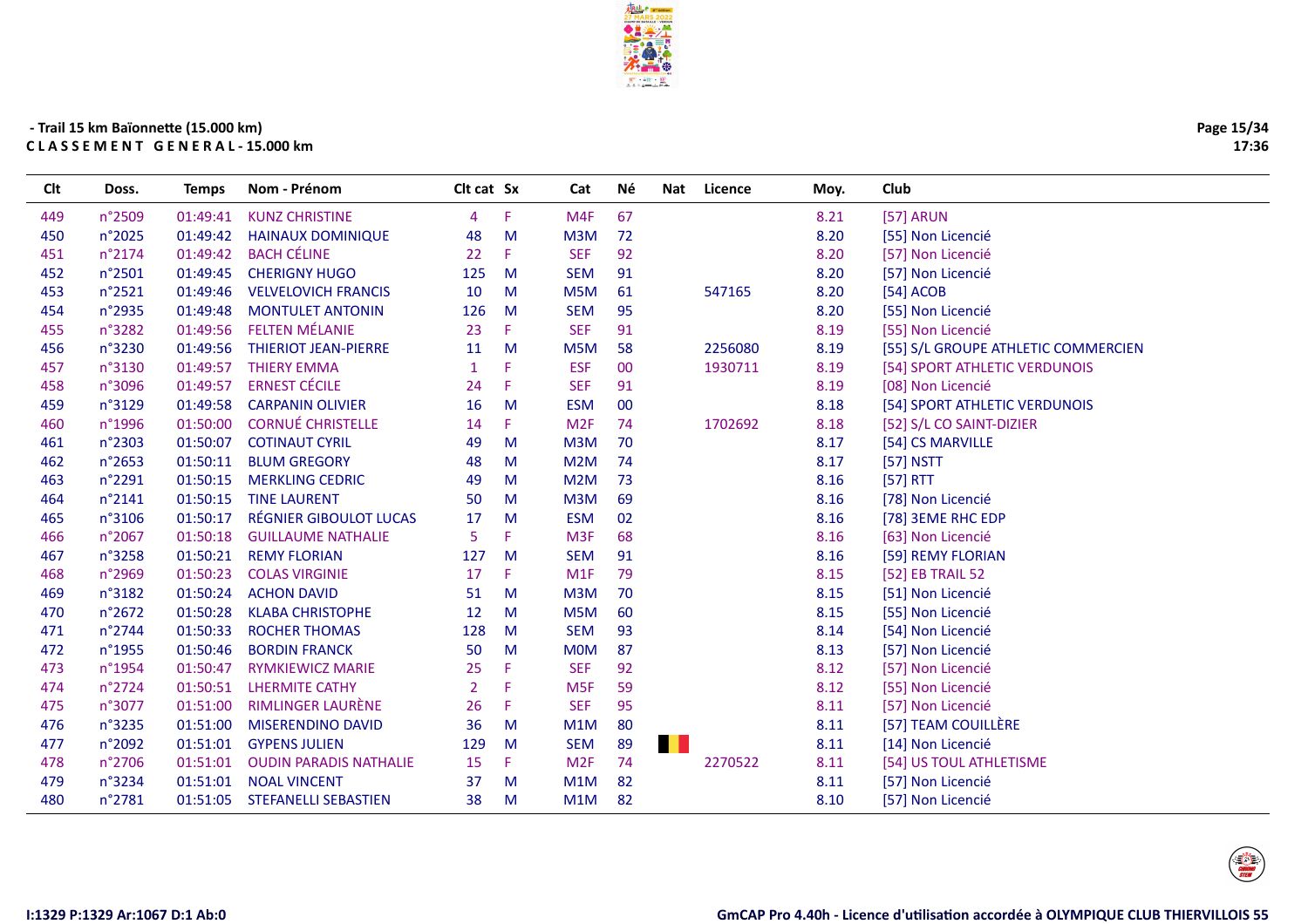- Trail 15 km Baïonnette (15.000 km)
**C L A S S E M E N T   G E N E R A L - 15.000 km**

| Clt | Doss. | Temps | Nom - Prénom | Clt cat | Sx | Cat | Né | Nat | Licence | Moy. | Club |
|---|---|---|---|---|---|---|---|---|---|---|---|
| 449 | n°2509 | 01:49:41 | KUNZ CHRISTINE | 4 | F | M4F | 67 | | | 8.21 | [57] ARUN |
| 450 | n°2025 | 01:49:42 | HAINAUX DOMINIQUE | 48 | M | M3M | 72 | | | 8.20 | [55] Non Licencié |
| 451 | n°2174 | 01:49:42 | BACH CÉLINE | 22 | F | SEF | 92 | | | 8.20 | [57] Non Licencié |
| 452 | n°2501 | 01:49:45 | CHERIGNY HUGO | 125 | M | SEM | 91 | | | 8.20 | [57] Non Licencié |
| 453 | n°2521 | 01:49:46 | VELVELOVICH FRANCIS | 10 | M | M5M | 61 | | 547165 | 8.20 | [54] ACOB |
| 454 | n°2935 | 01:49:48 | MONTULET ANTONIN | 126 | M | SEM | 95 | | | 8.20 | [55] Non Licencié |
| 455 | n°3282 | 01:49:56 | FELTEN MÉLANIE | 23 | F | SEF | 91 | | | 8.19 | [55] Non Licencié |
| 456 | n°3230 | 01:49:56 | THIERIOT JEAN-PIERRE | 11 | M | M5M | 58 | | 2256080 | 8.19 | [55] S/L GROUPE ATHLETIC COMMERCIEN |
| 457 | n°3130 | 01:49:57 | THIERY EMMA | 1 | F | ESF | 00 | | 1930711 | 8.19 | [54] SPORT ATHLETIC VERDUNOIS |
| 458 | n°3096 | 01:49:57 | ERNEST CÉCILE | 24 | F | SEF | 91 | | | 8.19 | [08] Non Licencié |
| 459 | n°3129 | 01:49:58 | CARPANIN OLIVIER | 16 | M | ESM | 00 | | | 8.18 | [54] SPORT ATHLETIC VERDUNOIS |
| 460 | n°1996 | 01:50:00 | CORNUÉ CHRISTELLE | 14 | F | M2F | 74 | | 1702692 | 8.18 | [52] S/L CO SAINT-DIZIER |
| 461 | n°2303 | 01:50:07 | COTINAUT CYRIL | 49 | M | M3M | 70 | | | 8.17 | [54] CS MARVILLE |
| 462 | n°2653 | 01:50:11 | BLUM GREGORY | 48 | M | M2M | 74 | | | 8.17 | [57] NSTT |
| 463 | n°2291 | 01:50:15 | MERKLING CEDRIC | 49 | M | M2M | 73 | | | 8.16 | [57] RTT |
| 464 | n°2141 | 01:50:15 | TINE LAURENT | 50 | M | M3M | 69 | | | 8.16 | [78] Non Licencié |
| 465 | n°3106 | 01:50:17 | RÉGNIER GIBOULOT LUCAS | 17 | M | ESM | 02 | | | 8.16 | [78] 3EME RHC EDP |
| 466 | n°2067 | 01:50:18 | GUILLAUME NATHALIE | 5 | F | M3F | 68 | | | 8.16 | [63] Non Licencié |
| 467 | n°3258 | 01:50:21 | REMY FLORIAN | 127 | M | SEM | 91 | | | 8.16 | [59] REMY FLORIAN |
| 468 | n°2969 | 01:50:23 | COLAS VIRGINIE | 17 | F | M1F | 79 | | | 8.15 | [52] EB TRAIL 52 |
| 469 | n°3182 | 01:50:24 | ACHON DAVID | 51 | M | M3M | 70 | | | 8.15 | [51] Non Licencié |
| 470 | n°2672 | 01:50:28 | KLABA CHRISTOPHE | 12 | M | M5M | 60 | | | 8.15 | [55] Non Licencié |
| 471 | n°2744 | 01:50:33 | ROCHER THOMAS | 128 | M | SEM | 93 | | | 8.14 | [54] Non Licencié |
| 472 | n°1955 | 01:50:46 | BORDIN FRANCK | 50 | M | M0M | 87 | | | 8.13 | [57] Non Licencié |
| 473 | n°1954 | 01:50:47 | RYMKIEWICZ MARIE | 25 | F | SEF | 92 | | | 8.12 | [57] Non Licencié |
| 474 | n°2724 | 01:50:51 | LHERMITE CATHY | 2 | F | M5F | 59 | | | 8.12 | [55] Non Licencié |
| 475 | n°3077 | 01:51:00 | RIMLINGER LAURÈNE | 26 | F | SEF | 95 | | | 8.11 | [57] Non Licencié |
| 476 | n°3235 | 01:51:00 | MISERENDINO DAVID | 36 | M | M1M | 80 | | | 8.11 | [57] TEAM COUILLÈRE |
| 477 | n°2092 | 01:51:01 | GYPENS JULIEN | 129 | M | SEM | 89 | BEL | | 8.11 | [14] Non Licencié |
| 478 | n°2706 | 01:51:01 | OUDIN PARADIS NATHALIE | 15 | F | M2F | 74 | | 2270522 | 8.11 | [54] US TOUL ATHLETISME |
| 479 | n°3234 | 01:51:01 | NOAL VINCENT | 37 | M | M1M | 82 | | | 8.11 | [57] Non Licencié |
| 480 | n°2781 | 01:51:05 | STEFANELLI SEBASTIEN | 38 | M | M1M | 82 | | | 8.10 | [57] Non Licencié |

I:1329 P:1329 Ar:1067 D:1 Ab:0

GmCAP Pro 4.40h - Licence d'utilisation accordée à OLYMPIQUE CLUB THIERVILLOIS 55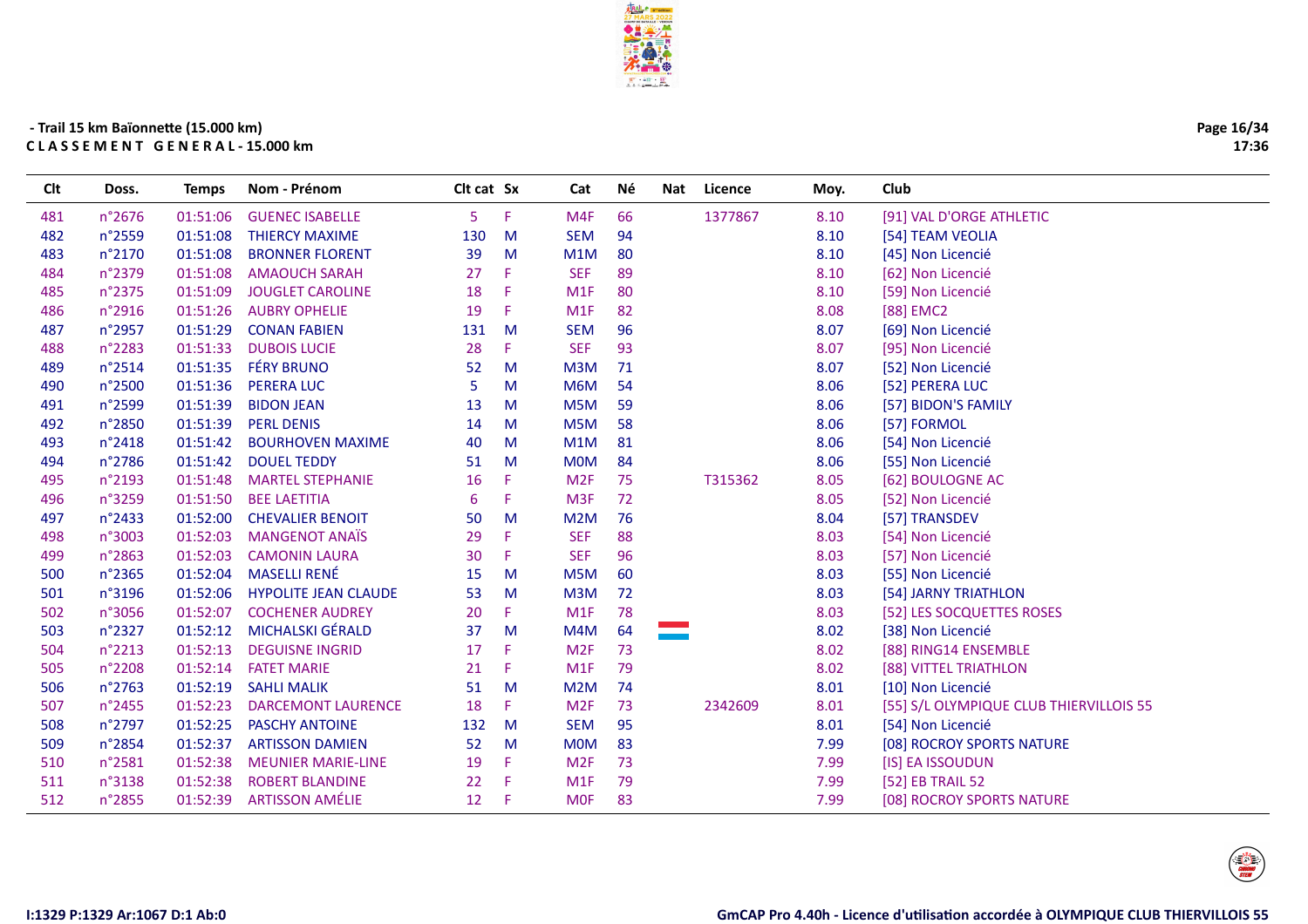- Trail 15 km Baïonnette (15.000 km)

**C L A S S E M E N T  G E N E R A L - 15.000 km**

| Clt | Doss. | Temps | Nom - Prénom | Clt cat | Sx | Cat | Né | Nat | Licence | Moy. | Club |
|---|---|---|---|---|---|---|---|---|---|---|---|
| 481 | n°2676 | 01:51:06 | GUENEC ISABELLE | 5 | F | M4F | 66 | | 1377867 | 8.10 | [91] VAL D'ORGE ATHLETIC |
| 482 | n°2559 | 01:51:08 | THIERCY MAXIME | 130 | M | SEM | 94 | | | 8.10 | [54] TEAM VEOLIA |
| 483 | n°2170 | 01:51:08 | BRONNER FLORENT | 39 | M | M1M | 80 | | | 8.10 | [45] Non Licencié |
| 484 | n°2379 | 01:51:08 | AMAOUCH SARAH | 27 | F | SEF | 89 | | | 8.10 | [62] Non Licencié |
| 485 | n°2375 | 01:51:09 | JOUGLET CAROLINE | 18 | F | M1F | 80 | | | 8.10 | [59] Non Licencié |
| 486 | n°2916 | 01:51:26 | AUBRY OPHELIE | 19 | F | M1F | 82 | | | 8.08 | [88] EMC2 |
| 487 | n°2957 | 01:51:29 | CONAN FABIEN | 131 | M | SEM | 96 | | | 8.07 | [69] Non Licencié |
| 488 | n°2283 | 01:51:33 | DUBOIS LUCIE | 28 | F | SEF | 93 | | | 8.07 | [95] Non Licencié |
| 489 | n°2514 | 01:51:35 | FÉRY BRUNO | 52 | M | M3M | 71 | | | 8.07 | [52] Non Licencié |
| 490 | n°2500 | 01:51:36 | PERERA LUC | 5 | M | M6M | 54 | | | 8.06 | [52] PERERA LUC |
| 491 | n°2599 | 01:51:39 | BIDON JEAN | 13 | M | M5M | 59 | | | 8.06 | [57] BIDON'S FAMILY |
| 492 | n°2850 | 01:51:39 | PERL DENIS | 14 | M | M5M | 58 | | | 8.06 | [57] FORMOL |
| 493 | n°2418 | 01:51:42 | BOURHOVEN MAXIME | 40 | M | M1M | 81 | | | 8.06 | [54] Non Licencié |
| 494 | n°2786 | 01:51:42 | DOUEL TEDDY | 51 | M | M0M | 84 | | | 8.06 | [55] Non Licencié |
| 495 | n°2193 | 01:51:48 | MARTEL STEPHANIE | 16 | F | M2F | 75 | | T315362 | 8.05 | [62] BOULOGNE AC |
| 496 | n°3259 | 01:51:50 | BEE LAETITIA | 6 | F | M3F | 72 | | | 8.05 | [52] Non Licencié |
| 497 | n°2433 | 01:52:00 | CHEVALIER BENOIT | 50 | M | M2M | 76 | | | 8.04 | [57] TRANSDEV |
| 498 | n°3003 | 01:52:03 | MANGENOT ANAÏS | 29 | F | SEF | 88 | | | 8.03 | [54] Non Licencié |
| 499 | n°2863 | 01:52:03 | CAMONIN LAURA | 30 | F | SEF | 96 | | | 8.03 | [57] Non Licencié |
| 500 | n°2365 | 01:52:04 | MASELLI RENÉ | 15 | M | M5M | 60 | | | 8.03 | [55] Non Licencié |
| 501 | n°3196 | 01:52:06 | HYPOLITE JEAN CLAUDE | 53 | M | M3M | 72 | | | 8.03 | [54] JARNY TRIATHLON |
| 502 | n°3056 | 01:52:07 | COCHENER AUDREY | 20 | F | M1F | 78 | | | 8.03 | [52] LES SOCQUETTES ROSES |
| 503 | n°2327 | 01:52:12 | MICHALSKI GÉRALD | 37 | M | M4M | 64 | | | 8.02 | [38] Non Licencié |
| 504 | n°2213 | 01:52:13 | DEGUISNE INGRID | 17 | F | M2F | 73 | | | 8.02 | [88] RING14 ENSEMBLE |
| 505 | n°2208 | 01:52:14 | FATET MARIE | 21 | F | M1F | 79 | | | 8.02 | [88] VITTEL TRIATHLON |
| 506 | n°2763 | 01:52:19 | SAHLI MALIK | 51 | M | M2M | 74 | | | 8.01 | [10] Non Licencié |
| 507 | n°2455 | 01:52:23 | DARCEMONT LAURENCE | 18 | F | M2F | 73 | | 2342609 | 8.01 | [55] S/L OLYMPIQUE CLUB THIERVILLOIS 55 |
| 508 | n°2797 | 01:52:25 | PASCHY ANTOINE | 132 | M | SEM | 95 | | | 8.01 | [54] Non Licencié |
| 509 | n°2854 | 01:52:37 | ARTISSON DAMIEN | 52 | M | M0M | 83 | | | 7.99 | [08] ROCROY SPORTS NATURE |
| 510 | n°2581 | 01:52:38 | MEUNIER MARIE-LINE | 19 | F | M2F | 73 | | | 7.99 | [IS] EA ISSOUDUN |
| 511 | n°3138 | 01:52:38 | ROBERT BLANDINE | 22 | F | M1F | 79 | | | 7.99 | [52] EB TRAIL 52 |
| 512 | n°2855 | 01:52:39 | ARTISSON AMÉLIE | 12 | F | M0F | 83 | | | 7.99 | [08] ROCROY SPORTS NATURE |

I:1329 P:1329 Ar:1067 D:1 Ab:0

GmCAP Pro 4.40h - Licence d'utilisation accordée à OLYMPIQUE CLUB THIERVILLOIS 55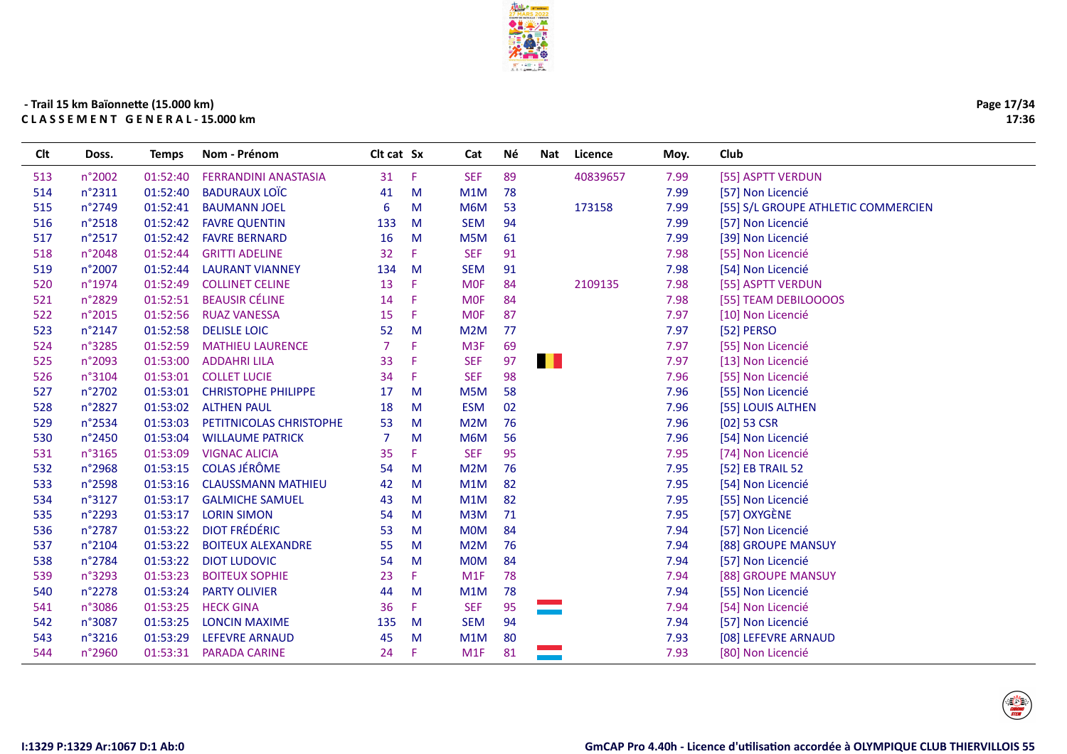- Trail 15 km Baïonnette (15.000 km)

**CLASSEMENT GENERAL - 15.000 km**

| Clt | Doss. | Temps | Nom - Prénom | Clt cat | Sx | Cat | Né | Nat | Licence | Moy. | Club |
|---|---|---|---|---|---|---|---|---|---|---|---|
| 513 | n°2002 | 01:52:40 | FERRANDINI ANASTASIA | 31 | F | SEF | 89 | | 40839657 | 7.99 | [55] ASPTT VERDUN |
| 514 | n°2311 | 01:52:40 | BADURAUX LOÏC | 41 | M | M1M | 78 | | | 7.99 | [57] Non Licencié |
| 515 | n°2749 | 01:52:41 | BAUMANN JOEL | 6 | M | M6M | 53 | | 173158 | 7.99 | [55] S/L GROUPE ATHLETIC COMMERCIEN |
| 516 | n°2518 | 01:52:42 | FAVRE QUENTIN | 133 | M | SEM | 94 | | | 7.99 | [57] Non Licencié |
| 517 | n°2517 | 01:52:42 | FAVRE BERNARD | 16 | M | M5M | 61 | | | 7.99 | [39] Non Licencié |
| 518 | n°2048 | 01:52:44 | GRITTI ADELINE | 32 | F | SEF | 91 | | | 7.98 | [55] Non Licencié |
| 519 | n°2007 | 01:52:44 | LAURANT VIANNEY | 134 | M | SEM | 91 | | | 7.98 | [54] Non Licencié |
| 520 | n°1974 | 01:52:49 | COLLINET CELINE | 13 | F | M0F | 84 | | 2109135 | 7.98 | [55] ASPTT VERDUN |
| 521 | n°2829 | 01:52:51 | BEAUSIR CÉLINE | 14 | F | M0F | 84 | | | 7.98 | [55] TEAM DEBILOOOOS |
| 522 | n°2015 | 01:52:56 | RUAZ VANESSA | 15 | F | M0F | 87 | | | 7.97 | [10] Non Licencié |
| 523 | n°2147 | 01:52:58 | DELISLE LOIC | 52 | M | M2M | 77 | | | 7.97 | [52] PERSO |
| 524 | n°3285 | 01:52:59 | MATHIEU LAURENCE | 7 | F | M3F | 69 | | | 7.97 | [55] Non Licencié |
| 525 | n°2093 | 01:53:00 | ADDAHRI LILA | 33 | F | SEF | 97 | BEL | | 7.97 | [13] Non Licencié |
| 526 | n°3104 | 01:53:01 | COLLET LUCIE | 34 | F | SEF | 98 | | | 7.96 | [55] Non Licencié |
| 527 | n°2702 | 01:53:01 | CHRISTOPHE PHILIPPE | 17 | M | M5M | 58 | | | 7.96 | [55] Non Licencié |
| 528 | n°2827 | 01:53:02 | ALTHEN PAUL | 18 | M | ESM | 02 | | | 7.96 | [55] LOUIS ALTHEN |
| 529 | n°2534 | 01:53:03 | PETITNICOLAS CHRISTOPHE | 53 | M | M2M | 76 | | | 7.96 | [02] 53 CSR |
| 530 | n°2450 | 01:53:04 | WILLAUME PATRICK | 7 | M | M6M | 56 | | | 7.96 | [54] Non Licencié |
| 531 | n°3165 | 01:53:09 | VIGNAC ALICIA | 35 | F | SEF | 95 | | | 7.95 | [74] Non Licencié |
| 532 | n°2968 | 01:53:15 | COLAS JÉRÔME | 54 | M | M2M | 76 | | | 7.95 | [52] EB TRAIL 52 |
| 533 | n°2598 | 01:53:16 | CLAUSSMANN MATHIEU | 42 | M | M1M | 82 | | | 7.95 | [54] Non Licencié |
| 534 | n°3127 | 01:53:17 | GALMICHE SAMUEL | 43 | M | M1M | 82 | | | 7.95 | [55] Non Licencié |
| 535 | n°2293 | 01:53:17 | LORIN SIMON | 54 | M | M3M | 71 | | | 7.95 | [57] OXYGÈNE |
| 536 | n°2787 | 01:53:22 | DIOT FRÉDÉRIC | 53 | M | M0M | 84 | | | 7.94 | [57] Non Licencié |
| 537 | n°2104 | 01:53:22 | BOITEUX ALEXANDRE | 55 | M | M2M | 76 | | | 7.94 | [88] GROUPE MANSUY |
| 538 | n°2784 | 01:53:22 | DIOT LUDOVIC | 54 | M | M0M | 84 | | | 7.94 | [57] Non Licencié |
| 539 | n°3293 | 01:53:23 | BOITEUX SOPHIE | 23 | F | M1F | 78 | | | 7.94 | [88] GROUPE MANSUY |
| 540 | n°2278 | 01:53:24 | PARTY OLIVIER | 44 | M | M1M | 78 | | | 7.94 | [55] Non Licencié |
| 541 | n°3086 | 01:53:25 | HECK GINA | 36 | F | SEF | 95 | LUX | | 7.94 | [54] Non Licencié |
| 542 | n°3087 | 01:53:25 | LONCIN MAXIME | 135 | M | SEM | 94 | | | 7.94 | [57] Non Licencié |
| 543 | n°3216 | 01:53:29 | LEFEVRE ARNAUD | 45 | M | M1M | 80 | | | 7.93 | [08] LEFEVRE ARNAUD |
| 544 | n°2960 | 01:53:31 | PARADA CARINE | 24 | F | M1F | 81 | LUX | | 7.93 | [80] Non Licencié |

I:1329 P:1329 Ar:1067 D:1 Ab:0

GmCAP Pro 4.40h - Licence d'utilisation accordée à OLYMPIQUE CLUB THIERVILLOIS 55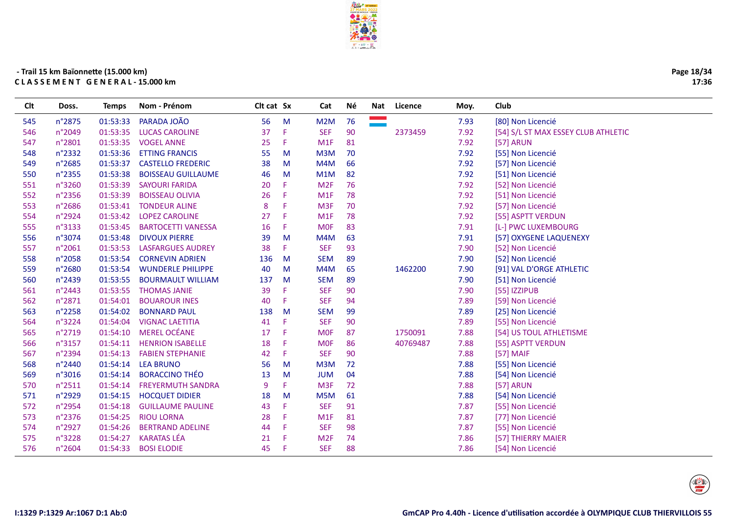- Trail 15 km Baïonnette (15.000 km)

**C L A S S E M E N T   G E N E R A L - 15.000 km**

| Clt | Doss. | Temps | Nom - Prénom | Clt cat | Sx | Cat | Né | Nat | Licence | Moy. | Club |
|---|---|---|---|---|---|---|---|---|---|---|---|
| 545 | n°2875 | 01:53:33 | PARADA JOÃO | 56 | M | M2M | 76 | | | 7.93 | [80] Non Licencié |
| 546 | n°2049 | 01:53:35 | LUCAS CAROLINE | 37 | F | SEF | 90 | | 2373459 | 7.92 | [54] S/L ST MAX ESSEY CLUB ATHLETIC |
| 547 | n°2801 | 01:53:35 | VOGEL ANNE | 25 | F | M1F | 81 | | | 7.92 | [57] ARUN |
| 548 | n°2332 | 01:53:36 | ETTING FRANCIS | 55 | M | M3M | 70 | | | 7.92 | [55] Non Licencié |
| 549 | n°2685 | 01:53:37 | CASTELLO FREDERIC | 38 | M | M4M | 66 | | | 7.92 | [57] Non Licencié |
| 550 | n°2355 | 01:53:38 | BOISSEAU GUILLAUME | 46 | M | M1M | 82 | | | 7.92 | [51] Non Licencié |
| 551 | n°3260 | 01:53:39 | SAYOURI FARIDA | 20 | F | M2F | 76 | | | 7.92 | [52] Non Licencié |
| 552 | n°2356 | 01:53:39 | BOISSEAU OLIVIA | 26 | F | M1F | 78 | | | 7.92 | [51] Non Licencié |
| 553 | n°2686 | 01:53:41 | TONDEUR ALINE | 8 | F | M3F | 70 | | | 7.92 | [57] Non Licencié |
| 554 | n°2924 | 01:53:42 | LOPEZ CAROLINE | 27 | F | M1F | 78 | | | 7.92 | [55] ASPTT VERDUN |
| 555 | n°3133 | 01:53:45 | BARTOCETTI VANESSA | 16 | F | M0F | 83 | | | 7.91 | [L-] PWC LUXEMBOURG |
| 556 | n°3074 | 01:53:48 | DIVOUX PIERRE | 39 | M | M4M | 63 | | | 7.91 | [57] OXYGENE LAQUENEXY |
| 557 | n°2061 | 01:53:53 | LASFARGUES AUDREY | 38 | F | SEF | 93 | | | 7.90 | [52] Non Licencié |
| 558 | n°2058 | 01:53:54 | CORNEVIN ADRIEN | 136 | M | SEM | 89 | | | 7.90 | [52] Non Licencié |
| 559 | n°2680 | 01:53:54 | WUNDERLE PHILIPPE | 40 | M | M4M | 65 | | 1462200 | 7.90 | [91] VAL D'ORGE ATHLETIC |
| 560 | n°2439 | 01:53:55 | BOURMAULT WILLIAM | 137 | M | SEM | 89 | | | 7.90 | [51] Non Licencié |
| 561 | n°2443 | 01:53:55 | THOMAS JANIE | 39 | F | SEF | 90 | | | 7.90 | [55] IZZIPUB |
| 562 | n°2871 | 01:54:01 | BOUAROUR INES | 40 | F | SEF | 94 | | | 7.89 | [59] Non Licencié |
| 563 | n°2258 | 01:54:02 | BONNARD PAUL | 138 | M | SEM | 99 | | | 7.89 | [25] Non Licencié |
| 564 | n°3224 | 01:54:04 | VIGNAC LAETITIA | 41 | F | SEF | 90 | | | 7.89 | [55] Non Licencié |
| 565 | n°2719 | 01:54:10 | MEREL OCÉANE | 17 | F | M0F | 87 | | 1750091 | 7.88 | [54] US TOUL ATHLETISME |
| 566 | n°3157 | 01:54:11 | HENRION ISABELLE | 18 | F | M0F | 86 | | 40769487 | 7.88 | [55] ASPTT VERDUN |
| 567 | n°2394 | 01:54:13 | FABIEN STEPHANIE | 42 | F | SEF | 90 | | | 7.88 | [57] MAIF |
| 568 | n°2440 | 01:54:14 | LEA BRUNO | 56 | M | M3M | 72 | | | 7.88 | [55] Non Licencié |
| 569 | n°3016 | 01:54:14 | BORACCINO THÉO | 13 | M | JUM | 04 | | | 7.88 | [54] Non Licencié |
| 570 | n°2511 | 01:54:14 | FREYERMUTH SANDRA | 9 | F | M3F | 72 | | | 7.88 | [57] ARUN |
| 571 | n°2929 | 01:54:15 | HOCQUET DIDIER | 18 | M | M5M | 61 | | | 7.88 | [54] Non Licencié |
| 572 | n°2954 | 01:54:18 | GUILLAUME PAULINE | 43 | F | SEF | 91 | | | 7.87 | [55] Non Licencié |
| 573 | n°2376 | 01:54:25 | RIOU LORNA | 28 | F | M1F | 81 | | | 7.87 | [77] Non Licencié |
| 574 | n°2927 | 01:54:26 | BERTRAND ADELINE | 44 | F | SEF | 98 | | | 7.87 | [55] Non Licencié |
| 575 | n°3228 | 01:54:27 | KARATAS LÉA | 21 | F | M2F | 74 | | | 7.86 | [57] THIERRY MAIER |
| 576 | n°2604 | 01:54:33 | BOSI ELODIE | 45 | F | SEF | 88 | | | 7.86 | [54] Non Licencié |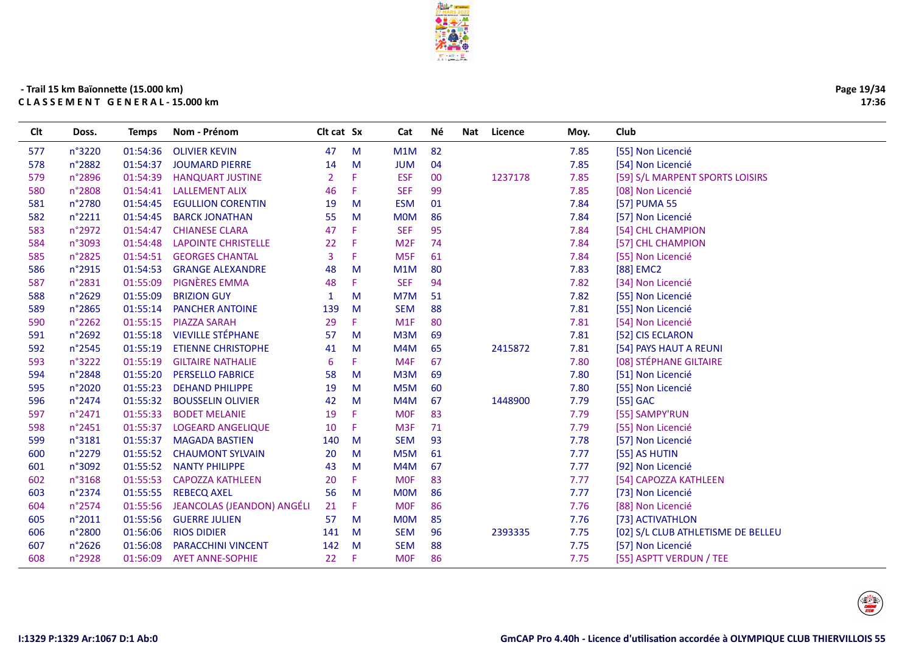## - Trail 15 km Baïonnette (15.000 km)

**C L A S S E M E N T   G E N E R A L - 15.000 km**

| Clt | Doss. | Temps | Nom - Prénom | Clt cat | Sx | Cat | Né | Nat | Licence | Moy. | Club |
|---|---|---|---|---|---|---|---|---|---|---|---|
| 577 | n°3220 | 01:54:36 | OLIVIER KEVIN | 47 | M | M1M | 82 | | | 7.85 | [55] Non Licencié |
| 578 | n°2882 | 01:54:37 | JOUMARD PIERRE | 14 | M | JUM | 04 | | | 7.85 | [54] Non Licencié |
| 579 | n°2896 | 01:54:39 | HANQUART JUSTINE | 2 | F | ESF | 00 | | 1237178 | 7.85 | [59] S/L MARPENT SPORTS LOISIRS |
| 580 | n°2808 | 01:54:41 | LALLEMENT ALIX | 46 | F | SEF | 99 | | | 7.85 | [08] Non Licencié |
| 581 | n°2780 | 01:54:45 | EGULLION CORENTIN | 19 | M | ESM | 01 | | | 7.84 | [57] PUMA 55 |
| 582 | n°2211 | 01:54:45 | BARCK JONATHAN | 55 | M | M0M | 86 | | | 7.84 | [57] Non Licencié |
| 583 | n°2972 | 01:54:47 | CHIANESE CLARA | 47 | F | SEF | 95 | | | 7.84 | [54] CHL CHAMPION |
| 584 | n°3093 | 01:54:48 | LAPOINTE CHRISTELLE | 22 | F | M2F | 74 | | | 7.84 | [57] CHL CHAMPION |
| 585 | n°2825 | 01:54:51 | GEORGES CHANTAL | 3 | F | M5F | 61 | | | 7.84 | [55] Non Licencié |
| 586 | n°2915 | 01:54:53 | GRANGE ALEXANDRE | 48 | M | M1M | 80 | | | 7.83 | [88] EMC2 |
| 587 | n°2831 | 01:55:09 | PIGNÈRES EMMA | 48 | F | SEF | 94 | | | 7.82 | [34] Non Licencié |
| 588 | n°2629 | 01:55:09 | BRIZION GUY | 1 | M | M7M | 51 | | | 7.82 | [55] Non Licencié |
| 589 | n°2865 | 01:55:14 | PANCHER ANTOINE | 139 | M | SEM | 88 | | | 7.81 | [55] Non Licencié |
| 590 | n°2262 | 01:55:15 | PIAZZA SARAH | 29 | F | M1F | 80 | | | 7.81 | [54] Non Licencié |
| 591 | n°2692 | 01:55:18 | VIEVILLE STÉPHANE | 57 | M | M3M | 69 | | | 7.81 | [52] CIS ECLARON |
| 592 | n°2545 | 01:55:19 | ETIENNE CHRISTOPHE | 41 | M | M4M | 65 | | 2415872 | 7.81 | [54] PAYS HAUT A REUNI |
| 593 | n°3222 | 01:55:19 | GILTAIRE NATHALIE | 6 | F | M4F | 67 | | | 7.80 | [08] STÉPHANE GILTAIRE |
| 594 | n°2848 | 01:55:20 | PERSELLO FABRICE | 58 | M | M3M | 69 | | | 7.80 | [51] Non Licencié |
| 595 | n°2020 | 01:55:23 | DEHAND PHILIPPE | 19 | M | M5M | 60 | | | 7.80 | [55] Non Licencié |
| 596 | n°2474 | 01:55:32 | BOUSSELIN OLIVIER | 42 | M | M4M | 67 | | 1448900 | 7.79 | [55] GAC |
| 597 | n°2471 | 01:55:33 | BODET MELANIE | 19 | F | M0F | 83 | | | 7.79 | [55] SAMPY'RUN |
| 598 | n°2451 | 01:55:37 | LOGEARD ANGELIQUE | 10 | F | M3F | 71 | | | 7.79 | [55] Non Licencié |
| 599 | n°3181 | 01:55:37 | MAGADA BASTIEN | 140 | M | SEM | 93 | | | 7.78 | [57] Non Licencié |
| 600 | n°2279 | 01:55:52 | CHAUMONT SYLVAIN | 20 | M | M5M | 61 | | | 7.77 | [55] AS HUTIN |
| 601 | n°3092 | 01:55:52 | NANTY PHILIPPE | 43 | M | M4M | 67 | | | 7.77 | [92] Non Licencié |
| 602 | n°3168 | 01:55:53 | CAPOZZA KATHLEEN | 20 | F | M0F | 83 | | | 7.77 | [54] CAPOZZA KATHLEEN |
| 603 | n°2374 | 01:55:55 | REBECQ AXEL | 56 | M | M0M | 86 | | | 7.77 | [73] Non Licencié |
| 604 | n°2574 | 01:55:56 | JEANCOLAS (JEANDON) ANGÉLI | 21 | F | M0F | 86 | | | 7.76 | [88] Non Licencié |
| 605 | n°2011 | 01:55:56 | GUERRE JULIEN | 57 | M | M0M | 85 | | | 7.76 | [73] ACTIVATHLON |
| 606 | n°2800 | 01:56:06 | RIOS DIDIER | 141 | M | SEM | 96 | | 2393335 | 7.75 | [02] S/L CLUB ATHLETISME DE BELLEU |
| 607 | n°2626 | 01:56:08 | PARACCHINI VINCENT | 142 | M | SEM | 88 | | | 7.75 | [57] Non Licencié |
| 608 | n°2928 | 01:56:09 | AYET ANNE-SOPHIE | 22 | F | M0F | 86 | | | 7.75 | [55] ASPTT VERDUN / TEE |

I:1329 P:1329 Ar:1067 D:1 Ab:0

GmCAP Pro 4.40h - Licence d'utilisation accordée à OLYMPIQUE CLUB THIERVILLOIS 55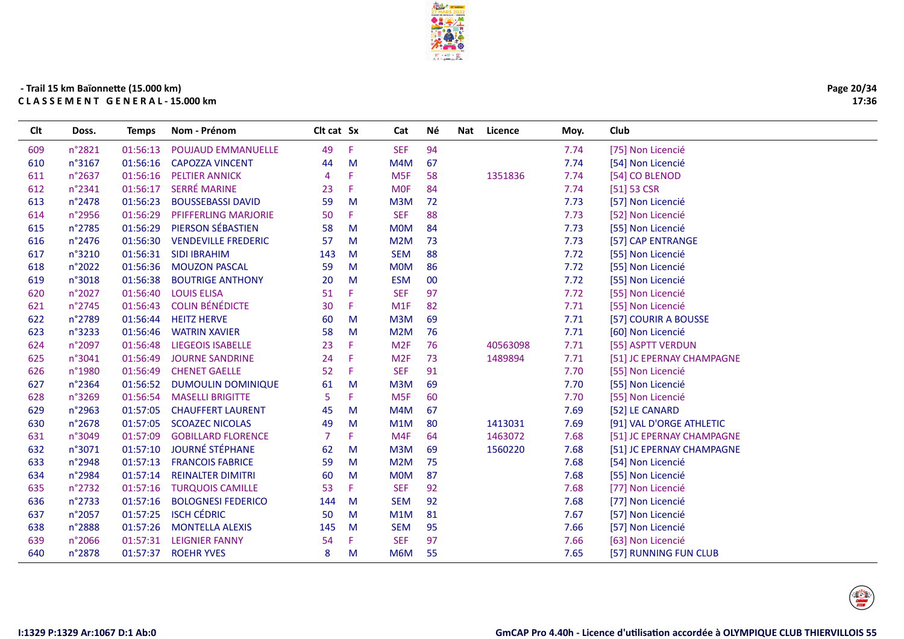- Trail 15 km Baïonnette (15.000 km)
**C L A S S E M E N T   G E N E R A L - 15.000 km**

| Clt | Doss. | Temps | Nom - Prénom | Clt cat | Sx | Cat | Né | Nat | Licence | Moy. | Club |
|---|---|---|---|---|---|---|---|---|---|---|---|
| 609 | n°2821 | 01:56:13 | POUJAUD EMMANUELLE | 49 | F | SEF | 94 | | | 7.74 | [75] Non Licencié |
| 610 | n°3167 | 01:56:16 | CAPOZZA VINCENT | 44 | M | M4M | 67 | | | 7.74 | [54] Non Licencié |
| 611 | n°2637 | 01:56:16 | PELTIER ANNICK | 4 | F | M5F | 58 | | 1351836 | 7.74 | [54] CO BLENOD |
| 612 | n°2341 | 01:56:17 | SERRÉ MARINE | 23 | F | M0F | 84 | | | 7.74 | [51] 53 CSR |
| 613 | n°2478 | 01:56:23 | BOUSSEBASSI DAVID | 59 | M | M3M | 72 | | | 7.73 | [57] Non Licencié |
| 614 | n°2956 | 01:56:29 | PFIFFERLING MARJORIE | 50 | F | SEF | 88 | | | 7.73 | [52] Non Licencié |
| 615 | n°2785 | 01:56:29 | PIERSON SÉBASTIEN | 58 | M | M0M | 84 | | | 7.73 | [55] Non Licencié |
| 616 | n°2476 | 01:56:30 | VENDEVILLE FREDERIC | 57 | M | M2M | 73 | | | 7.73 | [57] CAP ENTRANGE |
| 617 | n°3210 | 01:56:31 | SIDI IBRAHIM | 143 | M | SEM | 88 | | | 7.72 | [55] Non Licencié |
| 618 | n°2022 | 01:56:36 | MOUZON PASCAL | 59 | M | M0M | 86 | | | 7.72 | [55] Non Licencié |
| 619 | n°3018 | 01:56:38 | BOUTRIGE ANTHONY | 20 | M | ESM | 00 | | | 7.72 | [55] Non Licencié |
| 620 | n°2027 | 01:56:40 | LOUIS ELISA | 51 | F | SEF | 97 | | | 7.72 | [55] Non Licencié |
| 621 | n°2745 | 01:56:43 | COLIN BÉNÉDICTE | 30 | F | M1F | 82 | | | 7.71 | [55] Non Licencié |
| 622 | n°2789 | 01:56:44 | HEITZ HERVE | 60 | M | M3M | 69 | | | 7.71 | [57] COURIR A BOUSSE |
| 623 | n°3233 | 01:56:46 | WATRIN XAVIER | 58 | M | M2M | 76 | | | 7.71 | [60] Non Licencié |
| 624 | n°2097 | 01:56:48 | LIEGEOIS ISABELLE | 23 | F | M2F | 76 | | 40563098 | 7.71 | [55] ASPTT VERDUN |
| 625 | n°3041 | 01:56:49 | JOURNE SANDRINE | 24 | F | M2F | 73 | | 1489894 | 7.71 | [51] JC EPERNAY CHAMPAGNE |
| 626 | n°1980 | 01:56:49 | CHENET GAELLE | 52 | F | SEF | 91 | | | 7.70 | [55] Non Licencié |
| 627 | n°2364 | 01:56:52 | DUMOULIN DOMINIQUE | 61 | M | M3M | 69 | | | 7.70 | [55] Non Licencié |
| 628 | n°3269 | 01:56:54 | MASELLI BRIGITTE | 5 | F | M5F | 60 | | | 7.70 | [55] Non Licencié |
| 629 | n°2963 | 01:57:05 | CHAUFFERT LAURENT | 45 | M | M4M | 67 | | | 7.69 | [52] LE CANARD |
| 630 | n°2678 | 01:57:05 | SCOAZEC NICOLAS | 49 | M | M1M | 80 | | 1413031 | 7.69 | [91] VAL D'ORGE ATHLETIC |
| 631 | n°3049 | 01:57:09 | GOBILLARD FLORENCE | 7 | F | M4F | 64 | | 1463072 | 7.68 | [51] JC EPERNAY CHAMPAGNE |
| 632 | n°3071 | 01:57:10 | JOURNÉ STÉPHANE | 62 | M | M3M | 69 | | 1560220 | 7.68 | [51] JC EPERNAY CHAMPAGNE |
| 633 | n°2948 | 01:57:13 | FRANCOIS FABRICE | 59 | M | M2M | 75 | | | 7.68 | [54] Non Licencié |
| 634 | n°2984 | 01:57:14 | REINALTER DIMITRI | 60 | M | M0M | 87 | | | 7.68 | [55] Non Licencié |
| 635 | n°2732 | 01:57:16 | TURQUOIS CAMILLE | 53 | F | SEF | 92 | | | 7.68 | [77] Non Licencié |
| 636 | n°2733 | 01:57:16 | BOLOGNESI FEDERICO | 144 | M | SEM | 92 | | | 7.68 | [77] Non Licencié |
| 637 | n°2057 | 01:57:25 | ISCH CÉDRIC | 50 | M | M1M | 81 | | | 7.67 | [57] Non Licencié |
| 638 | n°2888 | 01:57:26 | MONTELLA ALEXIS | 145 | M | SEM | 95 | | | 7.66 | [57] Non Licencié |
| 639 | n°2066 | 01:57:31 | LEIGNIER FANNY | 54 | F | SEF | 97 | | | 7.66 | [63] Non Licencié |
| 640 | n°2878 | 01:57:37 | ROEHR YVES | 8 | M | M6M | 55 | | | 7.65 | [57] RUNNING FUN CLUB |

I:1329 P:1329 Ar:1067 D:1 Ab:0

GmCAP Pro 4.40h - Licence d'utilisation accordée à OLYMPIQUE CLUB THIERVILLOIS 55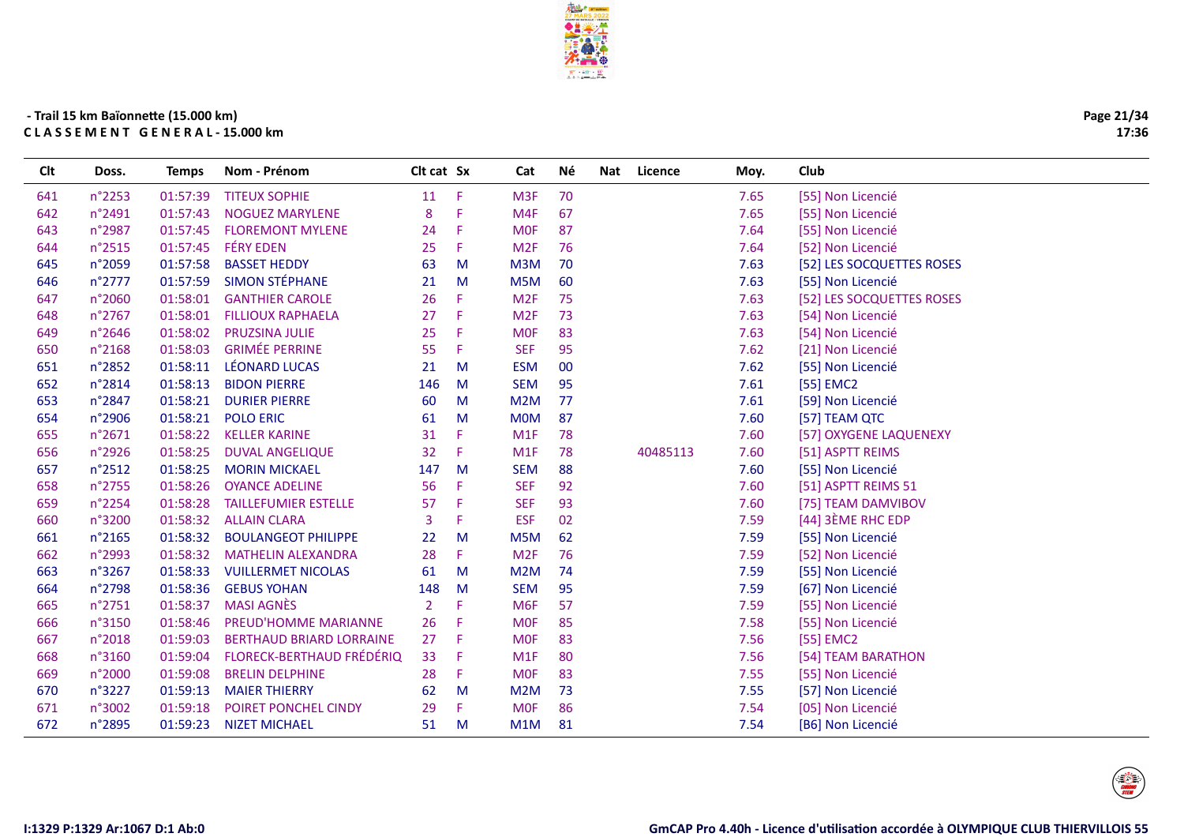- Trail 15 km Baïonnette (15.000 km)
**C L A S S E M E N T   G E N E R A L - 15.000 km**

| Clt | Doss. | Temps | Nom - Prénom | Clt cat | Sx | Cat | Né | Nat | Licence | Moy. | Club |
|---|---|---|---|---|---|---|---|---|---|---|---|
| 641 | n°2253 | 01:57:39 | TITEUX SOPHIE | 11 | F | M3F | 70 | | | 7.65 | [55] Non Licencié |
| 642 | n°2491 | 01:57:43 | NOGUEZ MARYLENE | 8 | F | M4F | 67 | | | 7.65 | [55] Non Licencié |
| 643 | n°2987 | 01:57:45 | FLOREMONT MYLENE | 24 | F | M0F | 87 | | | 7.64 | [55] Non Licencié |
| 644 | n°2515 | 01:57:45 | FÉRY EDEN | 25 | F | M2F | 76 | | | 7.64 | [52] Non Licencié |
| 645 | n°2059 | 01:57:58 | BASSET HEDDY | 63 | M | M3M | 70 | | | 7.63 | [52] LES SOCQUETTES ROSES |
| 646 | n°2777 | 01:57:59 | SIMON STÉPHANE | 21 | M | M5M | 60 | | | 7.63 | [55] Non Licencié |
| 647 | n°2060 | 01:58:01 | GANTHIER CAROLE | 26 | F | M2F | 75 | | | 7.63 | [52] LES SOCQUETTES ROSES |
| 648 | n°2767 | 01:58:01 | FILLIOUX RAPHAELA | 27 | F | M2F | 73 | | | 7.63 | [54] Non Licencié |
| 649 | n°2646 | 01:58:02 | PRUZSINA JULIE | 25 | F | M0F | 83 | | | 7.63 | [54] Non Licencié |
| 650 | n°2168 | 01:58:03 | GRIMÉE PERRINE | 55 | F | SEF | 95 | | | 7.62 | [21] Non Licencié |
| 651 | n°2852 | 01:58:11 | LÉONARD LUCAS | 21 | M | ESM | 00 | | | 7.62 | [55] Non Licencié |
| 652 | n°2814 | 01:58:13 | BIDON PIERRE | 146 | M | SEM | 95 | | | 7.61 | [55] EMC2 |
| 653 | n°2847 | 01:58:21 | DURIER PIERRE | 60 | M | M2M | 77 | | | 7.61 | [59] Non Licencié |
| 654 | n°2906 | 01:58:21 | POLO ERIC | 61 | M | M0M | 87 | | | 7.60 | [57] TEAM QTC |
| 655 | n°2671 | 01:58:22 | KELLER KARINE | 31 | F | M1F | 78 | | | 7.60 | [57] OXYGENE LAQUENEXY |
| 656 | n°2926 | 01:58:25 | DUVAL ANGELIQUE | 32 | F | M1F | 78 | | 40485113 | 7.60 | [51] ASPTT REIMS |
| 657 | n°2512 | 01:58:25 | MORIN MICKAEL | 147 | M | SEM | 88 | | | 7.60 | [55] Non Licencié |
| 658 | n°2755 | 01:58:26 | OYANCE ADELINE | 56 | F | SEF | 92 | | | 7.60 | [51] ASPTT REIMS 51 |
| 659 | n°2254 | 01:58:28 | TAILLEFUMIER ESTELLE | 57 | F | SEF | 93 | | | 7.60 | [75] TEAM DAMVIBOV |
| 660 | n°3200 | 01:58:32 | ALLAIN CLARA | 3 | F | ESF | 02 | | | 7.59 | [44] 3ÈME RHC EDP |
| 661 | n°2165 | 01:58:32 | BOULANGEOT PHILIPPE | 22 | M | M5M | 62 | | | 7.59 | [55] Non Licencié |
| 662 | n°2993 | 01:58:32 | MATHELIN ALEXANDRA | 28 | F | M2F | 76 | | | 7.59 | [52] Non Licencié |
| 663 | n°3267 | 01:58:33 | VUILLERMET NICOLAS | 61 | M | M2M | 74 | | | 7.59 | [55] Non Licencié |
| 664 | n°2798 | 01:58:36 | GEBUS YOHAN | 148 | M | SEM | 95 | | | 7.59 | [67] Non Licencié |
| 665 | n°2751 | 01:58:37 | MASI AGNÈS | 2 | F | M6F | 57 | | | 7.59 | [55] Non Licencié |
| 666 | n°3150 | 01:58:46 | PREUD'HOMME MARIANNE | 26 | F | M0F | 85 | | | 7.58 | [55] Non Licencié |
| 667 | n°2018 | 01:59:03 | BERTHAUD BRIARD LORRAINE | 27 | F | M0F | 83 | | | 7.56 | [55] EMC2 |
| 668 | n°3160 | 01:59:04 | FLORECK-BERTHAUD FRÉDÉRIQ | 33 | F | M1F | 80 | | | 7.56 | [54] TEAM BARATHON |
| 669 | n°2000 | 01:59:08 | BRELIN DELPHINE | 28 | F | M0F | 83 | | | 7.55 | [55] Non Licencié |
| 670 | n°3227 | 01:59:13 | MAIER THIERRY | 62 | M | M2M | 73 | | | 7.55 | [57] Non Licencié |
| 671 | n°3002 | 01:59:18 | POIRET PONCHEL CINDY | 29 | F | M0F | 86 | | | 7.54 | [05] Non Licencié |
| 672 | n°2895 | 01:59:23 | NIZET MICHAEL | 51 | M | M1M | 81 | | | 7.54 | [B6] Non Licencié |

I:1329 P:1329 Ar:1067 D:1 Ab:0

GmCAP Pro 4.40h - Licence d'utilisation accordée à OLYMPIQUE CLUB THIERVILLOIS 55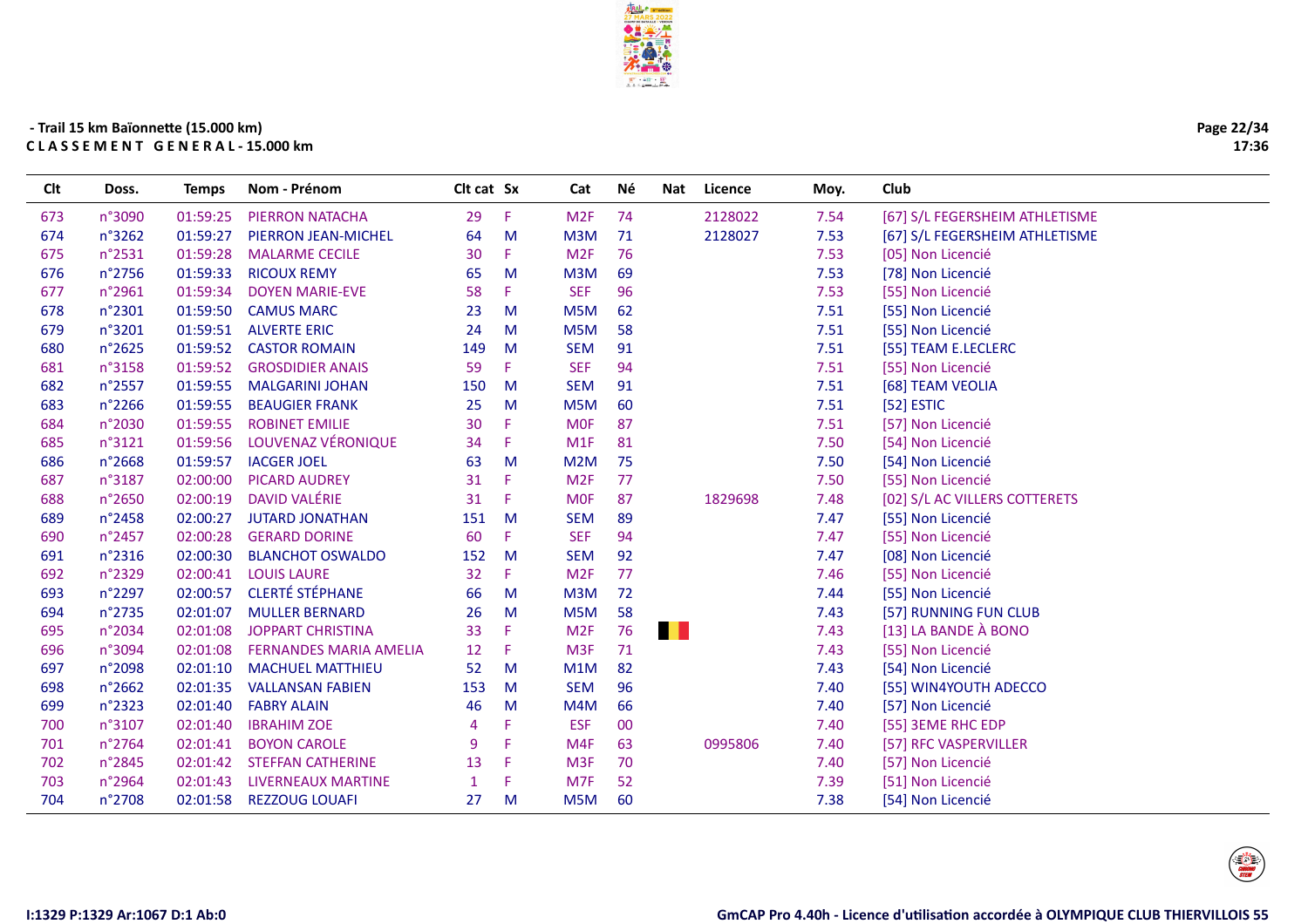- Trail 15 km Baïonnette (15.000 km)

**C L A S S E M E N T  G E N E R A L - 15.000 km**

| Clt | Doss. | Temps | Nom - Prénom | Clt cat | Sx | Cat | Né | Nat | Licence | Moy. | Club |
|---|---|---|---|---|---|---|---|---|---|---|---|
| 673 | n°3090 | 01:59:25 | PIERRON NATACHA | 29 | F | M2F | 74 | | 2128022 | 7.54 | [67] S/L FEGERSHEIM ATHLETISME |
| 674 | n°3262 | 01:59:27 | PIERRON JEAN-MICHEL | 64 | M | M3M | 71 | | 2128027 | 7.53 | [67] S/L FEGERSHEIM ATHLETISME |
| 675 | n°2531 | 01:59:28 | MALARME CECILE | 30 | F | M2F | 76 | | | 7.53 | [05] Non Licencié |
| 676 | n°2756 | 01:59:33 | RICOUX REMY | 65 | M | M3M | 69 | | | 7.53 | [78] Non Licencié |
| 677 | n°2961 | 01:59:34 | DOYEN MARIE-EVE | 58 | F | SEF | 96 | | | 7.53 | [55] Non Licencié |
| 678 | n°2301 | 01:59:50 | CAMUS MARC | 23 | M | M5M | 62 | | | 7.51 | [55] Non Licencié |
| 679 | n°3201 | 01:59:51 | ALVERTE ERIC | 24 | M | M5M | 58 | | | 7.51 | [55] Non Licencié |
| 680 | n°2625 | 01:59:52 | CASTOR ROMAIN | 149 | M | SEM | 91 | | | 7.51 | [55] TEAM E.LECLERC |
| 681 | n°3158 | 01:59:52 | GROSDIDIER ANAIS | 59 | F | SEF | 94 | | | 7.51 | [55] Non Licencié |
| 682 | n°2557 | 01:59:55 | MALGARINI JOHAN | 150 | M | SEM | 91 | | | 7.51 | [68] TEAM VEOLIA |
| 683 | n°2266 | 01:59:55 | BEAUGIER FRANK | 25 | M | M5M | 60 | | | 7.51 | [52] ESTIC |
| 684 | n°2030 | 01:59:55 | ROBINET EMILIE | 30 | F | M0F | 87 | | | 7.51 | [57] Non Licencié |
| 685 | n°3121 | 01:59:56 | LOUVENAZ VÉRONIQUE | 34 | F | M1F | 81 | | | 7.50 | [54] Non Licencié |
| 686 | n°2668 | 01:59:57 | IACGER JOEL | 63 | M | M2M | 75 | | | 7.50 | [54] Non Licencié |
| 687 | n°3187 | 02:00:00 | PICARD AUDREY | 31 | F | M2F | 77 | | | 7.50 | [55] Non Licencié |
| 688 | n°2650 | 02:00:19 | DAVID VALÉRIE | 31 | F | M0F | 87 | | 1829698 | 7.48 | [02] S/L AC VILLERS COTTERETS |
| 689 | n°2458 | 02:00:27 | JUTARD JONATHAN | 151 | M | SEM | 89 | | | 7.47 | [55] Non Licencié |
| 690 | n°2457 | 02:00:28 | GERARD DORINE | 60 | F | SEF | 94 | | | 7.47 | [55] Non Licencié |
| 691 | n°2316 | 02:00:30 | BLANCHOT OSWALDO | 152 | M | SEM | 92 | | | 7.47 | [08] Non Licencié |
| 692 | n°2329 | 02:00:41 | LOUIS LAURE | 32 | F | M2F | 77 | | | 7.46 | [55] Non Licencié |
| 693 | n°2297 | 02:00:57 | CLERTÉ STÉPHANE | 66 | M | M3M | 72 | | | 7.44 | [55] Non Licencié |
| 694 | n°2735 | 02:01:07 | MULLER BERNARD | 26 | M | M5M | 58 | | | 7.43 | [57] RUNNING FUN CLUB |
| 695 | n°2034 | 02:01:08 | JOPPART CHRISTINA | 33 | F | M2F | 76 | BEL | | 7.43 | [13] LA BANDE À BONO |
| 696 | n°3094 | 02:01:08 | FERNANDES MARIA AMELIA | 12 | F | M3F | 71 | | | 7.43 | [55] Non Licencié |
| 697 | n°2098 | 02:01:10 | MACHUEL MATTHIEU | 52 | M | M1M | 82 | | | 7.43 | [54] Non Licencié |
| 698 | n°2662 | 02:01:35 | VALLANSAN FABIEN | 153 | M | SEM | 96 | | | 7.40 | [55] WIN4YOUTH ADECCO |
| 699 | n°2323 | 02:01:40 | FABRY ALAIN | 46 | M | M4M | 66 | | | 7.40 | [57] Non Licencié |
| 700 | n°3107 | 02:01:40 | IBRAHIM ZOE | 4 | F | ESF | 00 | | | 7.40 | [55] 3EME RHC EDP |
| 701 | n°2764 | 02:01:41 | BOYON CAROLE | 9 | F | M4F | 63 | | 0995806 | 7.40 | [57] RFC VASPERVILLER |
| 702 | n°2845 | 02:01:42 | STEFFAN CATHERINE | 13 | F | M3F | 70 | | | 7.40 | [57] Non Licencié |
| 703 | n°2964 | 02:01:43 | LIVERNEAUX MARTINE | 1 | F | M7F | 52 | | | 7.39 | [51] Non Licencié |
| 704 | n°2708 | 02:01:58 | REZZOUG LOUAFI | 27 | M | M5M | 60 | | | 7.38 | [54] Non Licencié |

I:1329 P:1329 Ar:1067 D:1 Ab:0

GmCAP Pro 4.40h - Licence d'utilisation accordée à OLYMPIQUE CLUB THIERVILLOIS 55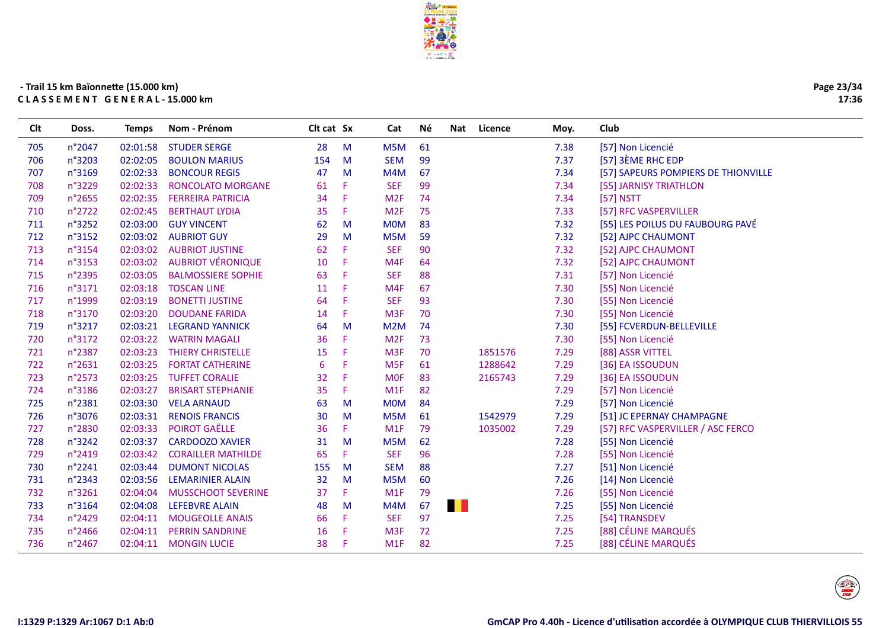- Trail 15 km Baïonnette (15.000 km)
**C L A S S E M E N T   G E N E R A L - 15.000 km**

| Clt | Doss. | Temps | Nom - Prénom | Clt cat | Sx | Cat | Né | Nat | Licence | Moy. | Club |
|---|---|---|---|---|---|---|---|---|---|---|---|
| 705 | n°2047 | 02:01:58 | STUDER SERGE | 28 | M | M5M | 61 | | | 7.38 | [57] Non Licencié |
| 706 | n°3203 | 02:02:05 | BOULON MARIUS | 154 | M | SEM | 99 | | | 7.37 | [57] 3ÈME RHC EDP |
| 707 | n°3169 | 02:02:33 | BONCOUR REGIS | 47 | M | M4M | 67 | | | 7.34 | [57] SAPEURS POMPIERS DE THIONVILLE |
| 708 | n°3229 | 02:02:33 | RONCOLATO MORGANE | 61 | F | SEF | 99 | | | 7.34 | [55] JARNISY TRIATHLON |
| 709 | n°2655 | 02:02:35 | FERREIRA PATRICIA | 34 | F | M2F | 74 | | | 7.34 | [57] NSTT |
| 710 | n°2722 | 02:02:45 | BERTHAUT LYDIA | 35 | F | M2F | 75 | | | 7.33 | [57] RFC VASPERVILLER |
| 711 | n°3252 | 02:03:00 | GUY VINCENT | 62 | M | M0M | 83 | | | 7.32 | [55] LES POILUS DU FAUBOURG PAVÉ |
| 712 | n°3152 | 02:03:02 | AUBRIOT GUY | 29 | M | M5M | 59 | | | 7.32 | [52] AJPC CHAUMONT |
| 713 | n°3154 | 02:03:02 | AUBRIOT JUSTINE | 62 | F | SEF | 90 | | | 7.32 | [52] AJPC CHAUMONT |
| 714 | n°3153 | 02:03:02 | AUBRIOT VÉRONIQUE | 10 | F | M4F | 64 | | | 7.32 | [52] AJPC CHAUMONT |
| 715 | n°2395 | 02:03:05 | BALMOSSIERE SOPHIE | 63 | F | SEF | 88 | | | 7.31 | [57] Non Licencié |
| 716 | n°3171 | 02:03:18 | TOSCAN LINE | 11 | F | M4F | 67 | | | 7.30 | [55] Non Licencié |
| 717 | n°1999 | 02:03:19 | BONETTI JUSTINE | 64 | F | SEF | 93 | | | 7.30 | [55] Non Licencié |
| 718 | n°3170 | 02:03:20 | DOUDANE FARIDA | 14 | F | M3F | 70 | | | 7.30 | [55] Non Licencié |
| 719 | n°3217 | 02:03:21 | LEGRAND YANNICK | 64 | M | M2M | 74 | | | 7.30 | [55] FCVERDUN-BELLEVILLE |
| 720 | n°3172 | 02:03:22 | WATRIN MAGALI | 36 | F | M2F | 73 | | | 7.30 | [55] Non Licencié |
| 721 | n°2387 | 02:03:23 | THIERY CHRISTELLE | 15 | F | M3F | 70 | | 1851576 | 7.29 | [88] ASSR VITTEL |
| 722 | n°2631 | 02:03:25 | FORTAT CATHERINE | 6 | F | M5F | 61 | | 1288642 | 7.29 | [36] EA ISSOUDUN |
| 723 | n°2573 | 02:03:25 | TUFFET CORALIE | 32 | F | M0F | 83 | | 2165743 | 7.29 | [36] EA ISSOUDUN |
| 724 | n°3186 | 02:03:27 | BRISART STEPHANIE | 35 | F | M1F | 82 | | | 7.29 | [57] Non Licencié |
| 725 | n°2381 | 02:03:30 | VELA ARNAUD | 63 | M | M0M | 84 | | | 7.29 | [57] Non Licencié |
| 726 | n°3076 | 02:03:31 | RENOIS FRANCIS | 30 | M | M5M | 61 | | 1542979 | 7.29 | [51] JC EPERNAY CHAMPAGNE |
| 727 | n°2830 | 02:03:33 | POIROT GAËLLE | 36 | F | M1F | 79 | | 1035002 | 7.29 | [57] RFC VASPERVILLER / ASC FERCO |
| 728 | n°3242 | 02:03:37 | CARDOOZO XAVIER | 31 | M | M5M | 62 | | | 7.28 | [55] Non Licencié |
| 729 | n°2419 | 02:03:42 | CORAILLER MATHILDE | 65 | F | SEF | 96 | | | 7.28 | [55] Non Licencié |
| 730 | n°2241 | 02:03:44 | DUMONT NICOLAS | 155 | M | SEM | 88 | | | 7.27 | [51] Non Licencié |
| 731 | n°2343 | 02:03:56 | LEMARINIER ALAIN | 32 | M | M5M | 60 | | | 7.26 | [14] Non Licencié |
| 732 | n°3261 | 02:04:04 | MUSSCHOOT SEVERINE | 37 | F | M1F | 79 | | | 7.26 | [55] Non Licencié |
| 733 | n°3164 | 02:04:08 | LEFEBVRE ALAIN | 48 | M | M4M | 67 | BEL | | 7.25 | [55] Non Licencié |
| 734 | n°2429 | 02:04:11 | MOUGEOLLE ANAIS | 66 | F | SEF | 97 | | | 7.25 | [54] TRANSDEV |
| 735 | n°2466 | 02:04:11 | PERRIN SANDRINE | 16 | F | M3F | 72 | | | 7.25 | [88] CÉLINE MARQUÉS |
| 736 | n°2467 | 02:04:11 | MONGIN LUCIE | 38 | F | M1F | 82 | | | 7.25 | [88] CÉLINE MARQUÉS |

I:1329 P:1329 Ar:1067 D:1 Ab:0

GmCAP Pro 4.40h - Licence d'utilisation accordée à OLYMPIQUE CLUB THIERVILLOIS 55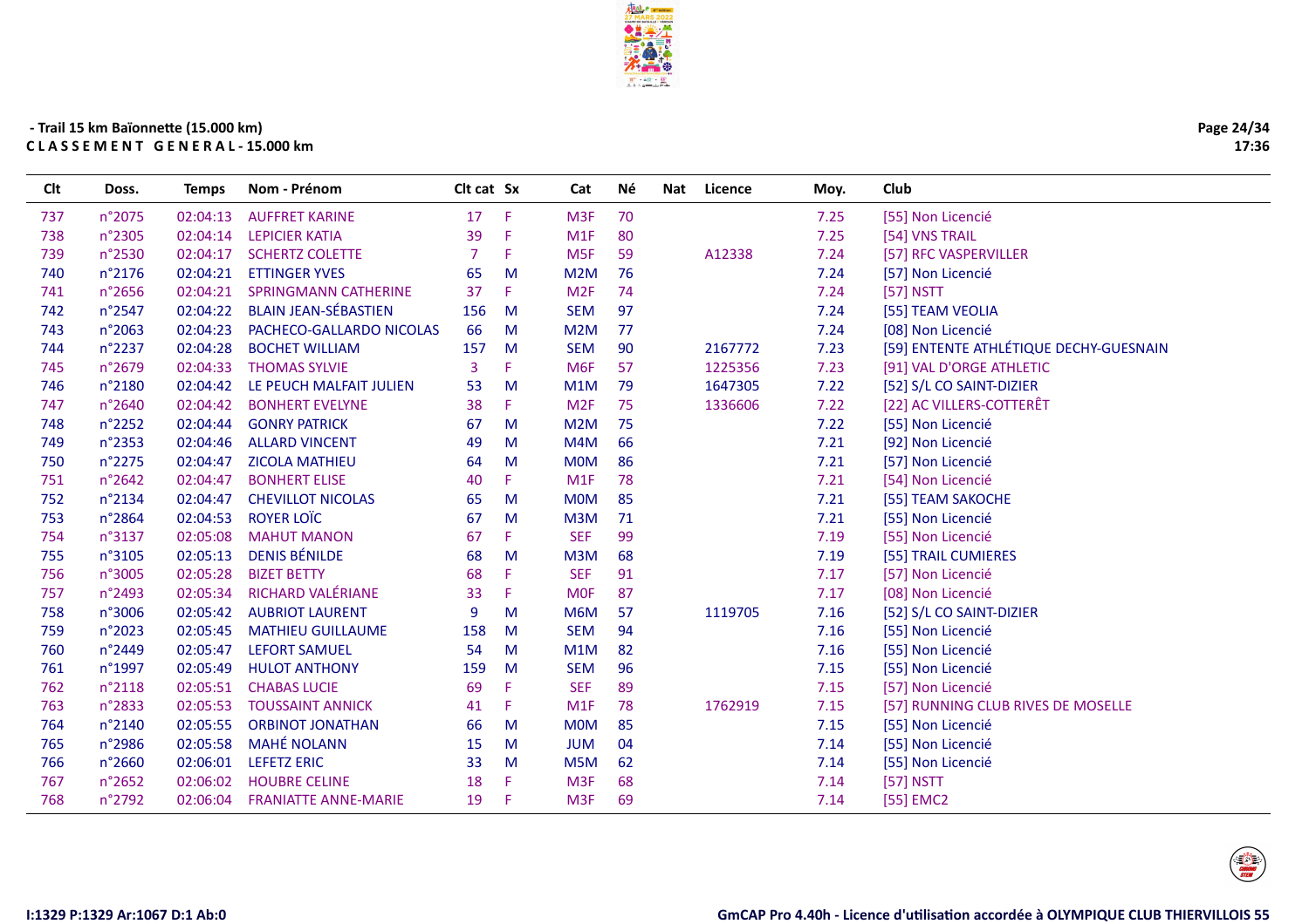**- Trail 15 km Baïonnette (15.000 km)**
**C L A S S E M E N T   G E N E R A L - 15.000 km**

| Clt | Doss. | Temps | Nom - Prénom | Clt cat | Sx | Cat | Né | Nat | Licence | Moy. | Club |
|---|---|---|---|---|---|---|---|---|---|---|---|
| 737 | n°2075 | 02:04:13 | AUFFRET KARINE | 17 | F | M3F | 70 | | | 7.25 | [55] Non Licencié |
| 738 | n°2305 | 02:04:14 | LEPICIER KATIA | 39 | F | M1F | 80 | | | 7.25 | [54] VNS TRAIL |
| 739 | n°2530 | 02:04:17 | SCHERTZ COLETTE | 7 | F | M5F | 59 | | A12338 | 7.24 | [57] RFC VASPERVILLER |
| 740 | n°2176 | 02:04:21 | ETTINGER YVES | 65 | M | M2M | 76 | | | 7.24 | [57] Non Licencié |
| 741 | n°2656 | 02:04:21 | SPRINGMANN CATHERINE | 37 | F | M2F | 74 | | | 7.24 | [57] NSTT |
| 742 | n°2547 | 02:04:22 | BLAIN JEAN-SÉBASTIEN | 156 | M | SEM | 97 | | | 7.24 | [55] TEAM VEOLIA |
| 743 | n°2063 | 02:04:23 | PACHECO-GALLARDO NICOLAS | 66 | M | M2M | 77 | | | 7.24 | [08] Non Licencié |
| 744 | n°2237 | 02:04:28 | BOCHET WILLIAM | 157 | M | SEM | 90 | | 2167772 | 7.23 | [59] ENTENTE ATHLÉTIQUE DECHY-GUESNAIN |
| 745 | n°2679 | 02:04:33 | THOMAS SYLVIE | 3 | F | M6F | 57 | | 1225356 | 7.23 | [91] VAL D'ORGE ATHLETIC |
| 746 | n°2180 | 02:04:42 | LE PEUCH MALFAIT JULIEN | 53 | M | M1M | 79 | | 1647305 | 7.22 | [52] S/L CO SAINT-DIZIER |
| 747 | n°2640 | 02:04:42 | BONHERT EVELYNE | 38 | F | M2F | 75 | | 1336606 | 7.22 | [22] AC VILLERS-COTTERÊT |
| 748 | n°2252 | 02:04:44 | GONRY PATRICK | 67 | M | M2M | 75 | | | 7.22 | [55] Non Licencié |
| 749 | n°2353 | 02:04:46 | ALLARD VINCENT | 49 | M | M4M | 66 | | | 7.21 | [92] Non Licencié |
| 750 | n°2275 | 02:04:47 | ZICOLA MATHIEU | 64 | M | M0M | 86 | | | 7.21 | [57] Non Licencié |
| 751 | n°2642 | 02:04:47 | BONHERT ELISE | 40 | F | M1F | 78 | | | 7.21 | [54] Non Licencié |
| 752 | n°2134 | 02:04:47 | CHEVILLOT NICOLAS | 65 | M | M0M | 85 | | | 7.21 | [55] TEAM SAKOCHE |
| 753 | n°2864 | 02:04:53 | ROYER LOÏC | 67 | M | M3M | 71 | | | 7.21 | [55] Non Licencié |
| 754 | n°3137 | 02:05:08 | MAHUT MANON | 67 | F | SEF | 99 | | | 7.19 | [55] Non Licencié |
| 755 | n°3105 | 02:05:13 | DENIS BÉNILDE | 68 | M | M3M | 68 | | | 7.19 | [55] TRAIL CUMIERES |
| 756 | n°3005 | 02:05:28 | BIZET BETTY | 68 | F | SEF | 91 | | | 7.17 | [57] Non Licencié |
| 757 | n°2493 | 02:05:34 | RICHARD VALÉRIANE | 33 | F | M0F | 87 | | | 7.17 | [08] Non Licencié |
| 758 | n°3006 | 02:05:42 | AUBRIOT LAURENT | 9 | M | M6M | 57 | | 1119705 | 7.16 | [52] S/L CO SAINT-DIZIER |
| 759 | n°2023 | 02:05:45 | MATHIEU GUILLAUME | 158 | M | SEM | 94 | | | 7.16 | [55] Non Licencié |
| 760 | n°2449 | 02:05:47 | LEFORT SAMUEL | 54 | M | M1M | 82 | | | 7.16 | [55] Non Licencié |
| 761 | n°1997 | 02:05:49 | HULOT ANTHONY | 159 | M | SEM | 96 | | | 7.15 | [55] Non Licencié |
| 762 | n°2118 | 02:05:51 | CHABAS LUCIE | 69 | F | SEF | 89 | | | 7.15 | [57] Non Licencié |
| 763 | n°2833 | 02:05:53 | TOUSSAINT ANNICK | 41 | F | M1F | 78 | | 1762919 | 7.15 | [57] RUNNING CLUB RIVES DE MOSELLE |
| 764 | n°2140 | 02:05:55 | ORBINOT JONATHAN | 66 | M | M0M | 85 | | | 7.15 | [55] Non Licencié |
| 765 | n°2986 | 02:05:58 | MAHÉ NOLANN | 15 | M | JUM | 04 | | | 7.14 | [55] Non Licencié |
| 766 | n°2660 | 02:06:01 | LEFETZ ERIC | 33 | M | M5M | 62 | | | 7.14 | [55] Non Licencié |
| 767 | n°2652 | 02:06:02 | HOUBRE CELINE | 18 | F | M3F | 68 | | | 7.14 | [57] NSTT |
| 768 | n°2792 | 02:06:04 | FRANIATTE ANNE-MARIE | 19 | F | M3F | 69 | | | 7.14 | [55] EMC2 |

I:1329 P:1329 Ar:1067 D:1 Ab:0

GmCAP Pro 4.40h - Licence d'utilisation accordée à OLYMPIQUE CLUB THIERVILLOIS 55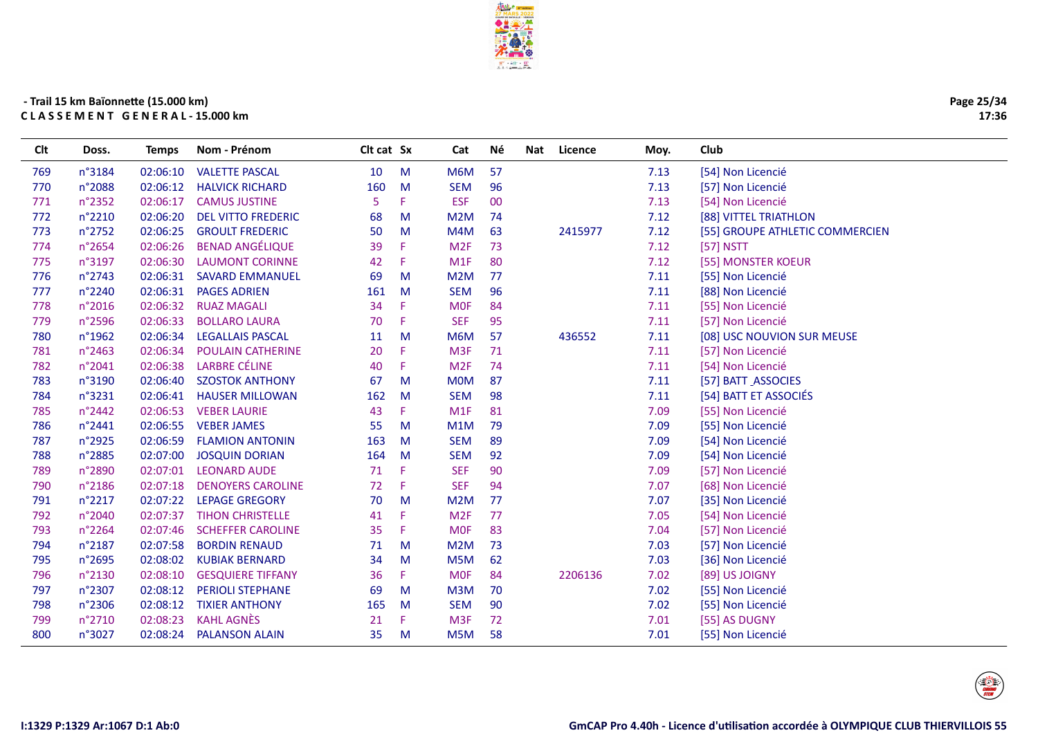## - Trail 15 km Baïonnette (15.000 km)

**C L A S S E M E N T   G E N E R A L - 15.000 km**

| Clt | Doss. | Temps | Nom - Prénom | Clt cat | Sx | Cat | Né | Nat | Licence | Moy. | Club |
|---|---|---|---|---|---|---|---|---|---|---|---|
| 769 | n°3184 | 02:06:10 | VALETTE PASCAL | 10 | M | M6M | 57 | | | 7.13 | [54] Non Licencié |
| 770 | n°2088 | 02:06:12 | HALVICK RICHARD | 160 | M | SEM | 96 | | | 7.13 | [57] Non Licencié |
| 771 | n°2352 | 02:06:17 | CAMUS JUSTINE | 5 | F | ESF | 00 | | | 7.13 | [54] Non Licencié |
| 772 | n°2210 | 02:06:20 | DEL VITTO FREDERIC | 68 | M | M2M | 74 | | | 7.12 | [88] VITTEL TRIATHLON |
| 773 | n°2752 | 02:06:25 | GROULT FREDERIC | 50 | M | M4M | 63 | | 2415977 | 7.12 | [55] GROUPE ATHLETIC COMMERCIEN |
| 774 | n°2654 | 02:06:26 | BENAD ANGÉLIQUE | 39 | F | M2F | 73 | | | 7.12 | [57] NSTT |
| 775 | n°3197 | 02:06:30 | LAUMONT CORINNE | 42 | F | M1F | 80 | | | 7.12 | [55] MONSTER KOEUR |
| 776 | n°2743 | 02:06:31 | SAVARD EMMANUEL | 69 | M | M2M | 77 | | | 7.11 | [55] Non Licencié |
| 777 | n°2240 | 02:06:31 | PAGES ADRIEN | 161 | M | SEM | 96 | | | 7.11 | [88] Non Licencié |
| 778 | n°2016 | 02:06:32 | RUAZ MAGALI | 34 | F | M0F | 84 | | | 7.11 | [55] Non Licencié |
| 779 | n°2596 | 02:06:33 | BOLLARO LAURA | 70 | F | SEF | 95 | | | 7.11 | [57] Non Licencié |
| 780 | n°1962 | 02:06:34 | LEGALLAIS PASCAL | 11 | M | M6M | 57 | | 436552 | 7.11 | [08] USC NOUVION SUR MEUSE |
| 781 | n°2463 | 02:06:34 | POULAIN CATHERINE | 20 | F | M3F | 71 | | | 7.11 | [57] Non Licencié |
| 782 | n°2041 | 02:06:38 | LARBRE CÉLINE | 40 | F | M2F | 74 | | | 7.11 | [54] Non Licencié |
| 783 | n°3190 | 02:06:40 | SZOSTOK ANTHONY | 67 | M | M0M | 87 | | | 7.11 | [57] BATT _ASSOCIES |
| 784 | n°3231 | 02:06:41 | HAUSER MILLOWAN | 162 | M | SEM | 98 | | | 7.11 | [54] BATT ET ASSOCIÉS |
| 785 | n°2442 | 02:06:53 | VEBER LAURIE | 43 | F | M1F | 81 | | | 7.09 | [55] Non Licencié |
| 786 | n°2441 | 02:06:55 | VEBER JAMES | 55 | M | M1M | 79 | | | 7.09 | [55] Non Licencié |
| 787 | n°2925 | 02:06:59 | FLAMION ANTONIN | 163 | M | SEM | 89 | | | 7.09 | [54] Non Licencié |
| 788 | n°2885 | 02:07:00 | JOSQUIN DORIAN | 164 | M | SEM | 92 | | | 7.09 | [54] Non Licencié |
| 789 | n°2890 | 02:07:01 | LEONARD AUDE | 71 | F | SEF | 90 | | | 7.09 | [57] Non Licencié |
| 790 | n°2186 | 02:07:18 | DENOYERS CAROLINE | 72 | F | SEF | 94 | | | 7.07 | [68] Non Licencié |
| 791 | n°2217 | 02:07:22 | LEPAGE GREGORY | 70 | M | M2M | 77 | | | 7.07 | [35] Non Licencié |
| 792 | n°2040 | 02:07:37 | TIHON CHRISTELLE | 41 | F | M2F | 77 | | | 7.05 | [54] Non Licencié |
| 793 | n°2264 | 02:07:46 | SCHEFFER CAROLINE | 35 | F | M0F | 83 | | | 7.04 | [57] Non Licencié |
| 794 | n°2187 | 02:07:58 | BORDIN RENAUD | 71 | M | M2M | 73 | | | 7.03 | [57] Non Licencié |
| 795 | n°2695 | 02:08:02 | KUBIAK BERNARD | 34 | M | M5M | 62 | | | 7.03 | [36] Non Licencié |
| 796 | n°2130 | 02:08:10 | GESQUIERE TIFFANY | 36 | F | M0F | 84 | | 2206136 | 7.02 | [89] US JOIGNY |
| 797 | n°2307 | 02:08:12 | PERIOLI STEPHANE | 69 | M | M3M | 70 | | | 7.02 | [55] Non Licencié |
| 798 | n°2306 | 02:08:12 | TIXIER ANTHONY | 165 | M | SEM | 90 | | | 7.02 | [55] Non Licencié |
| 799 | n°2710 | 02:08:23 | KAHL AGNÈS | 21 | F | M3F | 72 | | | 7.01 | [55] AS DUGNY |
| 800 | n°3027 | 02:08:24 | PALANSON ALAIN | 35 | M | M5M | 58 | | | 7.01 | [55] Non Licencié |

I:1329 P:1329 Ar:1067 D:1 Ab:0

GmCAP Pro 4.40h - Licence d'utilisation accordée à OLYMPIQUE CLUB THIERVILLOIS 55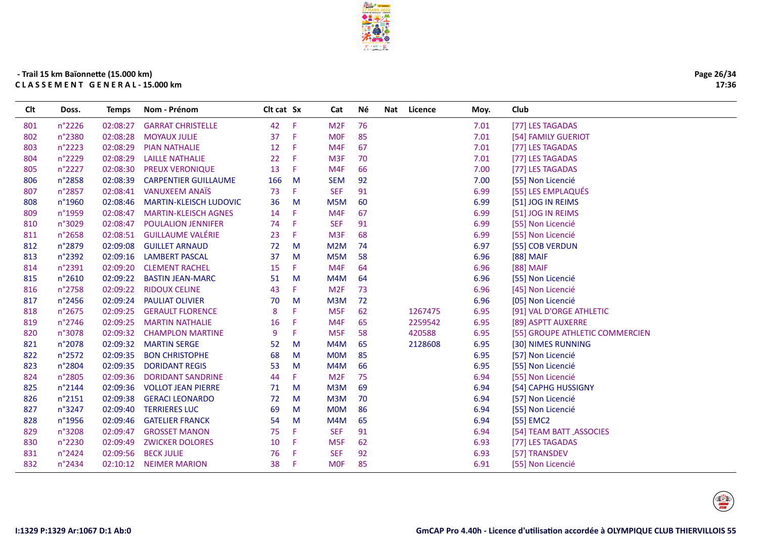## - Trail 15 km Baïonnette (15.000 km)

**C L A S S E M E N T   G E N E R A L - 15.000 km**

| Clt | Doss. | Temps | Nom - Prénom | Clt cat | Sx | Cat | Né | Nat | Licence | Moy. | Club |
|---|---|---|---|---|---|---|---|---|---|---|---|
| 801 | n°2226 | 02:08:27 | GARRAT CHRISTELLE | 42 | F | M2F | 76 | | | 7.01 | [77] LES TAGADAS |
| 802 | n°2380 | 02:08:28 | MOYAUX JULIE | 37 | F | M0F | 85 | | | 7.01 | [54] FAMILY GUERIOT |
| 803 | n°2223 | 02:08:29 | PIAN NATHALIE | 12 | F | M4F | 67 | | | 7.01 | [77] LES TAGADAS |
| 804 | n°2229 | 02:08:29 | LAILLE NATHALIE | 22 | F | M3F | 70 | | | 7.01 | [77] LES TAGADAS |
| 805 | n°2227 | 02:08:30 | PREUX VERONIQUE | 13 | F | M4F | 66 | | | 7.00 | [77] LES TAGADAS |
| 806 | n°2858 | 02:08:39 | CARPENTIER GUILLAUME | 166 | M | SEM | 92 | | | 7.00 | [55] Non Licencié |
| 807 | n°2857 | 02:08:41 | VANUXEEM ANAÏS | 73 | F | SEF | 91 | | | 6.99 | [55] LES EMPLAQUÉS |
| 808 | n°1960 | 02:08:46 | MARTIN-KLEISCH LUDOVIC | 36 | M | M5M | 60 | | | 6.99 | [51] JOG IN REIMS |
| 809 | n°1959 | 02:08:47 | MARTIN-KLEISCH AGNES | 14 | F | M4F | 67 | | | 6.99 | [51] JOG IN REIMS |
| 810 | n°3029 | 02:08:47 | POULALION JENNIFER | 74 | F | SEF | 91 | | | 6.99 | [55] Non Licencié |
| 811 | n°2658 | 02:08:51 | GUILLAUME VALÉRIE | 23 | F | M3F | 68 | | | 6.99 | [55] Non Licencié |
| 812 | n°2879 | 02:09:08 | GUILLET ARNAUD | 72 | M | M2M | 74 | | | 6.97 | [55] COB VERDUN |
| 813 | n°2392 | 02:09:16 | LAMBERT PASCAL | 37 | M | M5M | 58 | | | 6.96 | [88] MAIF |
| 814 | n°2391 | 02:09:20 | CLEMENT RACHEL | 15 | F | M4F | 64 | | | 6.96 | [88] MAIF |
| 815 | n°2610 | 02:09:22 | BASTIN JEAN-MARC | 51 | M | M4M | 64 | | | 6.96 | [55] Non Licencié |
| 816 | n°2758 | 02:09:22 | RIDOUX CELINE | 43 | F | M2F | 73 | | | 6.96 | [45] Non Licencié |
| 817 | n°2456 | 02:09:24 | PAULIAT OLIVIER | 70 | M | M3M | 72 | | | 6.96 | [05] Non Licencié |
| 818 | n°2675 | 02:09:25 | GERAULT FLORENCE | 8 | F | M5F | 62 | | 1267475 | 6.95 | [91] VAL D'ORGE ATHLETIC |
| 819 | n°2746 | 02:09:25 | MARTIN NATHALIE | 16 | F | M4F | 65 | | 2259542 | 6.95 | [89] ASPTT AUXERRE |
| 820 | n°3078 | 02:09:32 | CHAMPLON MARTINE | 9 | F | M5F | 58 | | 420588 | 6.95 | [55] GROUPE ATHLETIC COMMERCIEN |
| 821 | n°2078 | 02:09:32 | MARTIN SERGE | 52 | M | M4M | 65 | | 2128608 | 6.95 | [30] NIMES RUNNING |
| 822 | n°2572 | 02:09:35 | BON CHRISTOPHE | 68 | M | M0M | 85 | | | 6.95 | [57] Non Licencié |
| 823 | n°2804 | 02:09:35 | DORIDANT REGIS | 53 | M | M4M | 66 | | | 6.95 | [55] Non Licencié |
| 824 | n°2805 | 02:09:36 | DORIDANT SANDRINE | 44 | F | M2F | 75 | | | 6.94 | [55] Non Licencié |
| 825 | n°2144 | 02:09:36 | VOLLOT JEAN PIERRE | 71 | M | M3M | 69 | | | 6.94 | [54] CAPHG HUSSIGNY |
| 826 | n°2151 | 02:09:38 | GERACI LEONARDO | 72 | M | M3M | 70 | | | 6.94 | [57] Non Licencié |
| 827 | n°3247 | 02:09:40 | TERRIERES LUC | 69 | M | M0M | 86 | | | 6.94 | [55] Non Licencié |
| 828 | n°1956 | 02:09:46 | GATELIER FRANCK | 54 | M | M4M | 65 | | | 6.94 | [55] EMC2 |
| 829 | n°3208 | 02:09:47 | GROSSET MANON | 75 | F | SEF | 91 | | | 6.94 | [54] TEAM BATT _ASSOCIES |
| 830 | n°2230 | 02:09:49 | ZWICKER DOLORES | 10 | F | M5F | 62 | | | 6.93 | [77] LES TAGADAS |
| 831 | n°2424 | 02:09:56 | BECK JULIE | 76 | F | SEF | 92 | | | 6.93 | [57] TRANSDEV |
| 832 | n°2434 | 02:10:12 | NEIMER MARION | 38 | F | M0F | 85 | | | 6.91 | [55] Non Licencié |

I:1329 P:1329 Ar:1067 D:1 Ab:0

GmCAP Pro 4.40h - Licence d'utilisation accordée à OLYMPIQUE CLUB THIERVILLOIS 55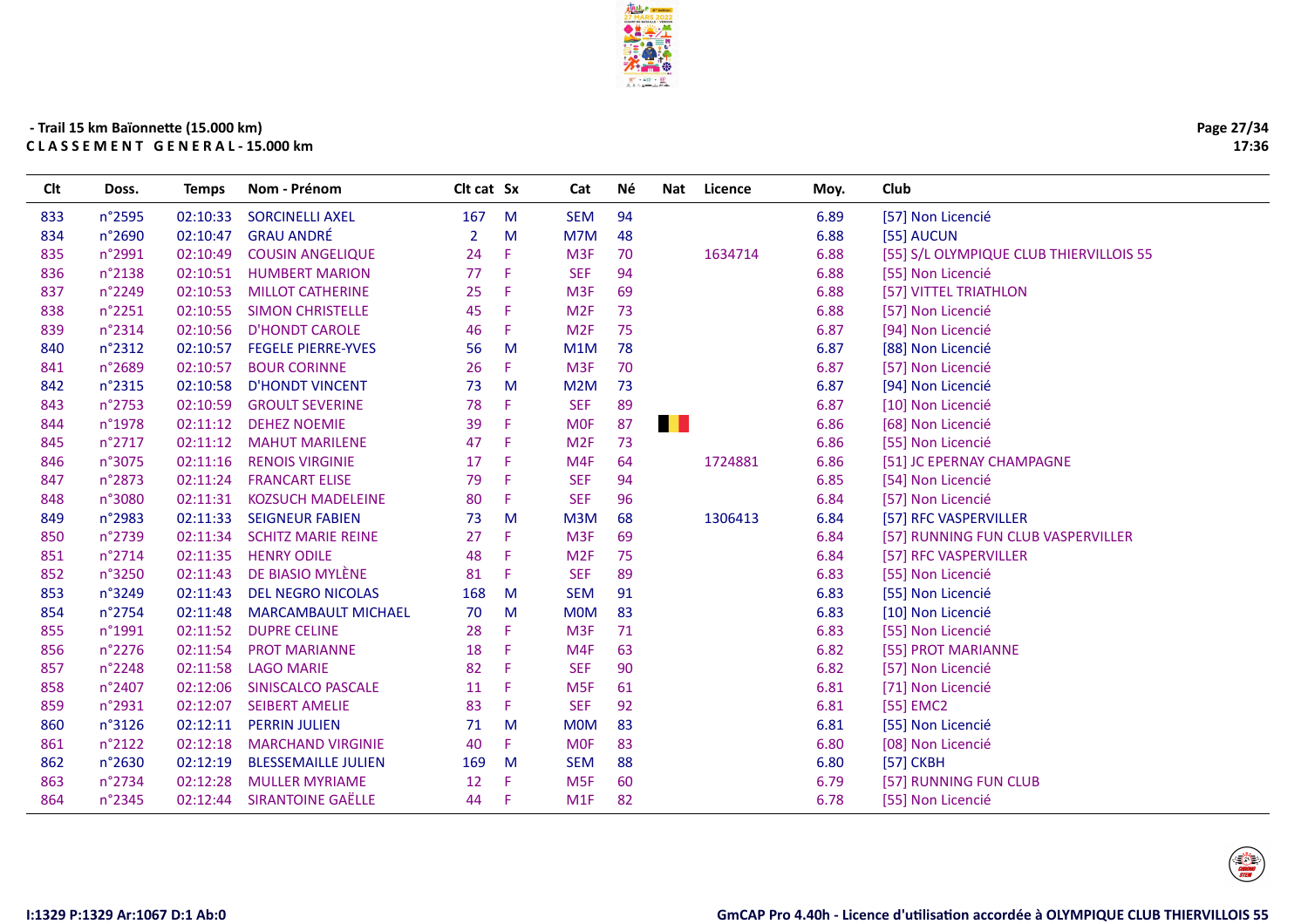- Trail 15 km Baïonnette (15.000 km)
**C L A S S E M E N T   G E N E R A L - 15.000 km**

| Clt | Doss. | Temps | Nom - Prénom | Clt cat | Sx | Cat | Né | Nat | Licence | Moy. | Club |
|---|---|---|---|---|---|---|---|---|---|---|---|
| 833 | n°2595 | 02:10:33 | SORCINELLI AXEL | 167 | M | SEM | 94 | | | 6.89 | [57] Non Licencié |
| 834 | n°2690 | 02:10:47 | GRAU ANDRÉ | 2 | M | M7M | 48 | | | 6.88 | [55] AUCUN |
| 835 | n°2991 | 02:10:49 | COUSIN ANGELIQUE | 24 | F | M3F | 70 | | 1634714 | 6.88 | [55] S/L OLYMPIQUE CLUB THIERVILLOIS 55 |
| 836 | n°2138 | 02:10:51 | HUMBERT MARION | 77 | F | SEF | 94 | | | 6.88 | [55] Non Licencié |
| 837 | n°2249 | 02:10:53 | MILLOT CATHERINE | 25 | F | M3F | 69 | | | 6.88 | [57] VITTEL TRIATHLON |
| 838 | n°2251 | 02:10:55 | SIMON CHRISTELLE | 45 | F | M2F | 73 | | | 6.88 | [57] Non Licencié |
| 839 | n°2314 | 02:10:56 | D'HONDT CAROLE | 46 | F | M2F | 75 | | | 6.87 | [94] Non Licencié |
| 840 | n°2312 | 02:10:57 | FEGELE PIERRE-YVES | 56 | M | M1M | 78 | | | 6.87 | [88] Non Licencié |
| 841 | n°2689 | 02:10:57 | BOUR CORINNE | 26 | F | M3F | 70 | | | 6.87 | [57] Non Licencié |
| 842 | n°2315 | 02:10:58 | D'HONDT VINCENT | 73 | M | M2M | 73 | | | 6.87 | [94] Non Licencié |
| 843 | n°2753 | 02:10:59 | GROULT SEVERINE | 78 | F | SEF | 89 | | | 6.87 | [10] Non Licencié |
| 844 | n°1978 | 02:11:12 | DEHEZ NOEMIE | 39 | F | M0F | 87 | BEL | | 6.86 | [68] Non Licencié |
| 845 | n°2717 | 02:11:12 | MAHUT MARILENE | 47 | F | M2F | 73 | | | 6.86 | [55] Non Licencié |
| 846 | n°3075 | 02:11:16 | RENOIS VIRGINIE | 17 | F | M4F | 64 | | 1724881 | 6.86 | [51] JC EPERNAY CHAMPAGNE |
| 847 | n°2873 | 02:11:24 | FRANCART ELISE | 79 | F | SEF | 94 | | | 6.85 | [54] Non Licencié |
| 848 | n°3080 | 02:11:31 | KOZSUCH MADELEINE | 80 | F | SEF | 96 | | | 6.84 | [57] Non Licencié |
| 849 | n°2983 | 02:11:33 | SEIGNEUR FABIEN | 73 | M | M3M | 68 | | 1306413 | 6.84 | [57] RFC VASPERVILLER |
| 850 | n°2739 | 02:11:34 | SCHITZ MARIE REINE | 27 | F | M3F | 69 | | | 6.84 | [57] RUNNING FUN CLUB VASPERVILLER |
| 851 | n°2714 | 02:11:35 | HENRY ODILE | 48 | F | M2F | 75 | | | 6.84 | [57] RFC VASPERVILLER |
| 852 | n°3250 | 02:11:43 | DE BIASIO MYLÈNE | 81 | F | SEF | 89 | | | 6.83 | [55] Non Licencié |
| 853 | n°3249 | 02:11:43 | DEL NEGRO NICOLAS | 168 | M | SEM | 91 | | | 6.83 | [55] Non Licencié |
| 854 | n°2754 | 02:11:48 | MARCAMBAULT MICHAEL | 70 | M | M0M | 83 | | | 6.83 | [10] Non Licencié |
| 855 | n°1991 | 02:11:52 | DUPRE CELINE | 28 | F | M3F | 71 | | | 6.83 | [55] Non Licencié |
| 856 | n°2276 | 02:11:54 | PROT MARIANNE | 18 | F | M4F | 63 | | | 6.82 | [55] PROT MARIANNE |
| 857 | n°2248 | 02:11:58 | LAGO MARIE | 82 | F | SEF | 90 | | | 6.82 | [57] Non Licencié |
| 858 | n°2407 | 02:12:06 | SINISCALCO PASCALE | 11 | F | M5F | 61 | | | 6.81 | [71] Non Licencié |
| 859 | n°2931 | 02:12:07 | SEIBERT AMELIE | 83 | F | SEF | 92 | | | 6.81 | [55] EMC2 |
| 860 | n°3126 | 02:12:11 | PERRIN JULIEN | 71 | M | M0M | 83 | | | 6.81 | [55] Non Licencié |
| 861 | n°2122 | 02:12:18 | MARCHAND VIRGINIE | 40 | F | M0F | 83 | | | 6.80 | [08] Non Licencié |
| 862 | n°2630 | 02:12:19 | BLESSEMAILLE JULIEN | 169 | M | SEM | 88 | | | 6.80 | [57] CKBH |
| 863 | n°2734 | 02:12:28 | MULLER MYRIAME | 12 | F | M5F | 60 | | | 6.79 | [57] RUNNING FUN CLUB |
| 864 | n°2345 | 02:12:44 | SIRANTOINE GAËLLE | 44 | F | M1F | 82 | | | 6.78 | [55] Non Licencié |

I:1329 P:1329 Ar:1067 D:1 Ab:0

GmCAP Pro 4.40h - Licence d'utilisation accordée à OLYMPIQUE CLUB THIERVILLOIS 55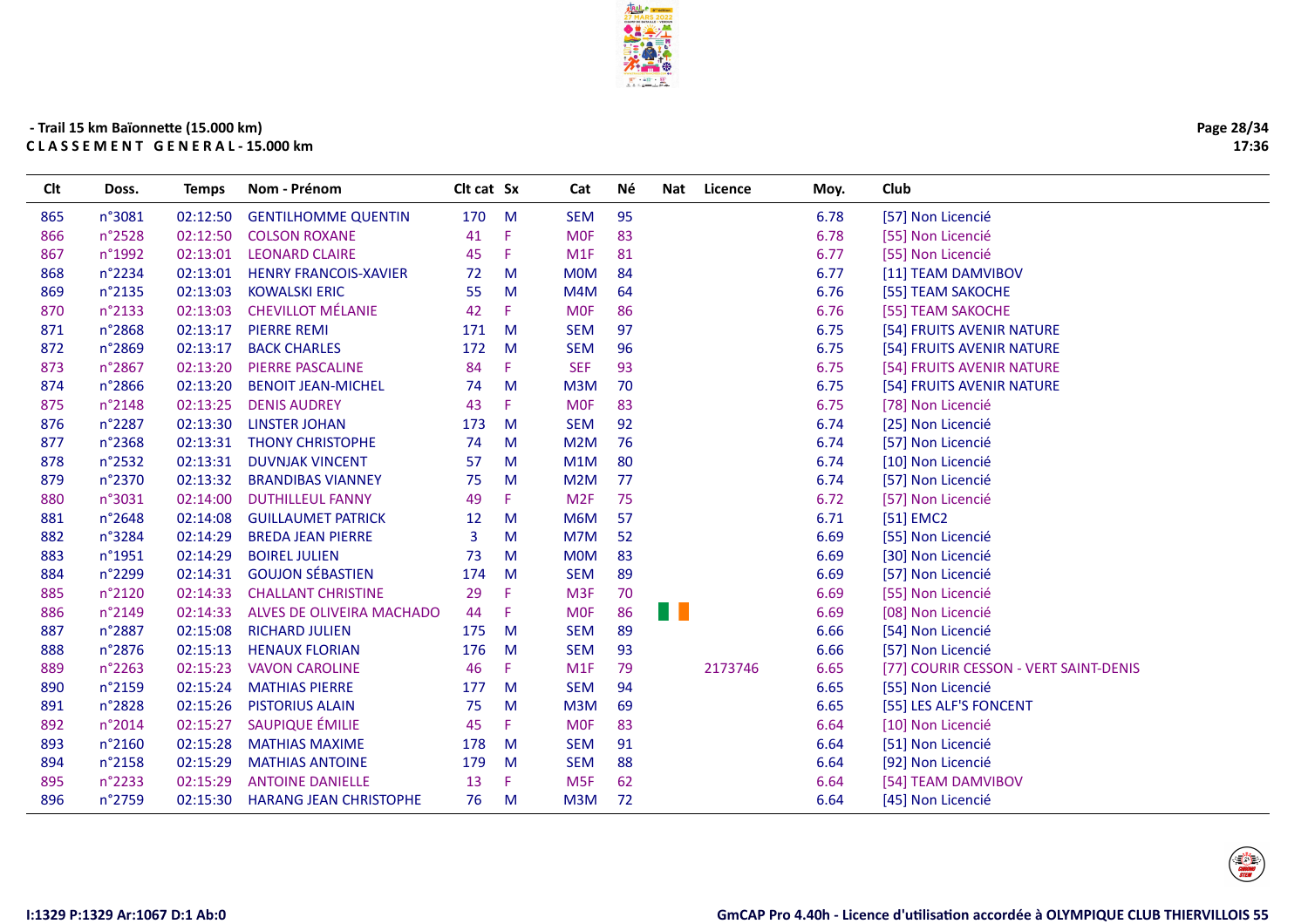- Trail 15 km Baïonnette (15.000 km)

**C L A S S E M E N T   G E N E R A L - 15.000 km**

| Clt | Doss. | Temps | Nom - Prénom | Clt cat | Sx | Cat | Né | Nat | Licence | Moy. | Club |
|---|---|---|---|---|---|---|---|---|---|---|---|
| 865 | n°3081 | 02:12:50 | GENTILHOMME QUENTIN | 170 | M | SEM | 95 | | | 6.78 | [57] Non Licencié |
| 866 | n°2528 | 02:12:50 | COLSON ROXANE | 41 | F | M0F | 83 | | | 6.78 | [55] Non Licencié |
| 867 | n°1992 | 02:13:01 | LEONARD CLAIRE | 45 | F | M1F | 81 | | | 6.77 | [55] Non Licencié |
| 868 | n°2234 | 02:13:01 | HENRY FRANCOIS-XAVIER | 72 | M | M0M | 84 | | | 6.77 | [11] TEAM DAMVIBOV |
| 869 | n°2135 | 02:13:03 | KOWALSKI ERIC | 55 | M | M4M | 64 | | | 6.76 | [55] TEAM SAKOCHE |
| 870 | n°2133 | 02:13:03 | CHEVILLOT MÉLANIE | 42 | F | M0F | 86 | | | 6.76 | [55] TEAM SAKOCHE |
| 871 | n°2868 | 02:13:17 | PIERRE REMI | 171 | M | SEM | 97 | | | 6.75 | [54] FRUITS AVENIR NATURE |
| 872 | n°2869 | 02:13:17 | BACK CHARLES | 172 | M | SEM | 96 | | | 6.75 | [54] FRUITS AVENIR NATURE |
| 873 | n°2867 | 02:13:20 | PIERRE PASCALINE | 84 | F | SEF | 93 | | | 6.75 | [54] FRUITS AVENIR NATURE |
| 874 | n°2866 | 02:13:20 | BENOIT JEAN-MICHEL | 74 | M | M3M | 70 | | | 6.75 | [54] FRUITS AVENIR NATURE |
| 875 | n°2148 | 02:13:25 | DENIS AUDREY | 43 | F | M0F | 83 | | | 6.75 | [78] Non Licencié |
| 876 | n°2287 | 02:13:30 | LINSTER JOHAN | 173 | M | SEM | 92 | | | 6.74 | [25] Non Licencié |
| 877 | n°2368 | 02:13:31 | THONY CHRISTOPHE | 74 | M | M2M | 76 | | | 6.74 | [57] Non Licencié |
| 878 | n°2532 | 02:13:31 | DUVNJAK VINCENT | 57 | M | M1M | 80 | | | 6.74 | [10] Non Licencié |
| 879 | n°2370 | 02:13:32 | BRANDIBAS VIANNEY | 75 | M | M2M | 77 | | | 6.74 | [57] Non Licencié |
| 880 | n°3031 | 02:14:00 | DUTHILLEUL FANNY | 49 | F | M2F | 75 | | | 6.72 | [57] Non Licencié |
| 881 | n°2648 | 02:14:08 | GUILLAUMET PATRICK | 12 | M | M6M | 57 | | | 6.71 | [51] EMC2 |
| 882 | n°3284 | 02:14:29 | BREDA JEAN PIERRE | 3 | M | M7M | 52 | | | 6.69 | [55] Non Licencié |
| 883 | n°1951 | 02:14:29 | BOIREL JULIEN | 73 | M | M0M | 83 | | | 6.69 | [30] Non Licencié |
| 884 | n°2299 | 02:14:31 | GOUJON SÉBASTIEN | 174 | M | SEM | 89 | | | 6.69 | [57] Non Licencié |
| 885 | n°2120 | 02:14:33 | CHALLANT CHRISTINE | 29 | F | M3F | 70 | | | 6.69 | [55] Non Licencié |
| 886 | n°2149 | 02:14:33 | ALVES DE OLIVEIRA MACHADO | 44 | F | M0F | 86 | | | 6.69 | [08] Non Licencié |
| 887 | n°2887 | 02:15:08 | RICHARD JULIEN | 175 | M | SEM | 89 | | | 6.66 | [54] Non Licencié |
| 888 | n°2876 | 02:15:13 | HENAUX FLORIAN | 176 | M | SEM | 93 | | | 6.66 | [57] Non Licencié |
| 889 | n°2263 | 02:15:23 | VAVON CAROLINE | 46 | F | M1F | 79 | | 2173746 | 6.65 | [77] COURIR CESSON - VERT SAINT-DENIS |
| 890 | n°2159 | 02:15:24 | MATHIAS PIERRE | 177 | M | SEM | 94 | | | 6.65 | [55] Non Licencié |
| 891 | n°2828 | 02:15:26 | PISTORIUS ALAIN | 75 | M | M3M | 69 | | | 6.65 | [55] LES ALF'S FONCENT |
| 892 | n°2014 | 02:15:27 | SAUPIQUE ÉMILIE | 45 | F | M0F | 83 | | | 6.64 | [10] Non Licencié |
| 893 | n°2160 | 02:15:28 | MATHIAS MAXIME | 178 | M | SEM | 91 | | | 6.64 | [51] Non Licencié |
| 894 | n°2158 | 02:15:29 | MATHIAS ROMAIN | 179 | M | SEM | 88 | | | 6.64 | [92] Non Licencié |
| 895 | n°2233 | 02:15:29 | ANTOINE DANIELLE | 13 | F | M5F | 62 | | | 6.64 | [54] TEAM DAMVIBOV |
| 896 | n°2759 | 02:15:30 | HARANG JEAN CHRISTOPHE | 76 | M | M3M | 72 | | | 6.64 | [45] Non Licencié |

I:1329 P:1329 Ar:1067 D:1 Ab:0

GmCAP Pro 4.40h - Licence d'utilisation accordée à OLYMPIQUE CLUB THIERVILLOIS 55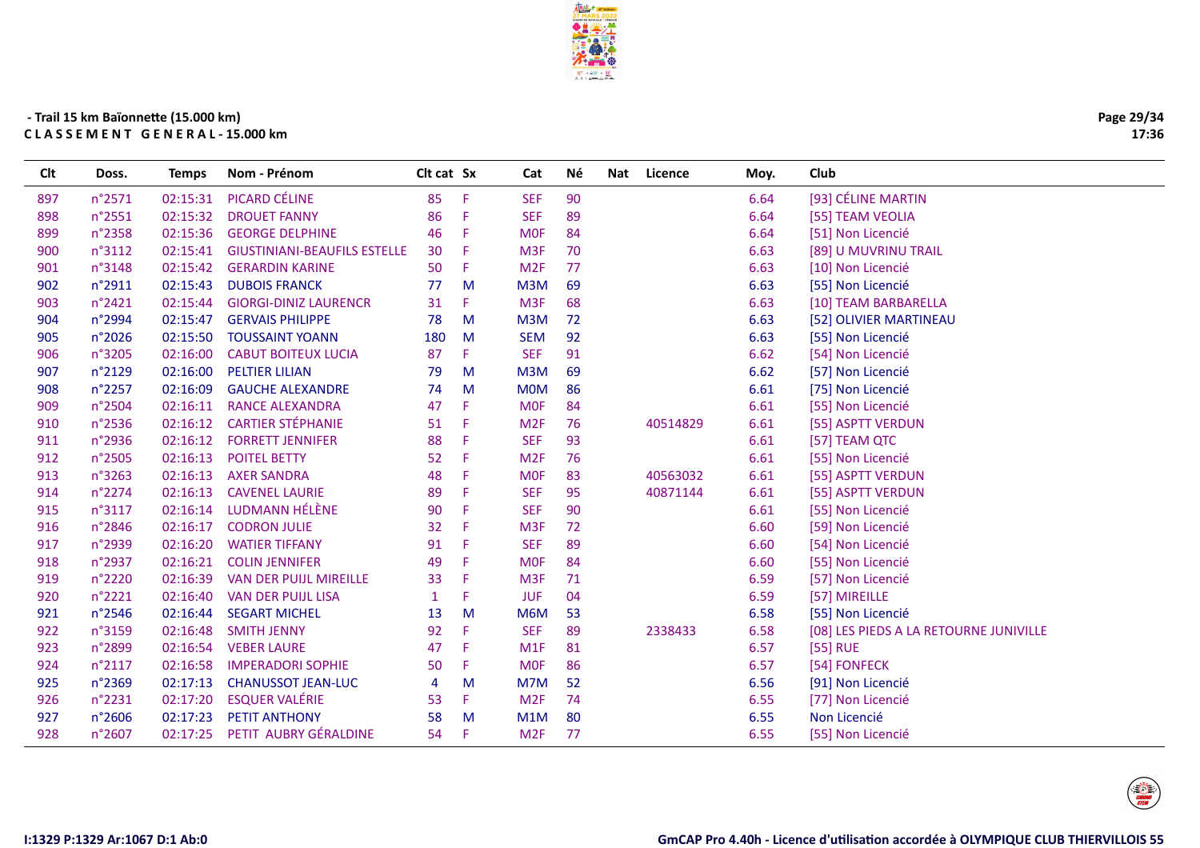- Trail 15 km Baïonnette (15.000 km)

**C L A S S E M E N T   G E N E R A L - 15.000 km**

| Clt | Doss. | Temps | Nom - Prénom | Clt cat | Sx | Cat | Né | Nat | Licence | Moy. | Club |
|---|---|---|---|---|---|---|---|---|---|---|---|
| 897 | n°2571 | 02:15:31 | PICARD CÉLINE | 85 | F | SEF | 90 | | | 6.64 | [93] CÉLINE MARTIN |
| 898 | n°2551 | 02:15:32 | DROUET FANNY | 86 | F | SEF | 89 | | | 6.64 | [55] TEAM VEOLIA |
| 899 | n°2358 | 02:15:36 | GEORGE DELPHINE | 46 | F | M0F | 84 | | | 6.64 | [51] Non Licencié |
| 900 | n°3112 | 02:15:41 | GIUSTINIANI-BEAUFILS ESTELLE | 30 | F | M3F | 70 | | | 6.63 | [89] U MUVRINU TRAIL |
| 901 | n°3148 | 02:15:42 | GERARDIN KARINE | 50 | F | M2F | 77 | | | 6.63 | [10] Non Licencié |
| 902 | n°2911 | 02:15:43 | DUBOIS FRANCK | 77 | M | M3M | 69 | | | 6.63 | [55] Non Licencié |
| 903 | n°2421 | 02:15:44 | GIORGI-DINIZ LAURENCR | 31 | F | M3F | 68 | | | 6.63 | [10] TEAM BARBARELLA |
| 904 | n°2994 | 02:15:47 | GERVAIS PHILIPPE | 78 | M | M3M | 72 | | | 6.63 | [52] OLIVIER MARTINEAU |
| 905 | n°2026 | 02:15:50 | TOUSSAINT YOANN | 180 | M | SEM | 92 | | | 6.63 | [55] Non Licencié |
| 906 | n°3205 | 02:16:00 | CABUT BOITEUX LUCIA | 87 | F | SEF | 91 | | | 6.62 | [54] Non Licencié |
| 907 | n°2129 | 02:16:00 | PELTIER LILIAN | 79 | M | M3M | 69 | | | 6.62 | [57] Non Licencié |
| 908 | n°2257 | 02:16:09 | GAUCHE ALEXANDRE | 74 | M | M0M | 86 | | | 6.61 | [75] Non Licencié |
| 909 | n°2504 | 02:16:11 | RANCE ALEXANDRA | 47 | F | M0F | 84 | | | 6.61 | [55] Non Licencié |
| 910 | n°2536 | 02:16:12 | CARTIER STÉPHANIE | 51 | F | M2F | 76 | | 40514829 | 6.61 | [55] ASPTT VERDUN |
| 911 | n°2936 | 02:16:12 | FORRETT JENNIFER | 88 | F | SEF | 93 | | | 6.61 | [57] TEAM QTC |
| 912 | n°2505 | 02:16:13 | POITEL BETTY | 52 | F | M2F | 76 | | | 6.61 | [55] Non Licencié |
| 913 | n°3263 | 02:16:13 | AXER SANDRA | 48 | F | M0F | 83 | | 40563032 | 6.61 | [55] ASPTT VERDUN |
| 914 | n°2274 | 02:16:13 | CAVENEL LAURIE | 89 | F | SEF | 95 | | 40871144 | 6.61 | [55] ASPTT VERDUN |
| 915 | n°3117 | 02:16:14 | LUDMANN HÉLÈNE | 90 | F | SEF | 90 | | | 6.61 | [55] Non Licencié |
| 916 | n°2846 | 02:16:17 | CODRON JULIE | 32 | F | M3F | 72 | | | 6.60 | [59] Non Licencié |
| 917 | n°2939 | 02:16:20 | WATIER TIFFANY | 91 | F | SEF | 89 | | | 6.60 | [54] Non Licencié |
| 918 | n°2937 | 02:16:21 | COLIN JENNIFER | 49 | F | M0F | 84 | | | 6.60 | [55] Non Licencié |
| 919 | n°2220 | 02:16:39 | VAN DER PUIJL MIREILLE | 33 | F | M3F | 71 | | | 6.59 | [57] Non Licencié |
| 920 | n°2221 | 02:16:40 | VAN DER PUIJL LISA | 1 | F | JUF | 04 | | | 6.59 | [57] MIREILLE |
| 921 | n°2546 | 02:16:44 | SEGART MICHEL | 13 | M | M6M | 53 | | | 6.58 | [55] Non Licencié |
| 922 | n°3159 | 02:16:48 | SMITH JENNY | 92 | F | SEF | 89 | | 2338433 | 6.58 | [08] LES PIEDS A LA RETOURNE JUNIVILLE |
| 923 | n°2899 | 02:16:54 | VEBER LAURE | 47 | F | M1F | 81 | | | 6.57 | [55] RUE |
| 924 | n°2117 | 02:16:58 | IMPERADORI SOPHIE | 50 | F | M0F | 86 | | | 6.57 | [54] FONFECK |
| 925 | n°2369 | 02:17:13 | CHANUSSOT JEAN-LUC | 4 | M | M7M | 52 | | | 6.56 | [91] Non Licencié |
| 926 | n°2231 | 02:17:20 | ESQUER VALÉRIE | 53 | F | M2F | 74 | | | 6.55 | [77] Non Licencié |
| 927 | n°2606 | 02:17:23 | PETIT ANTHONY | 58 | M | M1M | 80 | | | 6.55 | Non Licencié |
| 928 | n°2607 | 02:17:25 | PETIT AUBRY GÉRALDINE | 54 | F | M2F | 77 | | | 6.55 | [55] Non Licencié |

I:1329 P:1329 Ar:1067 D:1 Ab:0

GmCAP Pro 4.40h - Licence d'utilisation accordée à OLYMPIQUE CLUB THIERVILLOIS 55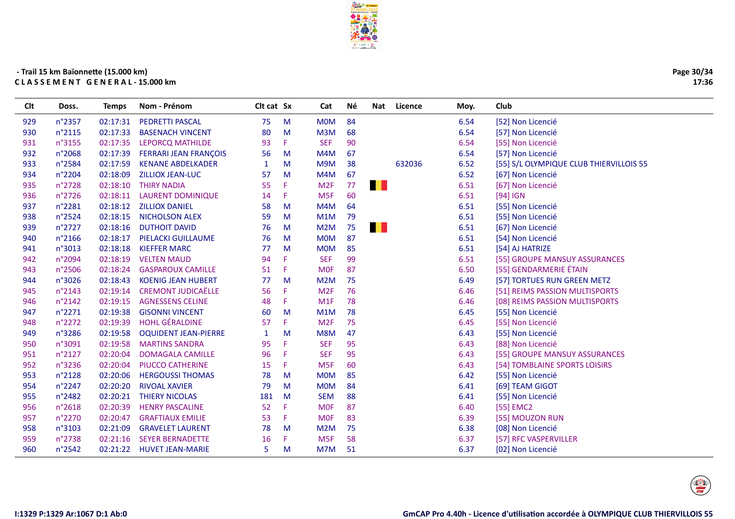- Trail 15 km Baïonnette (15.000 km)
C L A S S E M E N T   G E N E R A L - 15.000 km

| Clt | Doss. | Temps | Nom - Prénom | Clt cat | Sx | Cat | Né | Nat | Licence | Moy. | Club |
|---|---|---|---|---|---|---|---|---|---|---|---|
| 929 | n°2357 | 02:17:31 | PEDRETTI PASCAL | 75 | M | M0M | 84 | | | 6.54 | [52] Non Licencié |
| 930 | n°2115 | 02:17:33 | BASENACH VINCENT | 80 | M | M3M | 68 | | | 6.54 | [57] Non Licencié |
| 931 | n°3155 | 02:17:35 | LEPORCQ MATHILDE | 93 | F | SEF | 90 | | | 6.54 | [55] Non Licencié |
| 932 | n°2068 | 02:17:39 | FERRARI JEAN FRANÇOIS | 56 | M | M4M | 67 | | | 6.54 | [57] Non Licencié |
| 933 | n°2584 | 02:17:59 | KENANE ABDELKADER | 1 | M | M9M | 38 | | 632036 | 6.52 | [55] S/L OLYMPIQUE CLUB THIERVILLOIS 55 |
| 934 | n°2204 | 02:18:09 | ZILLIOX JEAN-LUC | 57 | M | M4M | 67 | | | 6.52 | [67] Non Licencié |
| 935 | n°2728 | 02:18:10 | THIRY NADIA | 55 | F | M2F | 77 | BEL | | 6.51 | [67] Non Licencié |
| 936 | n°2726 | 02:18:11 | LAURENT DOMINIQUE | 14 | F | M5F | 60 | | | 6.51 | [94] IGN |
| 937 | n°2281 | 02:18:12 | ZILLIOX DANIEL | 58 | M | M4M | 64 | | | 6.51 | [55] Non Licencié |
| 938 | n°2524 | 02:18:15 | NICHOLSON ALEX | 59 | M | M1M | 79 | | | 6.51 | [55] Non Licencié |
| 939 | n°2727 | 02:18:16 | DUTHOIT DAVID | 76 | M | M2M | 75 | BEL | | 6.51 | [67] Non Licencié |
| 940 | n°2166 | 02:18:17 | PIELACKI GUILLAUME | 76 | M | M0M | 87 | | | 6.51 | [54] Non Licencié |
| 941 | n°3013 | 02:18:18 | KIEFFER MARC | 77 | M | M0M | 85 | | | 6.51 | [54] AJ HATRIZE |
| 942 | n°2094 | 02:18:19 | VELTEN MAUD | 94 | F | SEF | 99 | | | 6.51 | [55] GROUPE MANSUY ASSURANCES |
| 943 | n°2506 | 02:18:24 | GASPAROUX CAMILLE | 51 | F | M0F | 87 | | | 6.50 | [55] GENDARMERIE ÉTAIN |
| 944 | n°3026 | 02:18:43 | KOENIG JEAN HUBERT | 77 | M | M2M | 75 | | | 6.49 | [57] TORTUES RUN GREEN METZ |
| 945 | n°2143 | 02:19:14 | CREMONT JUDICAËLLE | 56 | F | M2F | 76 | | | 6.46 | [51] REIMS PASSION MULTISPORTS |
| 946 | n°2142 | 02:19:15 | AGNESSENS CELINE | 48 | F | M1F | 78 | | | 6.46 | [08] REIMS PASSION MULTISPORTS |
| 947 | n°2271 | 02:19:38 | GISONNI VINCENT | 60 | M | M1M | 78 | | | 6.45 | [55] Non Licencié |
| 948 | n°2272 | 02:19:39 | HOHL GÉRALDINE | 57 | F | M2F | 75 | | | 6.45 | [55] Non Licencié |
| 949 | n°3286 | 02:19:58 | OQUIDENT JEAN-PIERRE | 1 | M | M8M | 47 | | | 6.43 | [55] Non Licencié |
| 950 | n°3091 | 02:19:58 | MARTINS SANDRA | 95 | F | SEF | 95 | | | 6.43 | [88] Non Licencié |
| 951 | n°2127 | 02:20:04 | DOMAGALA CAMILLE | 96 | F | SEF | 95 | | | 6.43 | [55] GROUPE MANSUY ASSURANCES |
| 952 | n°3236 | 02:20:04 | PIUCCO CATHERINE | 15 | F | M5F | 60 | | | 6.43 | [54] TOMBLAINE SPORTS LOISIRS |
| 953 | n°2128 | 02:20:06 | HERGOUSSI THOMAS | 78 | M | M0M | 85 | | | 6.42 | [55] Non Licencié |
| 954 | n°2247 | 02:20:20 | RIVOAL XAVIER | 79 | M | M0M | 84 | | | 6.41 | [69] TEAM GIGOT |
| 955 | n°2482 | 02:20:21 | THIERY NICOLAS | 181 | M | SEM | 88 | | | 6.41 | [55] Non Licencié |
| 956 | n°2618 | 02:20:39 | HENRY PASCALINE | 52 | F | M0F | 87 | | | 6.40 | [55] EMC2 |
| 957 | n°2270 | 02:20:47 | GRAFTIAUX EMILIE | 53 | F | M0F | 83 | | | 6.39 | [55] MOUZON RUN |
| 958 | n°3103 | 02:21:09 | GRAVELET LAURENT | 78 | M | M2M | 75 | | | 6.38 | [08] Non Licencié |
| 959 | n°2738 | 02:21:16 | SEYER BERNADETTE | 16 | F | M5F | 58 | | | 6.37 | [57] RFC VASPERVILLER |
| 960 | n°2542 | 02:21:22 | HUVET JEAN-MARIE | 5 | M | M7M | 51 | | | 6.37 | [02] Non Licencié |

I:1329 P:1329 Ar:1067 D:1 Ab:0

GmCAP Pro 4.40h - Licence d'utilisation accordée à OLYMPIQUE CLUB THIERVILLOIS 55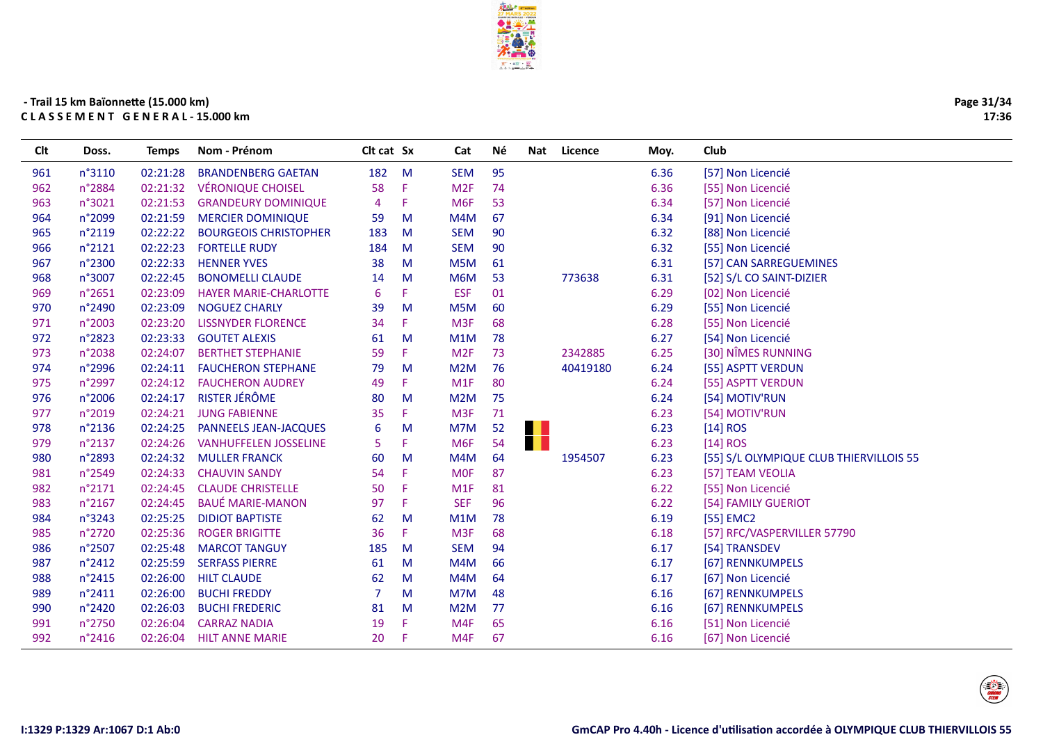**- Trail 15 km Baïonnette (15.000 km)**
**C L A S S E M E N T G E N E R A L - 15.000 km**

| Clt | Doss. | Temps | Nom - Prénom | Clt cat | Sx | Cat | Né | Nat | Licence | Moy. | Club |
|---|---|---|---|---|---|---|---|---|---|---|---|
| 961 | n°3110 | 02:21:28 | BRANDENBERG GAETAN | 182 | M | SEM | 95 | | | 6.36 | [57] Non Licencié |
| 962 | n°2884 | 02:21:32 | VÉRONIQUE CHOISEL | 58 | F | M2F | 74 | | | 6.36 | [55] Non Licencié |
| 963 | n°3021 | 02:21:53 | GRANDEURY DOMINIQUE | 4 | F | M6F | 53 | | | 6.34 | [57] Non Licencié |
| 964 | n°2099 | 02:21:59 | MERCIER DOMINIQUE | 59 | M | M4M | 67 | | | 6.34 | [91] Non Licencié |
| 965 | n°2119 | 02:22:22 | BOURGEOIS CHRISTOPHER | 183 | M | SEM | 90 | | | 6.32 | [88] Non Licencié |
| 966 | n°2121 | 02:22:23 | FORTELLE RUDY | 184 | M | SEM | 90 | | | 6.32 | [55] Non Licencié |
| 967 | n°2300 | 02:22:33 | HENNER YVES | 38 | M | M5M | 61 | | | 6.31 | [57] CAN SARREGUEMINES |
| 968 | n°3007 | 02:22:45 | BONOMELLI CLAUDE | 14 | M | M6M | 53 | | 773638 | 6.31 | [52] S/L CO SAINT-DIZIER |
| 969 | n°2651 | 02:23:09 | HAYER MARIE-CHARLOTTE | 6 | F | ESF | 01 | | | 6.29 | [02] Non Licencié |
| 970 | n°2490 | 02:23:09 | NOGUEZ CHARLY | 39 | M | M5M | 60 | | | 6.29 | [55] Non Licencié |
| 971 | n°2003 | 02:23:20 | LISSNYDER FLORENCE | 34 | F | M3F | 68 | | | 6.28 | [55] Non Licencié |
| 972 | n°2823 | 02:23:33 | GOUTET ALEXIS | 61 | M | M1M | 78 | | | 6.27 | [54] Non Licencié |
| 973 | n°2038 | 02:24:07 | BERTHET STEPHANIE | 59 | F | M2F | 73 | | 2342885 | 6.25 | [30] NÎMES RUNNING |
| 974 | n°2996 | 02:24:11 | FAUCHERON STEPHANE | 79 | M | M2M | 76 | | 40419180 | 6.24 | [55] ASPTT VERDUN |
| 975 | n°2997 | 02:24:12 | FAUCHERON AUDREY | 49 | F | M1F | 80 | | | 6.24 | [55] ASPTT VERDUN |
| 976 | n°2006 | 02:24:17 | RISTER JÉRÔME | 80 | M | M2M | 75 | | | 6.24 | [54] MOTIV'RUN |
| 977 | n°2019 | 02:24:21 | JUNG FABIENNE | 35 | F | M3F | 71 | | | 6.23 | [54] MOTIV'RUN |
| 978 | n°2136 | 02:24:25 | PANNEELS JEAN-JACQUES | 6 | M | M7M | 52 | BEL | | 6.23 | [14] ROS |
| 979 | n°2137 | 02:24:26 | VANHUFFELEN JOSSELINE | 5 | F | M6F | 54 | BEL | | 6.23 | [14] ROS |
| 980 | n°2893 | 02:24:32 | MULLER FRANCK | 60 | M | M4M | 64 | | 1954507 | 6.23 | [55] S/L OLYMPIQUE CLUB THIERVILLOIS 55 |
| 981 | n°2549 | 02:24:33 | CHAUVIN SANDY | 54 | F | M0F | 87 | | | 6.23 | [57] TEAM VEOLIA |
| 982 | n°2171 | 02:24:45 | CLAUDE CHRISTELLE | 50 | F | M1F | 81 | | | 6.22 | [55] Non Licencié |
| 983 | n°2167 | 02:24:45 | BAUÉ MARIE-MANON | 97 | F | SEF | 96 | | | 6.22 | [54] FAMILY GUERIOT |
| 984 | n°3243 | 02:25:25 | DIDIOT BAPTISTE | 62 | M | M1M | 78 | | | 6.19 | [55] EMC2 |
| 985 | n°2720 | 02:25:36 | ROGER BRIGITTE | 36 | F | M3F | 68 | | | 6.18 | [57] RFC/VASPERVILLER 57790 |
| 986 | n°2507 | 02:25:48 | MARCOT TANGUY | 185 | M | SEM | 94 | | | 6.17 | [54] TRANSDEV |
| 987 | n°2412 | 02:25:59 | SERFASS PIERRE | 61 | M | M4M | 66 | | | 6.17 | [67] RENNKUMPELS |
| 988 | n°2415 | 02:26:00 | HILT CLAUDE | 62 | M | M4M | 64 | | | 6.17 | [67] Non Licencié |
| 989 | n°2411 | 02:26:00 | BUCHI FREDDY | 7 | M | M7M | 48 | | | 6.16 | [67] RENNKUMPELS |
| 990 | n°2420 | 02:26:03 | BUCHI FREDERIC | 81 | M | M2M | 77 | | | 6.16 | [67] RENNKUMPELS |
| 991 | n°2750 | 02:26:04 | CARRAZ NADIA | 19 | F | M4F | 65 | | | 6.16 | [51] Non Licencié |
| 992 | n°2416 | 02:26:04 | HILT ANNE MARIE | 20 | F | M4F | 67 | | | 6.16 | [67] Non Licencié |

I:1329 P:1329 Ar:1067 D:1 Ab:0

GmCAP Pro 4.40h - Licence d'utilisation accordée à OLYMPIQUE CLUB THIERVILLOIS 55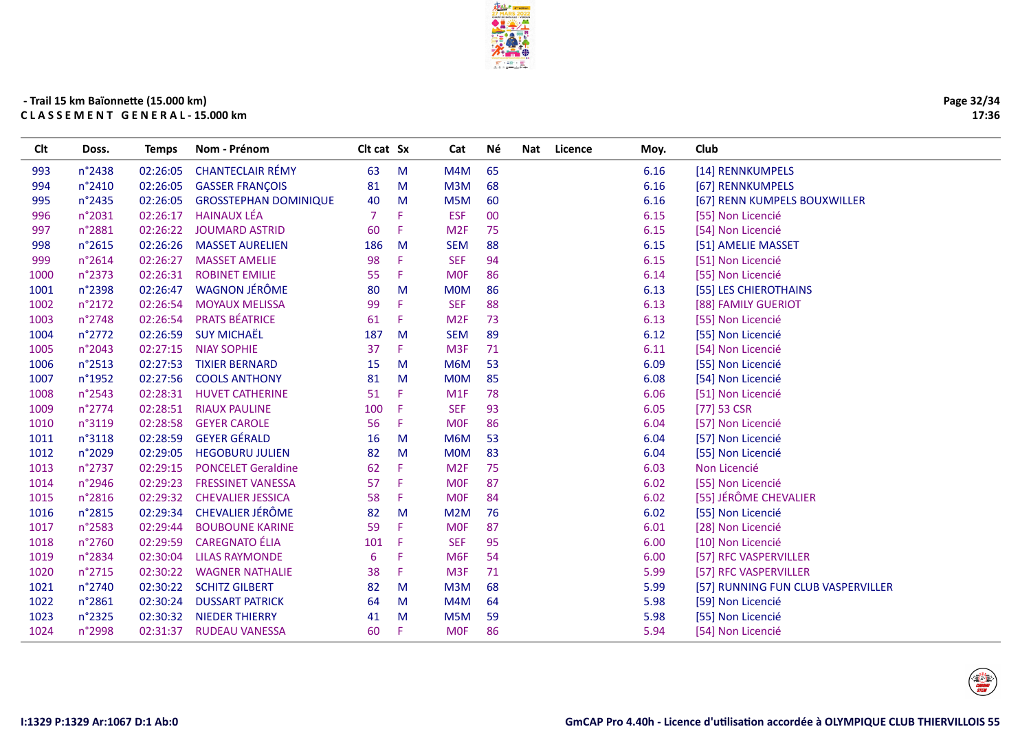- Trail 15 km Baïonnette (15.000 km)

**C L A S S E M E N T   G E N E R A L - 15.000 km**

| Clt | Doss. | Temps | Nom - Prénom | Clt cat | Sx | Cat | Né | Nat | Licence | Moy. | Club |
|---|---|---|---|---|---|---|---|---|---|---|---|
| 993 | n°2438 | 02:26:05 | CHANTECLAIR RÉMY | 63 | M | M4M | 65 | | | 6.16 | [14] RENNKUMPELS |
| 994 | n°2410 | 02:26:05 | GASSER FRANÇOIS | 81 | M | M3M | 68 | | | 6.16 | [67] RENNKUMPELS |
| 995 | n°2435 | 02:26:05 | GROSSTEPHAN DOMINIQUE | 40 | M | M5M | 60 | | | 6.16 | [67] RENN KUMPELS BOUXWILLER |
| 996 | n°2031 | 02:26:17 | HAINAUX LÉA | 7 | F | ESF | 00 | | | 6.15 | [55] Non Licencié |
| 997 | n°2881 | 02:26:22 | JOUMARD ASTRID | 60 | F | M2F | 75 | | | 6.15 | [54] Non Licencié |
| 998 | n°2615 | 02:26:26 | MASSET AURELIEN | 186 | M | SEM | 88 | | | 6.15 | [51] AMELIE MASSET |
| 999 | n°2614 | 02:26:27 | MASSET AMELIE | 98 | F | SEF | 94 | | | 6.15 | [51] Non Licencié |
| 1000 | n°2373 | 02:26:31 | ROBINET EMILIE | 55 | F | M0F | 86 | | | 6.14 | [55] Non Licencié |
| 1001 | n°2398 | 02:26:47 | WAGNON JÉRÔME | 80 | M | M0M | 86 | | | 6.13 | [55] LES CHIEROTHAINS |
| 1002 | n°2172 | 02:26:54 | MOYAUX MELISSA | 99 | F | SEF | 88 | | | 6.13 | [88] FAMILY GUERIOT |
| 1003 | n°2748 | 02:26:54 | PRATS BÉATRICE | 61 | F | M2F | 73 | | | 6.13 | [55] Non Licencié |
| 1004 | n°2772 | 02:26:59 | SUY MICHAËL | 187 | M | SEM | 89 | | | 6.12 | [55] Non Licencié |
| 1005 | n°2043 | 02:27:15 | NIAY SOPHIE | 37 | F | M3F | 71 | | | 6.11 | [54] Non Licencié |
| 1006 | n°2513 | 02:27:53 | TIXIER BERNARD | 15 | M | M6M | 53 | | | 6.09 | [55] Non Licencié |
| 1007 | n°1952 | 02:27:56 | COOLS ANTHONY | 81 | M | M0M | 85 | | | 6.08 | [54] Non Licencié |
| 1008 | n°2543 | 02:28:31 | HUVET CATHERINE | 51 | F | M1F | 78 | | | 6.06 | [51] Non Licencié |
| 1009 | n°2774 | 02:28:51 | RIAUX PAULINE | 100 | F | SEF | 93 | | | 6.05 | [77] 53 CSR |
| 1010 | n°3119 | 02:28:58 | GEYER CAROLE | 56 | F | M0F | 86 | | | 6.04 | [57] Non Licencié |
| 1011 | n°3118 | 02:28:59 | GEYER GÉRALD | 16 | M | M6M | 53 | | | 6.04 | [57] Non Licencié |
| 1012 | n°2029 | 02:29:05 | HEGOBURU JULIEN | 82 | M | M0M | 83 | | | 6.04 | [55] Non Licencié |
| 1013 | n°2737 | 02:29:15 | PONCELET Geraldine | 62 | F | M2F | 75 | | | 6.03 | Non Licencié |
| 1014 | n°2946 | 02:29:23 | FRESSINET VANESSA | 57 | F | M0F | 87 | | | 6.02 | [55] Non Licencié |
| 1015 | n°2816 | 02:29:32 | CHEVALIER JESSICA | 58 | F | M0F | 84 | | | 6.02 | [55] JÉRÔME CHEVALIER |
| 1016 | n°2815 | 02:29:34 | CHEVALIER JÉRÔME | 82 | M | M2M | 76 | | | 6.02 | [55] Non Licencié |
| 1017 | n°2583 | 02:29:44 | BOUBOUNE KARINE | 59 | F | M0F | 87 | | | 6.01 | [28] Non Licencié |
| 1018 | n°2760 | 02:29:59 | CAREGNATO ÉLIA | 101 | F | SEF | 95 | | | 6.00 | [10] Non Licencié |
| 1019 | n°2834 | 02:30:04 | LILAS RAYMONDE | 6 | F | M6F | 54 | | | 6.00 | [57] RFC VASPERVILLER |
| 1020 | n°2715 | 02:30:22 | WAGNER NATHALIE | 38 | F | M3F | 71 | | | 5.99 | [57] RFC VASPERVILLER |
| 1021 | n°2740 | 02:30:22 | SCHITZ GILBERT | 82 | M | M3M | 68 | | | 5.99 | [57] RUNNING FUN CLUB VASPERVILLER |
| 1022 | n°2861 | 02:30:24 | DUSSART PATRICK | 64 | M | M4M | 64 | | | 5.98 | [59] Non Licencié |
| 1023 | n°2325 | 02:30:32 | NIEDER THIERRY | 41 | M | M5M | 59 | | | 5.98 | [55] Non Licencié |
| 1024 | n°2998 | 02:31:37 | RUDEAU VANESSA | 60 | F | M0F | 86 | | | 5.94 | [54] Non Licencié |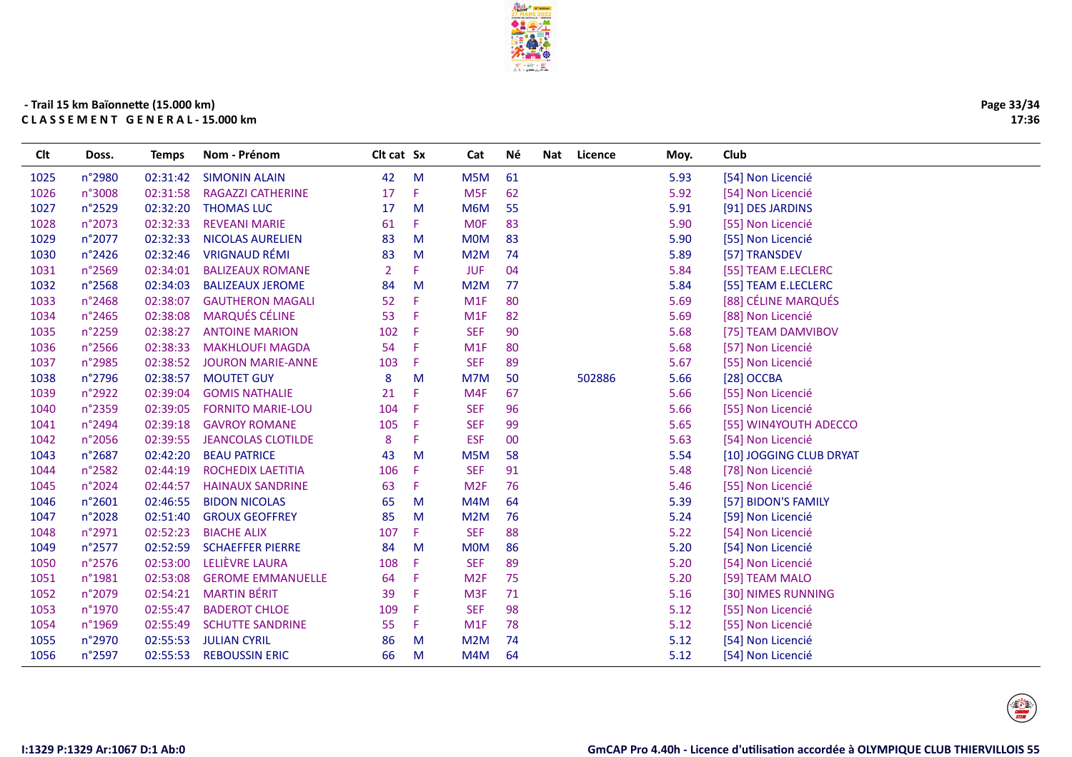- Trail 15 km Baïonnette (15.000 km)

**C L A S S E M E N T   G E N E R A L - 15.000 km**

| Clt | Doss. | Temps | Nom - Prénom | Clt cat | Sx | Cat | Né | Nat | Licence | Moy. | Club |
|---|---|---|---|---|---|---|---|---|---|---|---|
| 1025 | n°2980 | 02:31:42 | SIMONIN ALAIN | 42 | M | M5M | 61 | | | 5.93 | [54] Non Licencié |
| 1026 | n°3008 | 02:31:58 | RAGAZZI CATHERINE | 17 | F | M5F | 62 | | | 5.92 | [54] Non Licencié |
| 1027 | n°2529 | 02:32:20 | THOMAS LUC | 17 | M | M6M | 55 | | | 5.91 | [91] DES JARDINS |
| 1028 | n°2073 | 02:32:33 | REVEANI MARIE | 61 | F | M0F | 83 | | | 5.90 | [55] Non Licencié |
| 1029 | n°2077 | 02:32:33 | NICOLAS AURELIEN | 83 | M | M0M | 83 | | | 5.90 | [55] Non Licencié |
| 1030 | n°2426 | 02:32:46 | VRIGNAUD RÉMI | 83 | M | M2M | 74 | | | 5.89 | [57] TRANSDEV |
| 1031 | n°2569 | 02:34:01 | BALIZEAUX ROMANE | 2 | F | JUF | 04 | | | 5.84 | [55] TEAM E.LECLERC |
| 1032 | n°2568 | 02:34:03 | BALIZEAUX JEROME | 84 | M | M2M | 77 | | | 5.84 | [55] TEAM E.LECLERC |
| 1033 | n°2468 | 02:38:07 | GAUTHERON MAGALI | 52 | F | M1F | 80 | | | 5.69 | [88] CÉLINE MARQUÉS |
| 1034 | n°2465 | 02:38:08 | MARQUÉS CÉLINE | 53 | F | M1F | 82 | | | 5.69 | [88] Non Licencié |
| 1035 | n°2259 | 02:38:27 | ANTOINE MARION | 102 | F | SEF | 90 | | | 5.68 | [75] TEAM DAMVIBOV |
| 1036 | n°2566 | 02:38:33 | MAKHLOUFI MAGDA | 54 | F | M1F | 80 | | | 5.68 | [57] Non Licencié |
| 1037 | n°2985 | 02:38:52 | JOURON MARIE-ANNE | 103 | F | SEF | 89 | | | 5.67 | [55] Non Licencié |
| 1038 | n°2796 | 02:38:57 | MOUTET GUY | 8 | M | M7M | 50 | | 502886 | 5.66 | [28] OCCBA |
| 1039 | n°2922 | 02:39:04 | GOMIS NATHALIE | 21 | F | M4F | 67 | | | 5.66 | [55] Non Licencié |
| 1040 | n°2359 | 02:39:05 | FORNITO MARIE-LOU | 104 | F | SEF | 96 | | | 5.66 | [55] Non Licencié |
| 1041 | n°2494 | 02:39:18 | GAVROY ROMANE | 105 | F | SEF | 99 | | | 5.65 | [55] WIN4YOUTH ADECCO |
| 1042 | n°2056 | 02:39:55 | JEANCOLAS CLOTILDE | 8 | F | ESF | 00 | | | 5.63 | [54] Non Licencié |
| 1043 | n°2687 | 02:42:20 | BEAU PATRICE | 43 | M | M5M | 58 | | | 5.54 | [10] JOGGING CLUB DRYAT |
| 1044 | n°2582 | 02:44:19 | ROCHEDIX LAETITIA | 106 | F | SEF | 91 | | | 5.48 | [78] Non Licencié |
| 1045 | n°2024 | 02:44:57 | HAINAUX SANDRINE | 63 | F | M2F | 76 | | | 5.46 | [55] Non Licencié |
| 1046 | n°2601 | 02:46:55 | BIDON NICOLAS | 65 | M | M4M | 64 | | | 5.39 | [57] BIDON'S FAMILY |
| 1047 | n°2028 | 02:51:40 | GROUX GEOFFREY | 85 | M | M2M | 76 | | | 5.24 | [59] Non Licencié |
| 1048 | n°2971 | 02:52:23 | BIACHE ALIX | 107 | F | SEF | 88 | | | 5.22 | [54] Non Licencié |
| 1049 | n°2577 | 02:52:59 | SCHAEFFER PIERRE | 84 | M | M0M | 86 | | | 5.20 | [54] Non Licencié |
| 1050 | n°2576 | 02:53:00 | LELIÈVRE LAURA | 108 | F | SEF | 89 | | | 5.20 | [54] Non Licencié |
| 1051 | n°1981 | 02:53:08 | GEROME EMMANUELLE | 64 | F | M2F | 75 | | | 5.20 | [59] TEAM MALO |
| 1052 | n°2079 | 02:54:21 | MARTIN BÉRIT | 39 | F | M3F | 71 | | | 5.16 | [30] NIMES RUNNING |
| 1053 | n°1970 | 02:55:47 | BADEROT CHLOE | 109 | F | SEF | 98 | | | 5.12 | [55] Non Licencié |
| 1054 | n°1969 | 02:55:49 | SCHUTTE SANDRINE | 55 | F | M1F | 78 | | | 5.12 | [55] Non Licencié |
| 1055 | n°2970 | 02:55:53 | JULIAN CYRIL | 86 | M | M2M | 74 | | | 5.12 | [54] Non Licencié |
| 1056 | n°2597 | 02:55:53 | REBOUSSIN ERIC | 66 | M | M4M | 64 | | | 5.12 | [54] Non Licencié |

I:1329 P:1329 Ar:1067 D:1 Ab:0

GmCAP Pro 4.40h - Licence d'utilisation accordée à OLYMPIQUE CLUB THIERVILLOIS 55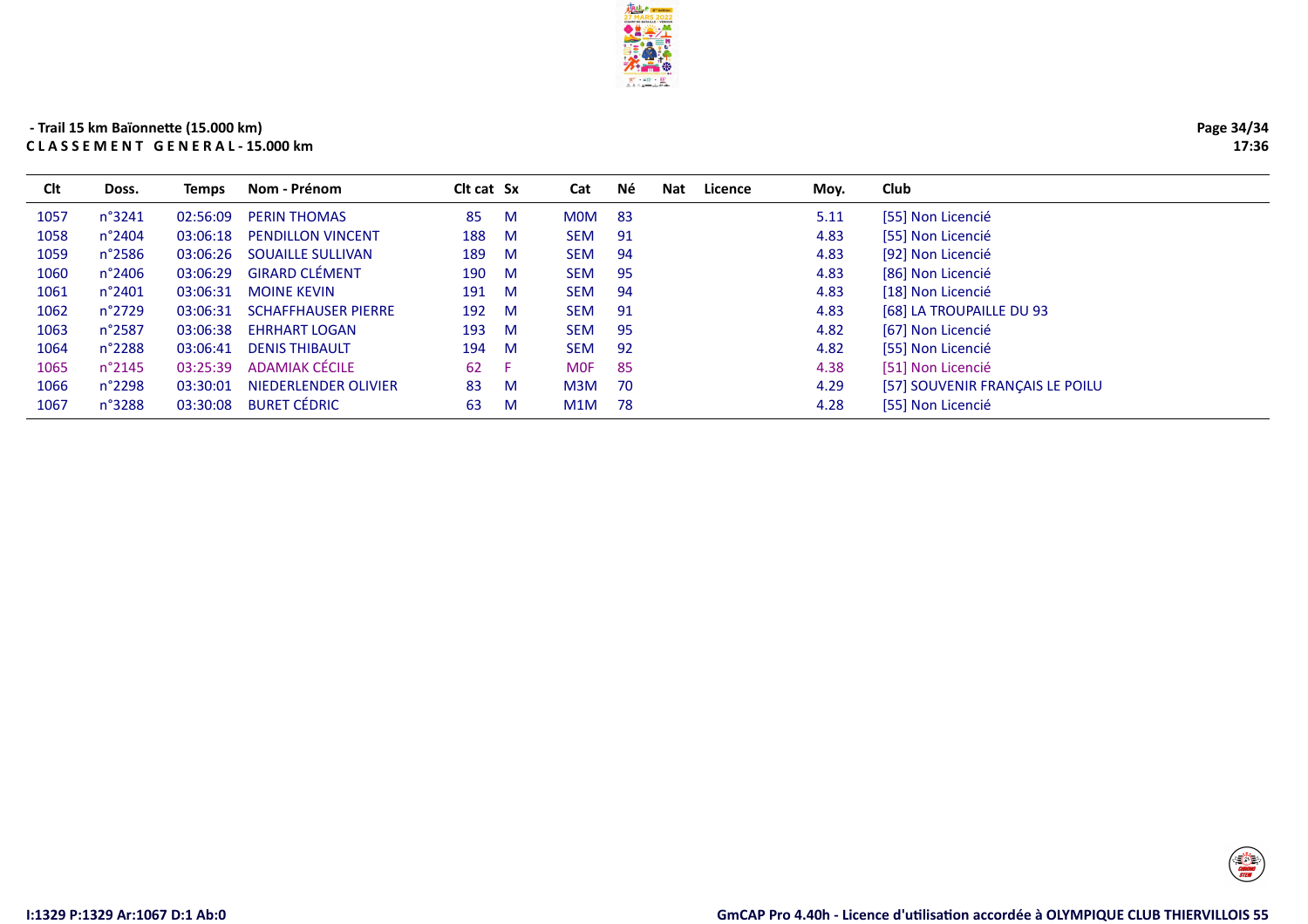- Trail 15 km Baïonnette (15.000 km)

**C L A S S E M E N T   G E N E R A L - 15.000 km**

| Clt | Doss. | Temps | Nom - Prénom | Clt cat | Sx | Cat | Né | Nat | Licence | Moy. | Club |
|---|---|---|---|---|---|---|---|---|---|---|---|
| 1057 | n°3241 | 02:56:09 | PERIN THOMAS | 85 | M | M0M | 83 | | | 5.11 | [55] Non Licencié |
| 1058 | n°2404 | 03:06:18 | PENDILLON VINCENT | 188 | M | SEM | 91 | | | 4.83 | [55] Non Licencié |
| 1059 | n°2586 | 03:06:26 | SOUAILLE SULLIVAN | 189 | M | SEM | 94 | | | 4.83 | [92] Non Licencié |
| 1060 | n°2406 | 03:06:29 | GIRARD CLÉMENT | 190 | M | SEM | 95 | | | 4.83 | [86] Non Licencié |
| 1061 | n°2401 | 03:06:31 | MOINE KEVIN | 191 | M | SEM | 94 | | | 4.83 | [18] Non Licencié |
| 1062 | n°2729 | 03:06:31 | SCHAFFHAUSER PIERRE | 192 | M | SEM | 91 | | | 4.83 | [68] LA TROUPAILLE DU 93 |
| 1063 | n°2587 | 03:06:38 | EHRHART LOGAN | 193 | M | SEM | 95 | | | 4.82 | [67] Non Licencié |
| 1064 | n°2288 | 03:06:41 | DENIS THIBAULT | 194 | M | SEM | 92 | | | 4.82 | [55] Non Licencié |
| 1065 | n°2145 | 03:25:39 | ADAMIAK CÉCILE | 62 | F | M0F | 85 | | | 4.38 | [51] Non Licencié |
| 1066 | n°2298 | 03:30:01 | NIEDERLENDER OLIVIER | 83 | M | M3M | 70 | | | 4.29 | [57] SOUVENIR FRANÇAIS LE POILU |
| 1067 | n°3288 | 03:30:08 | BURET CÉDRIC | 63 | M | M1M | 78 | | | 4.28 | [55] Non Licencié |

I:1329 P:1329 Ar:1067 D:1 Ab:0

GmCAP Pro 4.40h - Licence d'utilisation accordée à OLYMPIQUE CLUB THIERVILLOIS 55